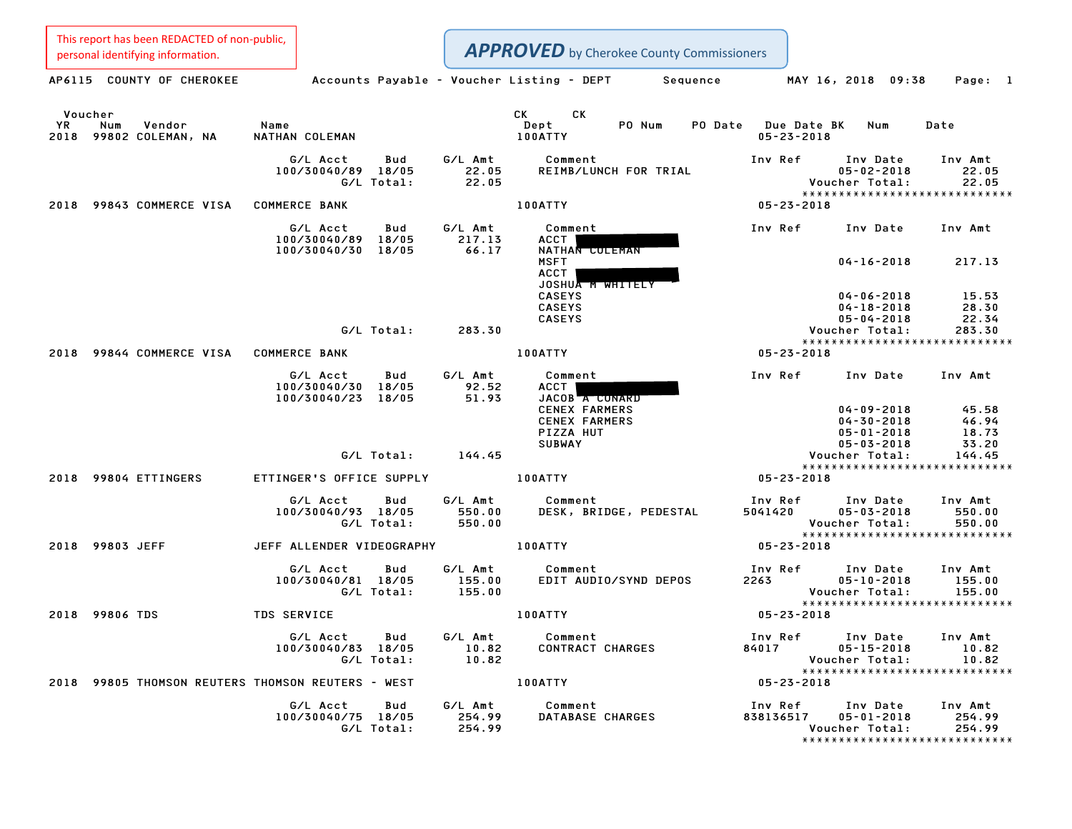This report has been REDACTED of non-public, personal identifying information.

**APPROVED** by Cherokee County Commissioners

AP6115 COUNTY OF CHEROKEE — Accounts Payable - Voucher Listing - DEPT Sequence — MAY 16, 2018 09:38

| Voucher YR | Num | Vendor | Name | CK Dept | PO Num | PO Date | Due Date | CK BK | Num | Date |
|---|---|---|---|---|---|---|---|---|---|---|
| 2018 | 99802 | COLEMAN, NA | NATHAN COLEMAN | 100ATTY | | | 05-23-2018 | | | |

| G/L Acct | Bud | G/L Amt | Comment | Inv Ref | Inv Date | Inv Amt |
|---|---|---|---|---|---|---|
| 100/30040/89 | 18/05 | 22.05 | REIMB/LUNCH FOR TRIAL | | 05-02-2018 | 22.05 |
| | G/L Total: | 22.05 | | | Voucher Total: | 22.05 |

*****************************

| Voucher YR | Num | Vendor | Name | CK Dept | Due Date |
|---|---|---|---|---|---|
| 2018 | 99843 | COMMERCE VISA | COMMERCE BANK | 100ATTY | 05-23-2018 |

| G/L Acct | Bud | G/L Amt | Comment | Inv Ref | Inv Date | Inv Amt |
|---|---|---|---|---|---|---|
| 100/30040/89 | 18/05 | 217.13 | ACCT [REDACTED] | | | |
| 100/30040/30 | 18/05 | 66.17 | NATHAN COLEMAN | | | |
| | | | MSFT | | 04-16-2018 | 217.13 |
| | | | ACCT [REDACTED] | | | |
| | | | JOSHUA M WHITELY | | | |
| | | | CASEYS | | 04-06-2018 | 15.53 |
| | | | CASEYS | | 04-18-2018 | 28.30 |
| | | | CASEYS | | 05-04-2018 | 22.34 |
| | G/L Total: | 283.30 | | | Voucher Total: | 283.30 |

*****************************

| Voucher YR | Num | Vendor | Name | CK Dept | Due Date |
|---|---|---|---|---|---|
| 2018 | 99844 | COMMERCE VISA | COMMERCE BANK | 100ATTY | 05-23-2018 |

| G/L Acct | Bud | G/L Amt | Comment | Inv Ref | Inv Date | Inv Amt |
|---|---|---|---|---|---|---|
| 100/30040/30 | 18/05 | 92.52 | ACCT [REDACTED] | | | |
| 100/30040/23 | 18/05 | 51.93 | JACOB A CONARD | | | |
| | | | CENEX FARMERS | | 04-09-2018 | 45.58 |
| | | | CENEX FARMERS | | 04-30-2018 | 46.94 |
| | | | PIZZA HUT | | 05-01-2018 | 18.73 |
| | | | SUBWAY | | 05-03-2018 | 33.20 |
| | G/L Total: | 144.45 | | | Voucher Total: | 144.45 |

*****************************

| Voucher YR | Num | Vendor | Name | CK Dept | Due Date |
|---|---|---|---|---|---|
| 2018 | 99804 | ETTINGERS | ETTINGER'S OFFICE SUPPLY | 100ATTY | 05-23-2018 |

| G/L Acct | Bud | G/L Amt | Comment | Inv Ref | Inv Date | Inv Amt |
|---|---|---|---|---|---|---|
| 100/30040/93 | 18/05 | 550.00 | DESK, BRIDGE, PEDESTAL | 5041420 | 05-03-2018 | 550.00 |
| | G/L Total: | 550.00 | | | Voucher Total: | 550.00 |

*****************************

| Voucher YR | Num | Vendor | Name | CK Dept | Due Date |
|---|---|---|---|---|---|
| 2018 | 99803 | JEFF | JEFF ALLENDER VIDEOGRAPHY | 100ATTY | 05-23-2018 |

| G/L Acct | Bud | G/L Amt | Comment | Inv Ref | Inv Date | Inv Amt |
|---|---|---|---|---|---|---|
| 100/30040/81 | 18/05 | 155.00 | EDIT AUDIO/SYND DEPOS | 2263 | 05-10-2018 | 155.00 |
| | G/L Total: | 155.00 | | | Voucher Total: | 155.00 |

*****************************

| Voucher YR | Num | Vendor | Name | CK Dept | Due Date |
|---|---|---|---|---|---|
| 2018 | 99806 | TDS | TDS SERVICE | 100ATTY | 05-23-2018 |

| G/L Acct | Bud | G/L Amt | Comment | Inv Ref | Inv Date | Inv Amt |
|---|---|---|---|---|---|---|
| 100/30040/83 | 18/05 | 10.82 | CONTRACT CHARGES | 84017 | 05-15-2018 | 10.82 |
| | G/L Total: | 10.82 | | | Voucher Total: | 10.82 |

*****************************

| Voucher YR | Num | Vendor | Name | CK Dept | Due Date |
|---|---|---|---|---|---|
| 2018 | 99805 | THOMSON REUTERS | THOMSON REUTERS - WEST | 100ATTY | 05-23-2018 |

| G/L Acct | Bud | G/L Amt | Comment | Inv Ref | Inv Date | Inv Amt |
|---|---|---|---|---|---|---|
| 100/30040/75 | 18/05 | 254.99 | DATABASE CHARGES | 838136517 | 05-01-2018 | 254.99 |
| | G/L Total: | 254.99 | | | Voucher Total: | 254.99 |

*****************************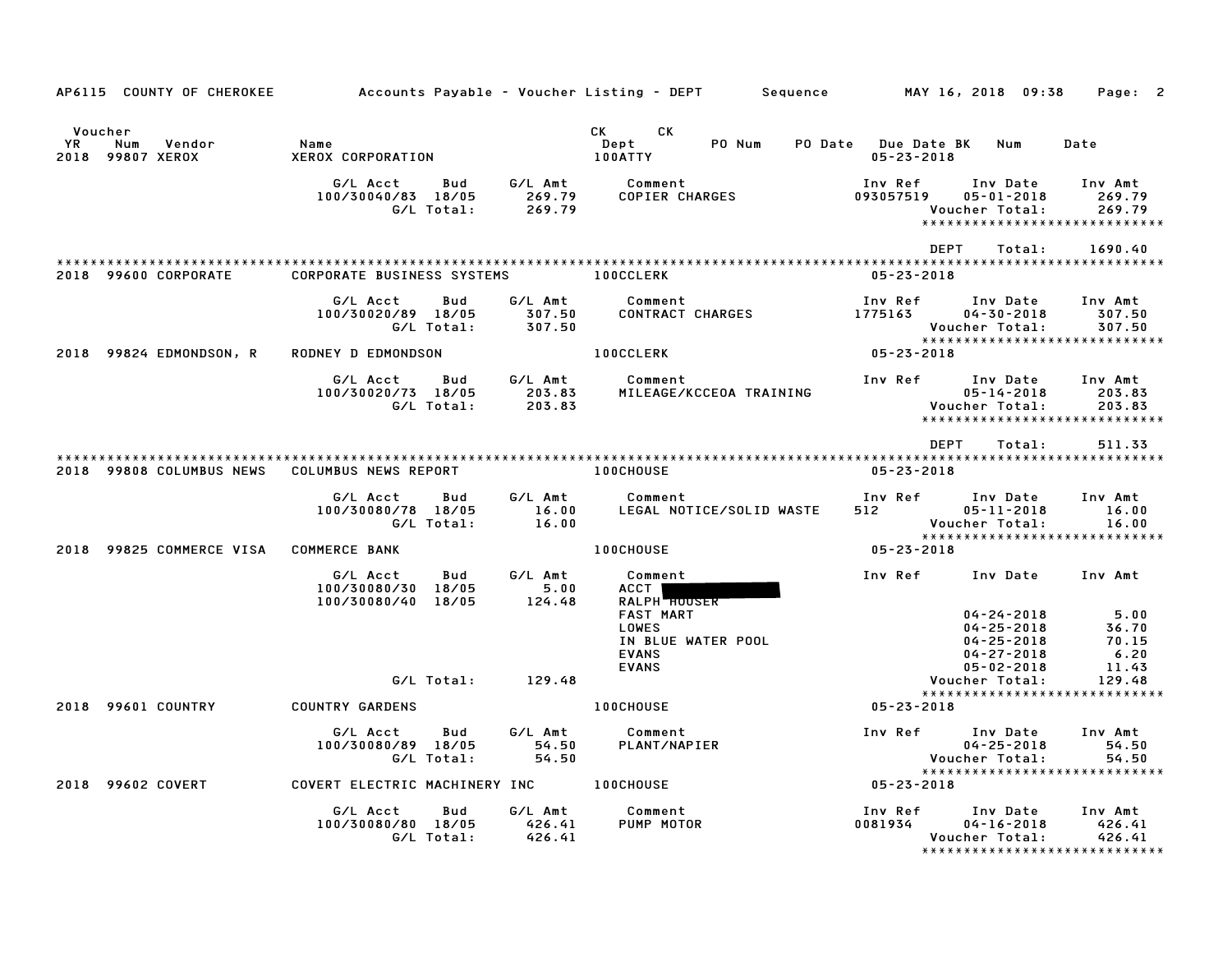AP6115 COUNTY OF CHEROKEE — Accounts Payable - Voucher Listing - DEPT — Sequence — MAY 16, 2018 09:38

| Voucher YR | Num | Vendor | Name | CK Dept | CK | PO Num | PO Date | Due Date | BK | Num | Date |
|---|---|---|---|---|---|---|---|---|---|---|---|
| 2018 | 99807 | XEROX | XEROX CORPORATION | 100ATTY | | | | 05-23-2018 | | | |

| G/L Acct | Bud | G/L Amt | Comment | Inv Ref | Inv Date | Inv Amt |
|---|---|---|---|---|---|---|
| 100/30040/83 | 18/05 | 269.79 | COPIER CHARGES | 093057519 | 05-01-2018 | 269.79 |
| | G/L Total: | 269.79 | | | Voucher Total: | 269.79 |

*****************************

DEPT Total: 1690.40

*****************************

**2018 99600 CORPORATE — CORPORATE BUSINESS SYSTEMS — 100CCLERK — 05-23-2018**

| G/L Acct | Bud | G/L Amt | Comment | Inv Ref | Inv Date | Inv Amt |
|---|---|---|---|---|---|---|
| 100/30020/89 | 18/05 | 307.50 | CONTRACT CHARGES | 1775163 | 04-30-2018 | 307.50 |
| | G/L Total: | 307.50 | | | Voucher Total: | 307.50 |

*****************************

**2018 99824 EDMONDSON, R — RODNEY D EDMONDSON — 100CCLERK — 05-23-2018**

| G/L Acct | Bud | G/L Amt | Comment | Inv Ref | Inv Date | Inv Amt |
|---|---|---|---|---|---|---|
| 100/30020/73 | 18/05 | 203.83 | MILEAGE/KCCEOA TRAINING | | 05-14-2018 | 203.83 |
| | G/L Total: | 203.83 | | | Voucher Total: | 203.83 |

*****************************

DEPT Total: 511.33

*****************************

**2018 99808 COLUMBUS NEWS — COLUMBUS NEWS REPORT — 100CHOUSE — 05-23-2018**

| G/L Acct | Bud | G/L Amt | Comment | Inv Ref | Inv Date | Inv Amt |
|---|---|---|---|---|---|---|
| 100/30080/78 | 18/05 | 16.00 | LEGAL NOTICE/SOLID WASTE | 512 | 05-11-2018 | 16.00 |
| | G/L Total: | 16.00 | | | Voucher Total: | 16.00 |

*****************************

**2018 99825 COMMERCE VISA — COMMERCE BANK — 100CHOUSE — 05-23-2018**

| G/L Acct | Bud | G/L Amt | Comment | Inv Ref | Inv Date | Inv Amt |
|---|---|---|---|---|---|---|
| 100/30080/30 | 18/05 | 5.00 | ACCT [REDACTED] | | | |
| 100/30080/40 | 18/05 | 124.48 | RALPH HOUSER | | | |
| | | | FAST MART | | 04-24-2018 | 5.00 |
| | | | LOWES | | 04-25-2018 | 36.70 |
| | | | IN BLUE WATER POOL | | 04-25-2018 | 70.15 |
| | | | EVANS | | 04-27-2018 | 6.20 |
| | | | EVANS | | 05-02-2018 | 11.43 |
| | G/L Total: | 129.48 | | | Voucher Total: | 129.48 |

*****************************

**2018 99601 COUNTRY — COUNTRY GARDENS — 100CHOUSE — 05-23-2018**

| G/L Acct | Bud | G/L Amt | Comment | Inv Ref | Inv Date | Inv Amt |
|---|---|---|---|---|---|---|
| 100/30080/89 | 18/05 | 54.50 | PLANT/NAPIER | | 04-25-2018 | 54.50 |
| | G/L Total: | 54.50 | | | Voucher Total: | 54.50 |

*****************************

**2018 99602 COVERT — COVERT ELECTRIC MACHINERY INC — 100CHOUSE — 05-23-2018**

| G/L Acct | Bud | G/L Amt | Comment | Inv Ref | Inv Date | Inv Amt |
|---|---|---|---|---|---|---|
| 100/30080/80 | 18/05 | 426.41 | PUMP MOTOR | 0081934 | 04-16-2018 | 426.41 |
| | G/L Total: | 426.41 | | | Voucher Total: | 426.41 |

*****************************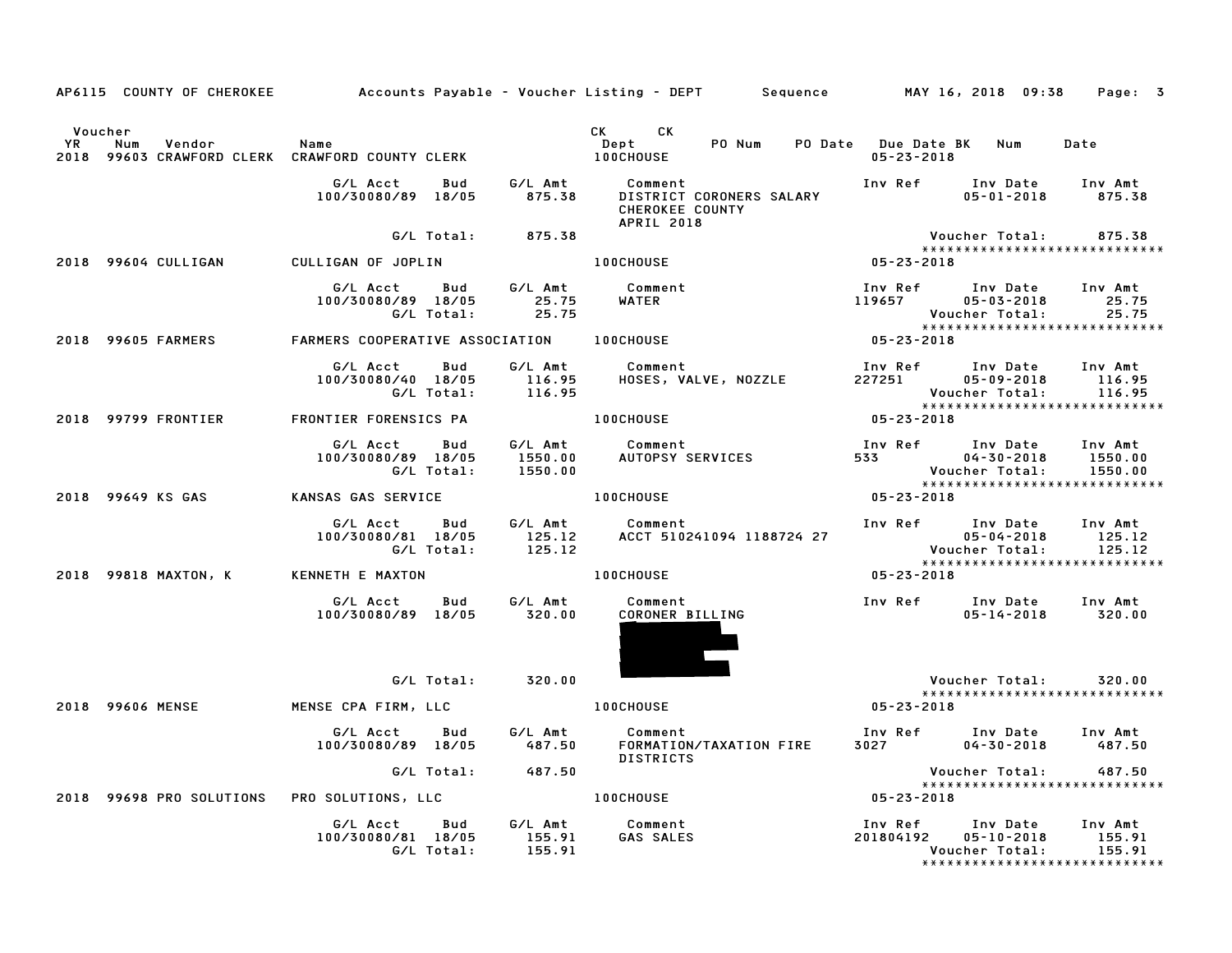AP6115 COUNTY OF CHEROKEE Accounts Payable - Voucher Listing - DEPT Sequence MAY 16, 2018 09:38

| Voucher YR | Num | Vendor | Name | CK Dept | CK PO Num | PO Date | Due Date BK | Num | Date |
|---|---|---|---|---|---|---|---|---|---|
| 2018 | 99603 | CRAWFORD CLERK | CRAWFORD COUNTY CLERK | 100CHOUSE | | | 05-23-2018 | | |

| G/L Acct | Bud | G/L Amt | Comment | Inv Ref | Inv Date | Inv Amt |
|---|---|---|---|---|---|---|
| 100/30080/89 | 18/05 | 875.38 | DISTRICT CORONERS SALARY CHEROKEE COUNTY APRIL 2018 | | 05-01-2018 | 875.38 |
| | G/L Total: | 875.38 | | | Voucher Total: | 875.38 |

*****************************

2018 99604 CULLIGAN — CULLIGAN OF JOPLIN — 100CHOUSE — 05-23-2018

| G/L Acct | Bud | G/L Amt | Comment | Inv Ref | Inv Date | Inv Amt |
|---|---|---|---|---|---|---|
| 100/30080/89 | 18/05 | 25.75 | WATER | 119657 | 05-03-2018 | 25.75 |
| | G/L Total: | 25.75 | | | Voucher Total: | 25.75 |

*****************************

2018 99605 FARMERS — FARMERS COOPERATIVE ASSOCIATION — 100CHOUSE — 05-23-2018

| G/L Acct | Bud | G/L Amt | Comment | Inv Ref | Inv Date | Inv Amt |
|---|---|---|---|---|---|---|
| 100/30080/40 | 18/05 | 116.95 | HOSES, VALVE, NOZZLE | 227251 | 05-09-2018 | 116.95 |
| | G/L Total: | 116.95 | | | Voucher Total: | 116.95 |

*****************************

2018 99799 FRONTIER — FRONTIER FORENSICS PA — 100CHOUSE — 05-23-2018

| G/L Acct | Bud | G/L Amt | Comment | Inv Ref | Inv Date | Inv Amt |
|---|---|---|---|---|---|---|
| 100/30080/89 | 18/05 | 1550.00 | AUTOPSY SERVICES | 533 | 04-30-2018 | 1550.00 |
| | G/L Total: | 1550.00 | | | Voucher Total: | 1550.00 |

*****************************

2018 99649 KS GAS — KANSAS GAS SERVICE — 100CHOUSE — 05-23-2018

| G/L Acct | Bud | G/L Amt | Comment | Inv Ref | Inv Date | Inv Amt |
|---|---|---|---|---|---|---|
| 100/30080/81 | 18/05 | 125.12 | ACCT 510241094 1188724 27 | | 05-04-2018 | 125.12 |
| | G/L Total: | 125.12 | | | Voucher Total: | 125.12 |

*****************************

2018 99818 MAXTON, K — KENNETH E MAXTON — 100CHOUSE — 05-23-2018

| G/L Acct | Bud | G/L Amt | Comment | Inv Ref | Inv Date | Inv Amt |
|---|---|---|---|---|---|---|
| 100/30080/89 | 18/05 | 320.00 | CORONER BILLING | | 05-14-2018 | 320.00 |
| | G/L Total: | 320.00 | | | Voucher Total: | 320.00 |

*****************************

2018 99606 MENSE — MENSE CPA FIRM, LLC — 100CHOUSE — 05-23-2018

| G/L Acct | Bud | G/L Amt | Comment | Inv Ref | Inv Date | Inv Amt |
|---|---|---|---|---|---|---|
| 100/30080/89 | 18/05 | 487.50 | FORMATION/TAXATION FIRE DISTRICTS | 3027 | 04-30-2018 | 487.50 |
| | G/L Total: | 487.50 | | | Voucher Total: | 487.50 |

*****************************

2018 99698 PRO SOLUTIONS — PRO SOLUTIONS, LLC — 100CHOUSE — 05-23-2018

| G/L Acct | Bud | G/L Amt | Comment | Inv Ref | Inv Date | Inv Amt |
|---|---|---|---|---|---|---|
| 100/30080/81 | 18/05 | 155.91 | GAS SALES | 201804192 | 05-10-2018 | 155.91 |
| | G/L Total: | 155.91 | | | Voucher Total: | 155.91 |

*****************************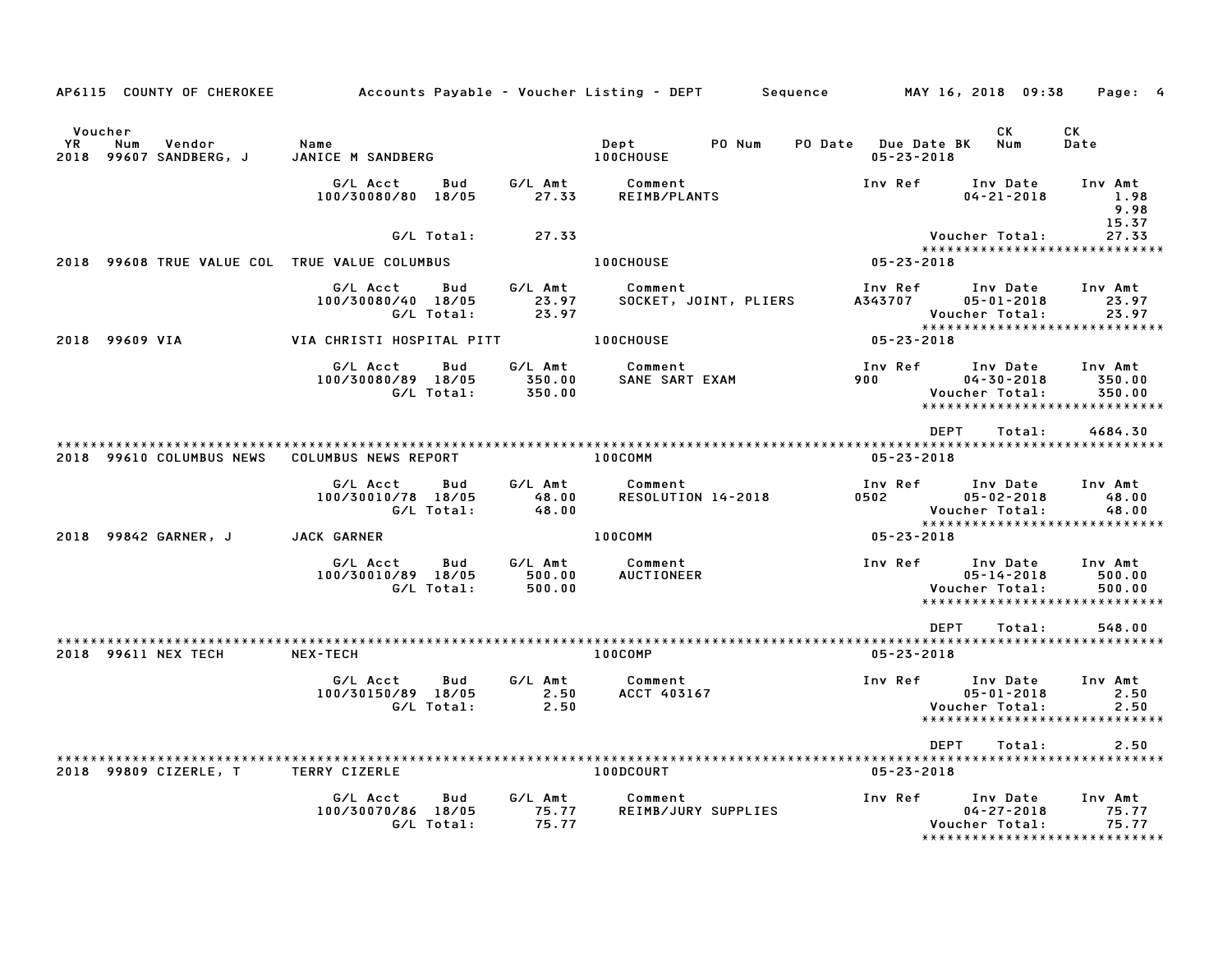AP6115 COUNTY OF CHEROKEE Accounts Payable - Voucher Listing - DEPT Sequence MAY 16, 2018 09:38 Page: 4

| Voucher YR | Num | Vendor | Name | Dept | PO Num | PO Date | Due Date BK | CK Num | CK Date |
|---|---|---|---|---|---|---|---|---|---|
| 2018 | 99607 | SANDBERG, J | JANICE M SANDBERG | 100CHOUSE | | | 05-23-2018 | | |

| G/L Acct | Bud | G/L Amt | Comment | Inv Ref | Inv Date | Inv Amt |
|---|---|---|---|---|---|---|
| 100/30080/80 | 18/05 | 27.33 | REIMB/PLANTS | | 04-21-2018 | 1.98 |
| | | | | | | 9.98 |
| | | | | | | 15.37 |
| | G/L Total: | 27.33 | | | Voucher Total: | 27.33 |

*****************************

2018 99608 TRUE VALUE COL TRUE VALUE COLUMBUS 100CHOUSE 05-23-2018

| G/L Acct | Bud | G/L Amt | Comment | Inv Ref | Inv Date | Inv Amt |
|---|---|---|---|---|---|---|
| 100/30080/40 | 18/05 | 23.97 | SOCKET, JOINT, PLIERS | A343707 | 05-01-2018 | 23.97 |
| | G/L Total: | 23.97 | | | Voucher Total: | 23.97 |

*****************************

2018 99609 VIA VIA CHRISTI HOSPITAL PITT 100CHOUSE 05-23-2018

| G/L Acct | Bud | G/L Amt | Comment | Inv Ref | Inv Date | Inv Amt |
|---|---|---|---|---|---|---|
| 100/30080/89 | 18/05 | 350.00 | SANE SART EXAM | 900 | 04-30-2018 | 350.00 |
| | G/L Total: | 350.00 | | | Voucher Total: | 350.00 |

*****************************

DEPT Total: 4684.30

*****************************

2018 99610 COLUMBUS NEWS COLUMBUS NEWS REPORT 100COMM 05-23-2018

| G/L Acct | Bud | G/L Amt | Comment | Inv Ref | Inv Date | Inv Amt |
|---|---|---|---|---|---|---|
| 100/30010/78 | 18/05 | 48.00 | RESOLUTION 14-2018 | 0502 | 05-02-2018 | 48.00 |
| | G/L Total: | 48.00 | | | Voucher Total: | 48.00 |

*****************************

2018 99842 GARNER, J JACK GARNER 100COMM 05-23-2018

| G/L Acct | Bud | G/L Amt | Comment | Inv Ref | Inv Date | Inv Amt |
|---|---|---|---|---|---|---|
| 100/30010/89 | 18/05 | 500.00 | AUCTIONEER | | 05-14-2018 | 500.00 |
| | G/L Total: | 500.00 | | | Voucher Total: | 500.00 |

*****************************

DEPT Total: 548.00

*****************************

2018 99611 NEX TECH NEX-TECH 100COMP 05-23-2018

| G/L Acct | Bud | G/L Amt | Comment | Inv Ref | Inv Date | Inv Amt |
|---|---|---|---|---|---|---|
| 100/30150/89 | 18/05 | 2.50 | ACCT 403167 | | 05-01-2018 | 2.50 |
| | G/L Total: | 2.50 | | | Voucher Total: | 2.50 |

*****************************

DEPT Total: 2.50

*****************************

2018 99809 CIZERLE, T TERRY CIZERLE 100DCOURT 05-23-2018

| G/L Acct | Bud | G/L Amt | Comment | Inv Ref | Inv Date | Inv Amt |
|---|---|---|---|---|---|---|
| 100/30070/86 | 18/05 | 75.77 | REIMB/JURY SUPPLIES | | 04-27-2018 | 75.77 |
| | G/L Total: | 75.77 | | | Voucher Total: | 75.77 |

*****************************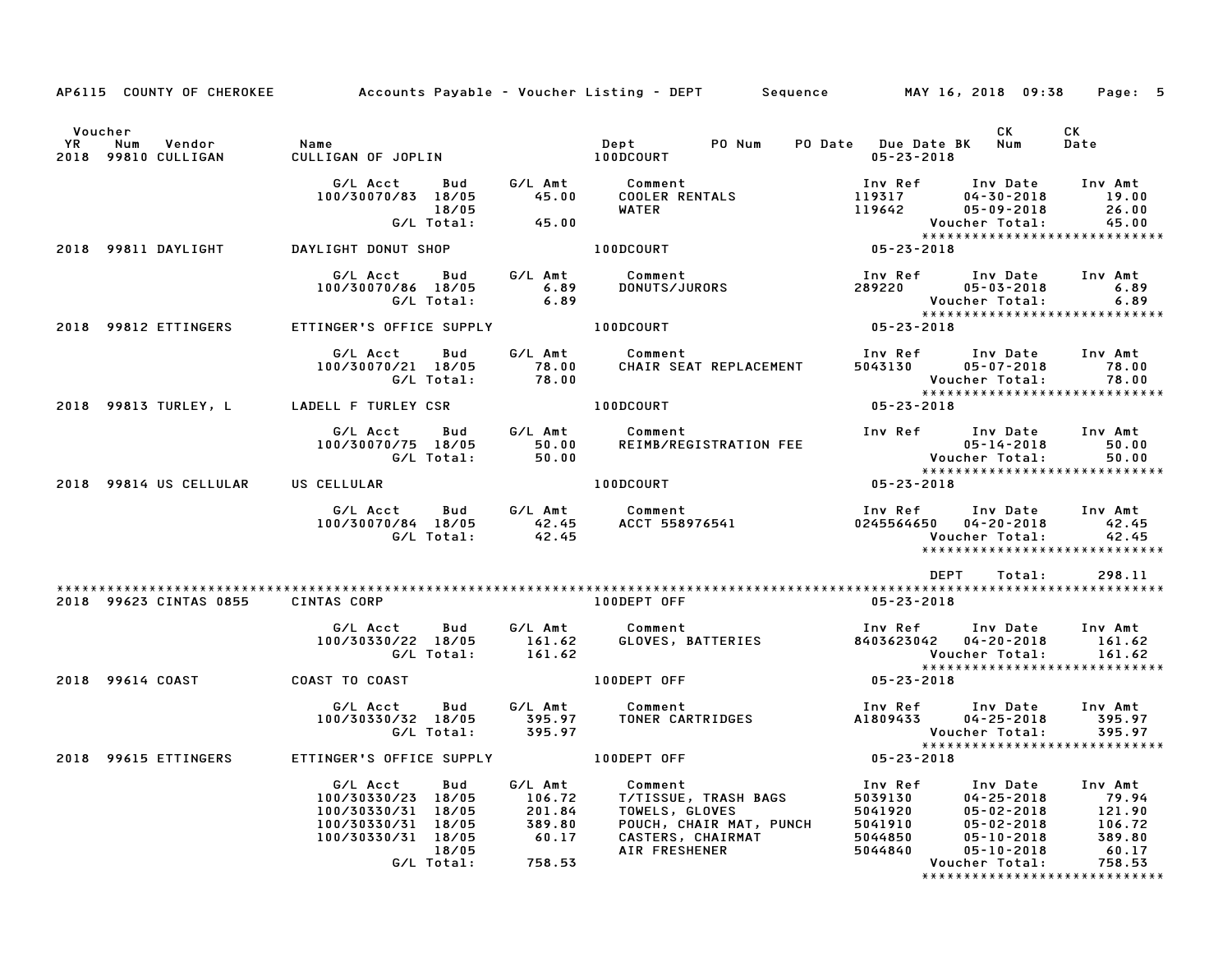AP6115 COUNTY OF CHEROKEE Accounts Payable - Voucher Listing - DEPT Sequence MAY 16, 2018 09:38

| Voucher YR | Num | Vendor | Name | Dept | PO Num | PO Date | Due Date BK | CK Num | CK Date |
|---|---|---|---|---|---|---|---|---|---|
| 2018 | 99810 | CULLIGAN | CULLIGAN OF JOPLIN | 100DCOURT | | | 05-23-2018 | | |

| G/L Acct | Bud | G/L Amt | Comment | Inv Ref | Inv Date | Inv Amt |
|---|---|---|---|---|---|---|
| 100/30070/83 | 18/05 | 45.00 | COOLER RENTALS | 119317 | 04-30-2018 | 19.00 |
| | 18/05 | | WATER | 119642 | 05-09-2018 | 26.00 |
| | G/L Total: | 45.00 | | | Voucher Total: | 45.00 |

| Voucher YR | Num | Vendor | Name | Dept | Due Date |
|---|---|---|---|---|---|
| 2018 | 99811 | DAYLIGHT | DAYLIGHT DONUT SHOP | 100DCOURT | 05-23-2018 |

| G/L Acct | Bud | G/L Amt | Comment | Inv Ref | Inv Date | Inv Amt |
|---|---|---|---|---|---|---|
| 100/30070/86 | 18/05 | 6.89 | DONUTS/JURORS | 289220 | 05-03-2018 | 6.89 |
| | G/L Total: | 6.89 | | | Voucher Total: | 6.89 |

| Voucher YR | Num | Vendor | Name | Dept | Due Date |
|---|---|---|---|---|---|
| 2018 | 99812 | ETTINGERS | ETTINGER'S OFFICE SUPPLY | 100DCOURT | 05-23-2018 |

| G/L Acct | Bud | G/L Amt | Comment | Inv Ref | Inv Date | Inv Amt |
|---|---|---|---|---|---|---|
| 100/30070/21 | 18/05 | 78.00 | CHAIR SEAT REPLACEMENT | 5043130 | 05-07-2018 | 78.00 |
| | G/L Total: | 78.00 | | | Voucher Total: | 78.00 |

| Voucher YR | Num | Vendor | Name | Dept | Due Date |
|---|---|---|---|---|---|
| 2018 | 99813 | TURLEY, L | LADELL F TURLEY CSR | 100DCOURT | 05-23-2018 |

| G/L Acct | Bud | G/L Amt | Comment | Inv Ref | Inv Date | Inv Amt |
|---|---|---|---|---|---|---|
| 100/30070/75 | 18/05 | 50.00 | REIMB/REGISTRATION FEE | | 05-14-2018 | 50.00 |
| | G/L Total: | 50.00 | | | Voucher Total: | 50.00 |

| Voucher YR | Num | Vendor | Name | Dept | Due Date |
|---|---|---|---|---|---|
| 2018 | 99814 | US CELLULAR | US CELLULAR | 100DCOURT | 05-23-2018 |

| G/L Acct | Bud | G/L Amt | Comment | Inv Ref | Inv Date | Inv Amt |
|---|---|---|---|---|---|---|
| 100/30070/84 | 18/05 | 42.45 | ACCT 558976541 | 0245564650 | 04-20-2018 | 42.45 |
| | G/L Total: | 42.45 | | | Voucher Total: | 42.45 |

DEPT Total: 298.11

| Voucher YR | Num | Vendor | Name | Dept | Due Date |
|---|---|---|---|---|---|
| 2018 | 99623 | CINTAS 0855 | CINTAS CORP | 100DEPT OFF | 05-23-2018 |

| G/L Acct | Bud | G/L Amt | Comment | Inv Ref | Inv Date | Inv Amt |
|---|---|---|---|---|---|---|
| 100/30330/22 | 18/05 | 161.62 | GLOVES, BATTERIES | 8403623042 | 04-20-2018 | 161.62 |
| | G/L Total: | 161.62 | | | Voucher Total: | 161.62 |

| Voucher YR | Num | Vendor | Name | Dept | Due Date |
|---|---|---|---|---|---|
| 2018 | 99614 | COAST | COAST TO COAST | 100DEPT OFF | 05-23-2018 |

| G/L Acct | Bud | G/L Amt | Comment | Inv Ref | Inv Date | Inv Amt |
|---|---|---|---|---|---|---|
| 100/30330/32 | 18/05 | 395.97 | TONER CARTRIDGES | A1809433 | 04-25-2018 | 395.97 |
| | G/L Total: | 395.97 | | | Voucher Total: | 395.97 |

| Voucher YR | Num | Vendor | Name | Dept | Due Date |
|---|---|---|---|---|---|
| 2018 | 99615 | ETTINGERS | ETTINGER'S OFFICE SUPPLY | 100DEPT OFF | 05-23-2018 |

| G/L Acct | Bud | G/L Amt | Comment | Inv Ref | Inv Date | Inv Amt |
|---|---|---|---|---|---|---|
| 100/30330/23 | 18/05 | 106.72 | T/TISSUE, TRASH BAGS | 5039130 | 04-25-2018 | 79.94 |
| 100/30330/31 | 18/05 | 201.84 | TOWELS, GLOVES | 5041920 | 05-02-2018 | 121.90 |
| 100/30330/31 | 18/05 | 389.80 | POUCH, CHAIR MAT, PUNCH | 5041910 | 05-02-2018 | 106.72 |
| 100/30330/31 | 18/05 | 60.17 | CASTERS, CHAIRMAT | 5044850 | 05-10-2018 | 389.80 |
| | 18/05 | | AIR FRESHENER | 5044840 | 05-10-2018 | 60.17 |
| | G/L Total: | 758.53 | | | Voucher Total: | 758.53 |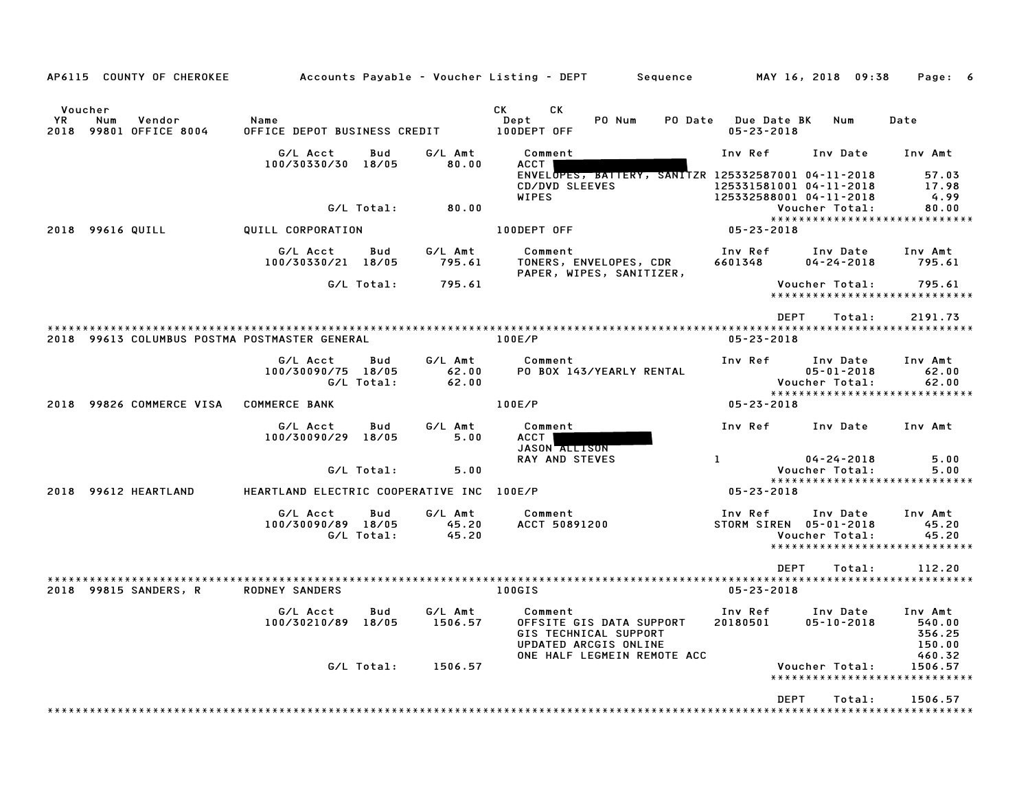AP6115 COUNTY OF CHEROKEE — Accounts Payable - Voucher Listing - DEPT — Sequence — MAY 16, 2018 09:38

| Voucher YR | Num | Vendor | Name | CK Dept | CK | PO Num | PO Date | Due Date | BK | Num | Date |
|---|---|---|---|---|---|---|---|---|---|---|---|
| 2018 | 99801 | OFFICE 8004 | OFFICE DEPOT BUSINESS CREDIT | 100DEPT OFF | | | | 05-23-2018 | | | |

| G/L Acct | Bud | G/L Amt | Comment | Inv Ref | Inv Date | Inv Amt |
|---|---|---|---|---|---|---|
| 100/30330/30 | 18/05 | 80.00 | ACCT [REDACTED] | | | |
| | | | ENVELOPES, BATTERY, SANITZR | 125332587001 | 04-11-2018 | 57.03 |
| | | | CD/DVD SLEEVES | 125331581001 | 04-11-2018 | 17.98 |
| | | | WIPES | 125332588001 | 04-11-2018 | 4.99 |
| | G/L Total: | 80.00 | | | Voucher Total: | 80.00 |

******************************

| Voucher YR | Num | Vendor | Name | CK Dept | Due Date |
|---|---|---|---|---|---|
| 2018 | 99616 | QUILL | QUILL CORPORATION | 100DEPT OFF | 05-23-2018 |

| G/L Acct | Bud | G/L Amt | Comment | Inv Ref | Inv Date | Inv Amt |
|---|---|---|---|---|---|---|
| 100/30330/21 | 18/05 | 795.61 | TONERS, ENVELOPES, CDR PAPER, WIPES, SANITIZER, | 6601348 | 04-24-2018 | 795.61 |
| | G/L Total: | 795.61 | | | Voucher Total: | 795.61 |

******************************

DEPT Total: 2191.73

******************************

| Voucher YR | Num | Vendor | Name | CK Dept | Due Date |
|---|---|---|---|---|---|
| 2018 | 99613 | COLUMBUS POSTMA | POSTMASTER GENERAL | 100E/P | 05-23-2018 |

| G/L Acct | Bud | G/L Amt | Comment | Inv Ref | Inv Date | Inv Amt |
|---|---|---|---|---|---|---|
| 100/30090/75 | 18/05 | 62.00 | PO BOX 143/YEARLY RENTAL | | 05-01-2018 | 62.00 |
| | G/L Total: | 62.00 | | | Voucher Total: | 62.00 |

******************************

| Voucher YR | Num | Vendor | Name | CK Dept | Due Date |
|---|---|---|---|---|---|
| 2018 | 99826 | COMMERCE VISA | COMMERCE BANK | 100E/P | 05-23-2018 |

| G/L Acct | Bud | G/L Amt | Comment | Inv Ref | Inv Date | Inv Amt |
|---|---|---|---|---|---|---|
| 100/30090/29 | 18/05 | 5.00 | ACCT [REDACTED] | | | |
| | | | JASON ALLISON | | | |
| | | | RAY AND STEVES | 1 | 04-24-2018 | 5.00 |
| | G/L Total: | 5.00 | | | Voucher Total: | 5.00 |

******************************

| Voucher YR | Num | Vendor | Name | CK Dept | Due Date |
|---|---|---|---|---|---|
| 2018 | 99612 | HEARTLAND | HEARTLAND ELECTRIC COOPERATIVE INC | 100E/P | 05-23-2018 |

| G/L Acct | Bud | G/L Amt | Comment | Inv Ref | Inv Date | Inv Amt |
|---|---|---|---|---|---|---|
| 100/30090/89 | 18/05 | 45.20 | ACCT 50891200 | STORM SIREN | 05-01-2018 | 45.20 |
| | G/L Total: | 45.20 | | | Voucher Total: | 45.20 |

******************************

DEPT Total: 112.20

******************************

| Voucher YR | Num | Vendor | Name | CK Dept | Due Date |
|---|---|---|---|---|---|
| 2018 | 99815 | SANDERS, R | RODNEY SANDERS | 100GIS | 05-23-2018 |

| G/L Acct | Bud | G/L Amt | Comment | Inv Ref | Inv Date | Inv Amt |
|---|---|---|---|---|---|---|
| 100/30210/89 | 18/05 | 1506.57 | OFFSITE GIS DATA SUPPORT | 20180501 | 05-10-2018 | 540.00 |
| | | | GIS TECHNICAL SUPPORT | | | 356.25 |
| | | | UPDATED ARCGIS ONLINE | | | 150.00 |
| | | | ONE HALF LEGMEIN REMOTE ACC | | | 460.32 |
| | G/L Total: | 1506.57 | | | Voucher Total: | 1506.57 |

******************************

DEPT Total: 1506.57

******************************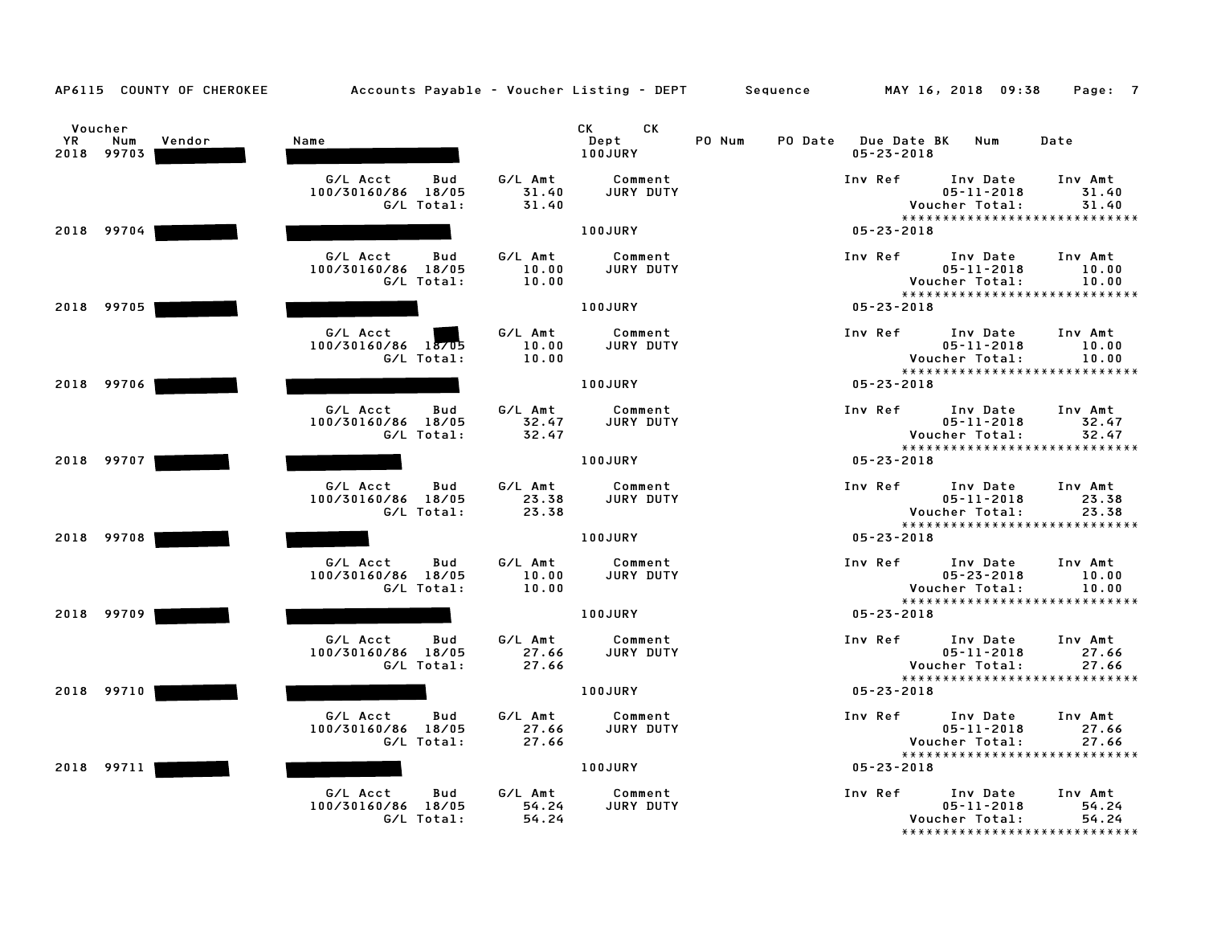AP6115 COUNTY OF CHEROKEE Accounts Payable - Voucher Listing - DEPT Sequence MAY 16, 2018 09:38 Page: 7

| Voucher YR | Num | Vendor | Name | CK Dept | CK | PO Num | PO Date | Due Date BK | Num | Date |
|---|---|---|---|---|---|---|---|---|---|---|
| 2018 | 99703 | | | 100JURY | | | | 05-23-2018 | | |

| G/L Acct | Bud | G/L Amt | Comment | Inv Ref | Inv Date | Inv Amt |
|---|---|---|---|---|---|---|
| 100/30160/86 | 18/05 | 31.40 | JURY DUTY | | 05-11-2018 | 31.40 |
| | G/L Total: | 31.40 | | | Voucher Total: | 31.40 |

****************************

| | | | | | | |
|---|---|---|---|---|---|---|
| 2018 | 99704 | | | 100JURY | | 05-23-2018 |

| G/L Acct | Bud | G/L Amt | Comment | Inv Ref | Inv Date | Inv Amt |
|---|---|---|---|---|---|---|
| 100/30160/86 | 18/05 | 10.00 | JURY DUTY | | 05-11-2018 | 10.00 |
| | G/L Total: | 10.00 | | | Voucher Total: | 10.00 |

****************************

| | | | | | | |
|---|---|---|---|---|---|---|
| 2018 | 99705 | | | 100JURY | | 05-23-2018 |

| G/L Acct | Bud | G/L Amt | Comment | Inv Ref | Inv Date | Inv Amt |
|---|---|---|---|---|---|---|
| 100/30160/86 | 18/05 | 10.00 | JURY DUTY | | 05-11-2018 | 10.00 |
| | G/L Total: | 10.00 | | | Voucher Total: | 10.00 |

****************************

| | | | | | | |
|---|---|---|---|---|---|---|
| 2018 | 99706 | | | 100JURY | | 05-23-2018 |

| G/L Acct | Bud | G/L Amt | Comment | Inv Ref | Inv Date | Inv Amt |
|---|---|---|---|---|---|---|
| 100/30160/86 | 18/05 | 32.47 | JURY DUTY | | 05-11-2018 | 32.47 |
| | G/L Total: | 32.47 | | | Voucher Total: | 32.47 |

****************************

| | | | | | | |
|---|---|---|---|---|---|---|
| 2018 | 99707 | | | 100JURY | | 05-23-2018 |

| G/L Acct | Bud | G/L Amt | Comment | Inv Ref | Inv Date | Inv Amt |
|---|---|---|---|---|---|---|
| 100/30160/86 | 18/05 | 23.38 | JURY DUTY | | 05-11-2018 | 23.38 |
| | G/L Total: | 23.38 | | | Voucher Total: | 23.38 |

****************************

| | | | | | | |
|---|---|---|---|---|---|---|
| 2018 | 99708 | | | 100JURY | | 05-23-2018 |

| G/L Acct | Bud | G/L Amt | Comment | Inv Ref | Inv Date | Inv Amt |
|---|---|---|---|---|---|---|
| 100/30160/86 | 18/05 | 10.00 | JURY DUTY | | 05-23-2018 | 10.00 |
| | G/L Total: | 10.00 | | | Voucher Total: | 10.00 |

****************************

| | | | | | | |
|---|---|---|---|---|---|---|
| 2018 | 99709 | | | 100JURY | | 05-23-2018 |

| G/L Acct | Bud | G/L Amt | Comment | Inv Ref | Inv Date | Inv Amt |
|---|---|---|---|---|---|---|
| 100/30160/86 | 18/05 | 27.66 | JURY DUTY | | 05-11-2018 | 27.66 |
| | G/L Total: | 27.66 | | | Voucher Total: | 27.66 |

****************************

| | | | | | | |
|---|---|---|---|---|---|---|
| 2018 | 99710 | | | 100JURY | | 05-23-2018 |

| G/L Acct | Bud | G/L Amt | Comment | Inv Ref | Inv Date | Inv Amt |
|---|---|---|---|---|---|---|
| 100/30160/86 | 18/05 | 27.66 | JURY DUTY | | 05-11-2018 | 27.66 |
| | G/L Total: | 27.66 | | | Voucher Total: | 27.66 |

****************************

| | | | | | | |
|---|---|---|---|---|---|---|
| 2018 | 99711 | | | 100JURY | | 05-23-2018 |

| G/L Acct | Bud | G/L Amt | Comment | Inv Ref | Inv Date | Inv Amt |
|---|---|---|---|---|---|---|
| 100/30160/86 | 18/05 | 54.24 | JURY DUTY | | 05-11-2018 | 54.24 |
| | G/L Total: | 54.24 | | | Voucher Total: | 54.24 |

****************************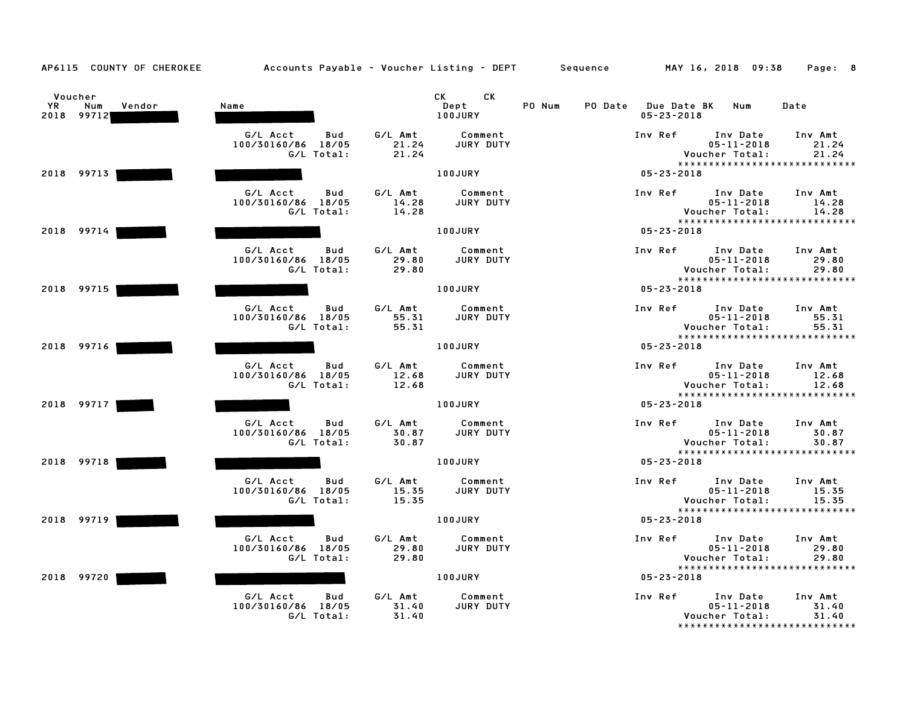AP6115 COUNTY OF CHEROKEE Accounts Payable - Voucher Listing - DEPT Sequence MAY 16, 2018 09:38

| Voucher YR | Num | Vendor | Name | CK Dept | CK | PO Num | PO Date | Due Date BK | Num | Date |
|---|---|---|---|---|---|---|---|---|---|---|
| 2018 | 99712 | | | 100JURY | | | | 05-23-2018 | | |

| G/L Acct | Bud | G/L Amt | Comment | Inv Ref | Inv Date | Inv Amt |
|---|---|---|---|---|---|---|
| 100/30160/86 | 18/05 | 21.24 | JURY DUTY | | 05-11-2018 | 21.24 |
| | G/L Total: | 21.24 | | | Voucher Total: | 21.24 |

******************************

| | | | | | | | | | | |
|---|---|---|---|---|---|---|---|---|---|---|
| 2018 | 99713 | | | 100JURY | | | | 05-23-2018 | | |

| G/L Acct | Bud | G/L Amt | Comment | Inv Ref | Inv Date | Inv Amt |
|---|---|---|---|---|---|---|
| 100/30160/86 | 18/05 | 14.28 | JURY DUTY | | 05-11-2018 | 14.28 |
| | G/L Total: | 14.28 | | | Voucher Total: | 14.28 |

******************************

| | | | | | | | | | | |
|---|---|---|---|---|---|---|---|---|---|---|
| 2018 | 99714 | | | 100JURY | | | | 05-23-2018 | | |

| G/L Acct | Bud | G/L Amt | Comment | Inv Ref | Inv Date | Inv Amt |
|---|---|---|---|---|---|---|
| 100/30160/86 | 18/05 | 29.80 | JURY DUTY | | 05-11-2018 | 29.80 |
| | G/L Total: | 29.80 | | | Voucher Total: | 29.80 |

******************************

| | | | | | | | | | | |
|---|---|---|---|---|---|---|---|---|---|---|
| 2018 | 99715 | | | 100JURY | | | | 05-23-2018 | | |

| G/L Acct | Bud | G/L Amt | Comment | Inv Ref | Inv Date | Inv Amt |
|---|---|---|---|---|---|---|
| 100/30160/86 | 18/05 | 55.31 | JURY DUTY | | 05-11-2018 | 55.31 |
| | G/L Total: | 55.31 | | | Voucher Total: | 55.31 |

******************************

| | | | | | | | | | | |
|---|---|---|---|---|---|---|---|---|---|---|
| 2018 | 99716 | | | 100JURY | | | | 05-23-2018 | | |

| G/L Acct | Bud | G/L Amt | Comment | Inv Ref | Inv Date | Inv Amt |
|---|---|---|---|---|---|---|
| 100/30160/86 | 18/05 | 12.68 | JURY DUTY | | 05-11-2018 | 12.68 |
| | G/L Total: | 12.68 | | | Voucher Total: | 12.68 |

******************************

| | | | | | | | | | | |
|---|---|---|---|---|---|---|---|---|---|---|
| 2018 | 99717 | | | 100JURY | | | | 05-23-2018 | | |

| G/L Acct | Bud | G/L Amt | Comment | Inv Ref | Inv Date | Inv Amt |
|---|---|---|---|---|---|---|
| 100/30160/86 | 18/05 | 30.87 | JURY DUTY | | 05-11-2018 | 30.87 |
| | G/L Total: | 30.87 | | | Voucher Total: | 30.87 |

******************************

| | | | | | | | | | | |
|---|---|---|---|---|---|---|---|---|---|---|
| 2018 | 99718 | | | 100JURY | | | | 05-23-2018 | | |

| G/L Acct | Bud | G/L Amt | Comment | Inv Ref | Inv Date | Inv Amt |
|---|---|---|---|---|---|---|
| 100/30160/86 | 18/05 | 15.35 | JURY DUTY | | 05-11-2018 | 15.35 |
| | G/L Total: | 15.35 | | | Voucher Total: | 15.35 |

******************************

| | | | | | | | | | | |
|---|---|---|---|---|---|---|---|---|---|---|
| 2018 | 99719 | | | 100JURY | | | | 05-23-2018 | | |

| G/L Acct | Bud | G/L Amt | Comment | Inv Ref | Inv Date | Inv Amt |
|---|---|---|---|---|---|---|
| 100/30160/86 | 18/05 | 29.80 | JURY DUTY | | 05-11-2018 | 29.80 |
| | G/L Total: | 29.80 | | | Voucher Total: | 29.80 |

******************************

| | | | | | | | | | | |
|---|---|---|---|---|---|---|---|---|---|---|
| 2018 | 99720 | | | 100JURY | | | | 05-23-2018 | | |

| G/L Acct | Bud | G/L Amt | Comment | Inv Ref | Inv Date | Inv Amt |
|---|---|---|---|---|---|---|
| 100/30160/86 | 18/05 | 31.40 | JURY DUTY | | 05-11-2018 | 31.40 |
| | G/L Total: | 31.40 | | | Voucher Total: | 31.40 |

******************************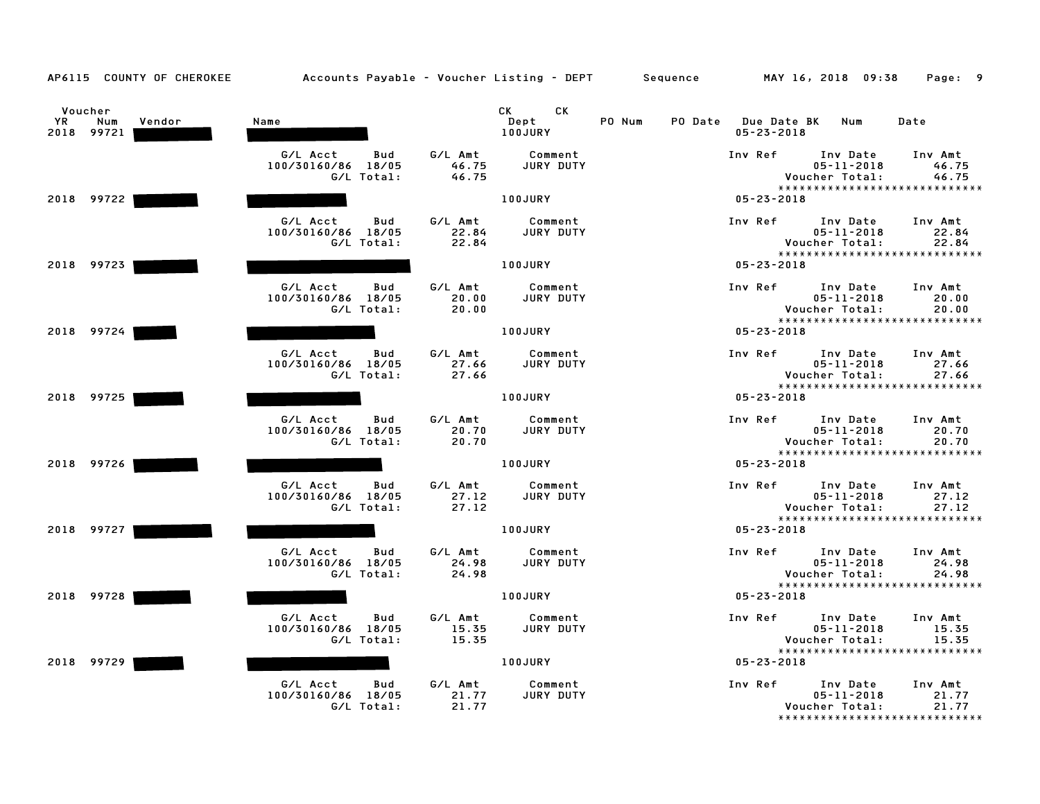AP6115 COUNTY OF CHEROKEE    Accounts Payable - Voucher Listing - DEPT    Sequence    MAY 16, 2018 09:38

| Voucher YR | Num | Vendor | Name | CK Dept | CK | PO Num | PO Date | Due Date BK | Num | Date |
|---|---|---|---|---|---|---|---|---|---|---|
| 2018 | 99721 | | | 100JURY | | | | 05-23-2018 | | |

| G/L Acct | Bud | G/L Amt | Comment | Inv Ref | Inv Date | Inv Amt |
|---|---|---|---|---|---|---|
| 100/30160/86 | 18/05 | 46.75 | JURY DUTY | | 05-11-2018 | 46.75 |
| | G/L Total: | 46.75 | | | Voucher Total: | 46.75 |

****************************

| Voucher YR | Num | Vendor | Name | CK Dept | Due Date |
|---|---|---|---|---|---|
| 2018 | 99722 | | | 100JURY | 05-23-2018 |

| G/L Acct | Bud | G/L Amt | Comment | Inv Ref | Inv Date | Inv Amt |
|---|---|---|---|---|---|---|
| 100/30160/86 | 18/05 | 22.84 | JURY DUTY | | 05-11-2018 | 22.84 |
| | G/L Total: | 22.84 | | | Voucher Total: | 22.84 |

****************************

| Voucher YR | Num | Vendor | Name | CK Dept | Due Date |
|---|---|---|---|---|---|
| 2018 | 99723 | | | 100JURY | 05-23-2018 |

| G/L Acct | Bud | G/L Amt | Comment | Inv Ref | Inv Date | Inv Amt |
|---|---|---|---|---|---|---|
| 100/30160/86 | 18/05 | 20.00 | JURY DUTY | | 05-11-2018 | 20.00 |
| | G/L Total: | 20.00 | | | Voucher Total: | 20.00 |

****************************

| Voucher YR | Num | Vendor | Name | CK Dept | Due Date |
|---|---|---|---|---|---|
| 2018 | 99724 | | | 100JURY | 05-23-2018 |

| G/L Acct | Bud | G/L Amt | Comment | Inv Ref | Inv Date | Inv Amt |
|---|---|---|---|---|---|---|
| 100/30160/86 | 18/05 | 27.66 | JURY DUTY | | 05-11-2018 | 27.66 |
| | G/L Total: | 27.66 | | | Voucher Total: | 27.66 |

****************************

| Voucher YR | Num | Vendor | Name | CK Dept | Due Date |
|---|---|---|---|---|---|
| 2018 | 99725 | | | 100JURY | 05-23-2018 |

| G/L Acct | Bud | G/L Amt | Comment | Inv Ref | Inv Date | Inv Amt |
|---|---|---|---|---|---|---|
| 100/30160/86 | 18/05 | 20.70 | JURY DUTY | | 05-11-2018 | 20.70 |
| | G/L Total: | 20.70 | | | Voucher Total: | 20.70 |

****************************

| Voucher YR | Num | Vendor | Name | CK Dept | Due Date |
|---|---|---|---|---|---|
| 2018 | 99726 | | | 100JURY | 05-23-2018 |

| G/L Acct | Bud | G/L Amt | Comment | Inv Ref | Inv Date | Inv Amt |
|---|---|---|---|---|---|---|
| 100/30160/86 | 18/05 | 27.12 | JURY DUTY | | 05-11-2018 | 27.12 |
| | G/L Total: | 27.12 | | | Voucher Total: | 27.12 |

****************************

| Voucher YR | Num | Vendor | Name | CK Dept | Due Date |
|---|---|---|---|---|---|
| 2018 | 99727 | | | 100JURY | 05-23-2018 |

| G/L Acct | Bud | G/L Amt | Comment | Inv Ref | Inv Date | Inv Amt |
|---|---|---|---|---|---|---|
| 100/30160/86 | 18/05 | 24.98 | JURY DUTY | | 05-11-2018 | 24.98 |
| | G/L Total: | 24.98 | | | Voucher Total: | 24.98 |

****************************

| Voucher YR | Num | Vendor | Name | CK Dept | Due Date |
|---|---|---|---|---|---|
| 2018 | 99728 | | | 100JURY | 05-23-2018 |

| G/L Acct | Bud | G/L Amt | Comment | Inv Ref | Inv Date | Inv Amt |
|---|---|---|---|---|---|---|
| 100/30160/86 | 18/05 | 15.35 | JURY DUTY | | 05-11-2018 | 15.35 |
| | G/L Total: | 15.35 | | | Voucher Total: | 15.35 |

****************************

| Voucher YR | Num | Vendor | Name | CK Dept | Due Date |
|---|---|---|---|---|---|
| 2018 | 99729 | | | 100JURY | 05-23-2018 |

| G/L Acct | Bud | G/L Amt | Comment | Inv Ref | Inv Date | Inv Amt |
|---|---|---|---|---|---|---|
| 100/30160/86 | 18/05 | 21.77 | JURY DUTY | | 05-11-2018 | 21.77 |
| | G/L Total: | 21.77 | | | Voucher Total: | 21.77 |

****************************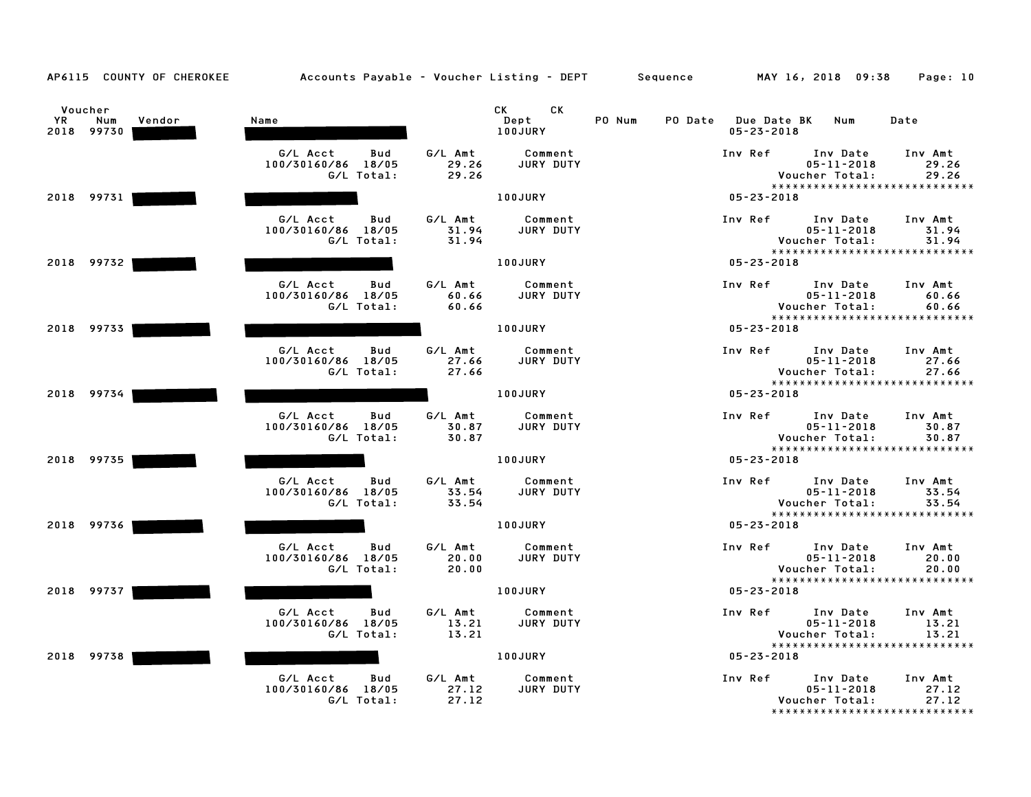AP6115 COUNTY OF CHEROKEE Accounts Payable - Voucher Listing - DEPT Sequence MAY 16, 2018 09:38 Page: 10

| Voucher YR | Voucher Num | Vendor | Name | CK Dept | CK | PO Num | PO Date | Due Date BK | Num | Date |
|---|---|---|---|---|---|---|---|---|---|---|
| 2018 | 99730 | ███ | ███ | 100JURY | | | | 05-23-2018 | | |

| G/L Acct | Bud | G/L Amt | Comment | Inv Ref | Inv Date | Inv Amt |
|---|---|---|---|---|---|---|
| 100/30160/86 | 18/05 | 29.26 | JURY DUTY | | 05-11-2018 | 29.26 |
| | G/L Total: | 29.26 | | | Voucher Total: | 29.26 |

******************************

| Voucher YR | Voucher Num | Vendor | Name | CK Dept | Due Date |
|---|---|---|---|---|---|
| 2018 | 99731 | ███ | ███ | 100JURY | 05-23-2018 |

| G/L Acct | Bud | G/L Amt | Comment | Inv Ref | Inv Date | Inv Amt |
|---|---|---|---|---|---|---|
| 100/30160/86 | 18/05 | 31.94 | JURY DUTY | | 05-11-2018 | 31.94 |
| | G/L Total: | 31.94 | | | Voucher Total: | 31.94 |

******************************

| Voucher YR | Voucher Num | Vendor | Name | CK Dept | Due Date |
|---|---|---|---|---|---|
| 2018 | 99732 | ███ | ███ | 100JURY | 05-23-2018 |

| G/L Acct | Bud | G/L Amt | Comment | Inv Ref | Inv Date | Inv Amt |
|---|---|---|---|---|---|---|
| 100/30160/86 | 18/05 | 60.66 | JURY DUTY | | 05-11-2018 | 60.66 |
| | G/L Total: | 60.66 | | | Voucher Total: | 60.66 |

******************************

| Voucher YR | Voucher Num | Vendor | Name | CK Dept | Due Date |
|---|---|---|---|---|---|
| 2018 | 99733 | ███ | ███ | 100JURY | 05-23-2018 |

| G/L Acct | Bud | G/L Amt | Comment | Inv Ref | Inv Date | Inv Amt |
|---|---|---|---|---|---|---|
| 100/30160/86 | 18/05 | 27.66 | JURY DUTY | | 05-11-2018 | 27.66 |
| | G/L Total: | 27.66 | | | Voucher Total: | 27.66 |

******************************

| Voucher YR | Voucher Num | Vendor | Name | CK Dept | Due Date |
|---|---|---|---|---|---|
| 2018 | 99734 | ███ | ███ | 100JURY | 05-23-2018 |

| G/L Acct | Bud | G/L Amt | Comment | Inv Ref | Inv Date | Inv Amt |
|---|---|---|---|---|---|---|
| 100/30160/86 | 18/05 | 30.87 | JURY DUTY | | 05-11-2018 | 30.87 |
| | G/L Total: | 30.87 | | | Voucher Total: | 30.87 |

******************************

| Voucher YR | Voucher Num | Vendor | Name | CK Dept | Due Date |
|---|---|---|---|---|---|
| 2018 | 99735 | ███ | ███ | 100JURY | 05-23-2018 |

| G/L Acct | Bud | G/L Amt | Comment | Inv Ref | Inv Date | Inv Amt |
|---|---|---|---|---|---|---|
| 100/30160/86 | 18/05 | 33.54 | JURY DUTY | | 05-11-2018 | 33.54 |
| | G/L Total: | 33.54 | | | Voucher Total: | 33.54 |

******************************

| Voucher YR | Voucher Num | Vendor | Name | CK Dept | Due Date |
|---|---|---|---|---|---|
| 2018 | 99736 | ███ | ███ | 100JURY | 05-23-2018 |

| G/L Acct | Bud | G/L Amt | Comment | Inv Ref | Inv Date | Inv Amt |
|---|---|---|---|---|---|---|
| 100/30160/86 | 18/05 | 20.00 | JURY DUTY | | 05-11-2018 | 20.00 |
| | G/L Total: | 20.00 | | | Voucher Total: | 20.00 |

******************************

| Voucher YR | Voucher Num | Vendor | Name | CK Dept | Due Date |
|---|---|---|---|---|---|
| 2018 | 99737 | ███ | ███ | 100JURY | 05-23-2018 |

| G/L Acct | Bud | G/L Amt | Comment | Inv Ref | Inv Date | Inv Amt |
|---|---|---|---|---|---|---|
| 100/30160/86 | 18/05 | 13.21 | JURY DUTY | | 05-11-2018 | 13.21 |
| | G/L Total: | 13.21 | | | Voucher Total: | 13.21 |

******************************

| Voucher YR | Voucher Num | Vendor | Name | CK Dept | Due Date |
|---|---|---|---|---|---|
| 2018 | 99738 | ███ | ███ | 100JURY | 05-23-2018 |

| G/L Acct | Bud | G/L Amt | Comment | Inv Ref | Inv Date | Inv Amt |
|---|---|---|---|---|---|---|
| 100/30160/86 | 18/05 | 27.12 | JURY DUTY | | 05-11-2018 | 27.12 |
| | G/L Total: | 27.12 | | | Voucher Total: | 27.12 |

******************************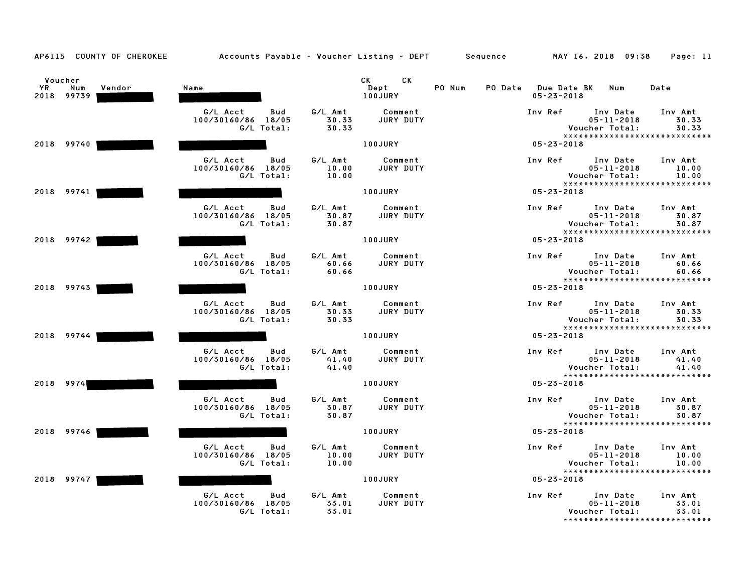AP6115 COUNTY OF CHEROKEE Accounts Payable - Voucher Listing - DEPT Sequence MAY 16, 2018 09:38

| Voucher YR | Num | Vendor | Name | CK Dept | CK | PO Num | PO Date | Due Date | BK | Num | Date |
|---|---|---|---|---|---|---|---|---|---|---|---|
| 2018 | 99739 | | | 100JURY | | | | 05-23-2018 | | | |

| G/L Acct | Bud | G/L Amt | Comment | Inv Ref | Inv Date | Inv Amt |
|---|---|---|---|---|---|---|
| 100/30160/86 | 18/05 | 30.33 | JURY DUTY | | 05-11-2018 | 30.33 |
| | G/L Total: | 30.33 | | | Voucher Total: | 30.33 |

****************************

| Voucher YR | Num | Vendor | Name | CK Dept | Due Date |
|---|---|---|---|---|---|
| 2018 | 99740 | | | 100JURY | 05-23-2018 |

| G/L Acct | Bud | G/L Amt | Comment | Inv Ref | Inv Date | Inv Amt |
|---|---|---|---|---|---|---|
| 100/30160/86 | 18/05 | 10.00 | JURY DUTY | | 05-11-2018 | 10.00 |
| | G/L Total: | 10.00 | | | Voucher Total: | 10.00 |

****************************

| Voucher YR | Num | Vendor | Name | CK Dept | Due Date |
|---|---|---|---|---|---|
| 2018 | 99741 | | | 100JURY | 05-23-2018 |

| G/L Acct | Bud | G/L Amt | Comment | Inv Ref | Inv Date | Inv Amt |
|---|---|---|---|---|---|---|
| 100/30160/86 | 18/05 | 30.87 | JURY DUTY | | 05-11-2018 | 30.87 |
| | G/L Total: | 30.87 | | | Voucher Total: | 30.87 |

****************************

| Voucher YR | Num | Vendor | Name | CK Dept | Due Date |
|---|---|---|---|---|---|
| 2018 | 99742 | | | 100JURY | 05-23-2018 |

| G/L Acct | Bud | G/L Amt | Comment | Inv Ref | Inv Date | Inv Amt |
|---|---|---|---|---|---|---|
| 100/30160/86 | 18/05 | 60.66 | JURY DUTY | | 05-11-2018 | 60.66 |
| | G/L Total: | 60.66 | | | Voucher Total: | 60.66 |

****************************

| Voucher YR | Num | Vendor | Name | CK Dept | Due Date |
|---|---|---|---|---|---|
| 2018 | 99743 | | | 100JURY | 05-23-2018 |

| G/L Acct | Bud | G/L Amt | Comment | Inv Ref | Inv Date | Inv Amt |
|---|---|---|---|---|---|---|
| 100/30160/86 | 18/05 | 30.33 | JURY DUTY | | 05-11-2018 | 30.33 |
| | G/L Total: | 30.33 | | | Voucher Total: | 30.33 |

****************************

| Voucher YR | Num | Vendor | Name | CK Dept | Due Date |
|---|---|---|---|---|---|
| 2018 | 99744 | | | 100JURY | 05-23-2018 |

| G/L Acct | Bud | G/L Amt | Comment | Inv Ref | Inv Date | Inv Amt |
|---|---|---|---|---|---|---|
| 100/30160/86 | 18/05 | 41.40 | JURY DUTY | | 05-11-2018 | 41.40 |
| | G/L Total: | 41.40 | | | Voucher Total: | 41.40 |

****************************

| Voucher YR | Num | Vendor | Name | CK Dept | Due Date |
|---|---|---|---|---|---|
| 2018 | 9974 | | | 100JURY | 05-23-2018 |

| G/L Acct | Bud | G/L Amt | Comment | Inv Ref | Inv Date | Inv Amt |
|---|---|---|---|---|---|---|
| 100/30160/86 | 18/05 | 30.87 | JURY DUTY | | 05-11-2018 | 30.87 |
| | G/L Total: | 30.87 | | | Voucher Total: | 30.87 |

****************************

| Voucher YR | Num | Vendor | Name | CK Dept | Due Date |
|---|---|---|---|---|---|
| 2018 | 99746 | | | 100JURY | 05-23-2018 |

| G/L Acct | Bud | G/L Amt | Comment | Inv Ref | Inv Date | Inv Amt |
|---|---|---|---|---|---|---|
| 100/30160/86 | 18/05 | 10.00 | JURY DUTY | | 05-11-2018 | 10.00 |
| | G/L Total: | 10.00 | | | Voucher Total: | 10.00 |

****************************

| Voucher YR | Num | Vendor | Name | CK Dept | Due Date |
|---|---|---|---|---|---|
| 2018 | 99747 | | | 100JURY | 05-23-2018 |

| G/L Acct | Bud | G/L Amt | Comment | Inv Ref | Inv Date | Inv Amt |
|---|---|---|---|---|---|---|
| 100/30160/86 | 18/05 | 33.01 | JURY DUTY | | 05-11-2018 | 33.01 |
| | G/L Total: | 33.01 | | | Voucher Total: | 33.01 |

****************************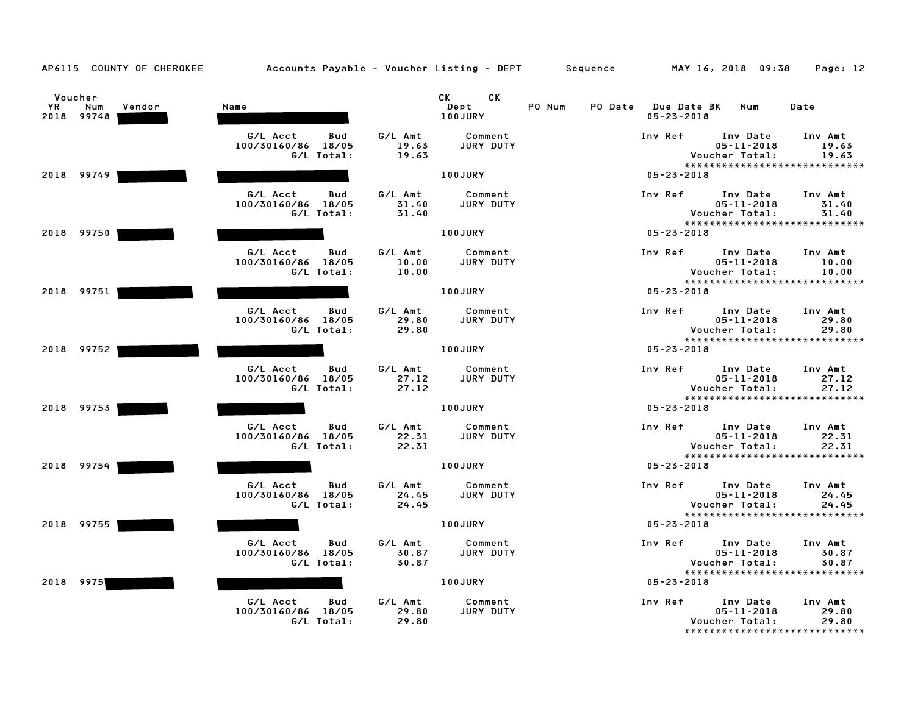AP6115 COUNTY OF CHEROKEE Accounts Payable - Voucher Listing - DEPT Sequence MAY 16, 2018 09:38

| Voucher YR | Num | Vendor | Name | CK Dept | CK | PO Num | PO Date | Due Date BK | Num | Date |
|---|---|---|---|---|---|---|---|---|---|---|
| 2018 | 99748 | | | 100JURY | | | | 05-23-2018 | | |

| G/L Acct | Bud | G/L Amt | Comment | Inv Ref | Inv Date | Inv Amt |
|---|---|---|---|---|---|---|
| 100/30160/86 | 18/05 | 19.63 | JURY DUTY | | 05-11-2018 | 19.63 |
| | G/L Total: | 19.63 | | | Voucher Total: | 19.63 |

*****************************

| Voucher YR | Num | Vendor | Name | CK Dept | Due Date BK |
|---|---|---|---|---|---|
| 2018 | 99749 | | | 100JURY | 05-23-2018 |

| G/L Acct | Bud | G/L Amt | Comment | Inv Ref | Inv Date | Inv Amt |
|---|---|---|---|---|---|---|
| 100/30160/86 | 18/05 | 31.40 | JURY DUTY | | 05-11-2018 | 31.40 |
| | G/L Total: | 31.40 | | | Voucher Total: | 31.40 |

*****************************

| Voucher YR | Num | Vendor | Name | CK Dept | Due Date BK |
|---|---|---|---|---|---|
| 2018 | 99750 | | | 100JURY | 05-23-2018 |

| G/L Acct | Bud | G/L Amt | Comment | Inv Ref | Inv Date | Inv Amt |
|---|---|---|---|---|---|---|
| 100/30160/86 | 18/05 | 10.00 | JURY DUTY | | 05-11-2018 | 10.00 |
| | G/L Total: | 10.00 | | | Voucher Total: | 10.00 |

*****************************

| Voucher YR | Num | Vendor | Name | CK Dept | Due Date BK |
|---|---|---|---|---|---|
| 2018 | 99751 | | | 100JURY | 05-23-2018 |

| G/L Acct | Bud | G/L Amt | Comment | Inv Ref | Inv Date | Inv Amt |
|---|---|---|---|---|---|---|
| 100/30160/86 | 18/05 | 29.80 | JURY DUTY | | 05-11-2018 | 29.80 |
| | G/L Total: | 29.80 | | | Voucher Total: | 29.80 |

*****************************

| Voucher YR | Num | Vendor | Name | CK Dept | Due Date BK |
|---|---|---|---|---|---|
| 2018 | 99752 | | | 100JURY | 05-23-2018 |

| G/L Acct | Bud | G/L Amt | Comment | Inv Ref | Inv Date | Inv Amt |
|---|---|---|---|---|---|---|
| 100/30160/86 | 18/05 | 27.12 | JURY DUTY | | 05-11-2018 | 27.12 |
| | G/L Total: | 27.12 | | | Voucher Total: | 27.12 |

*****************************

| Voucher YR | Num | Vendor | Name | CK Dept | Due Date BK |
|---|---|---|---|---|---|
| 2018 | 99753 | | | 100JURY | 05-23-2018 |

| G/L Acct | Bud | G/L Amt | Comment | Inv Ref | Inv Date | Inv Amt |
|---|---|---|---|---|---|---|
| 100/30160/86 | 18/05 | 22.31 | JURY DUTY | | 05-11-2018 | 22.31 |
| | G/L Total: | 22.31 | | | Voucher Total: | 22.31 |

*****************************

| Voucher YR | Num | Vendor | Name | CK Dept | Due Date BK |
|---|---|---|---|---|---|
| 2018 | 99754 | | | 100JURY | 05-23-2018 |

| G/L Acct | Bud | G/L Amt | Comment | Inv Ref | Inv Date | Inv Amt |
|---|---|---|---|---|---|---|
| 100/30160/86 | 18/05 | 24.45 | JURY DUTY | | 05-11-2018 | 24.45 |
| | G/L Total: | 24.45 | | | Voucher Total: | 24.45 |

*****************************

| Voucher YR | Num | Vendor | Name | CK Dept | Due Date BK |
|---|---|---|---|---|---|
| 2018 | 99755 | | | 100JURY | 05-23-2018 |

| G/L Acct | Bud | G/L Amt | Comment | Inv Ref | Inv Date | Inv Amt |
|---|---|---|---|---|---|---|
| 100/30160/86 | 18/05 | 30.87 | JURY DUTY | | 05-11-2018 | 30.87 |
| | G/L Total: | 30.87 | | | Voucher Total: | 30.87 |

*****************************

| Voucher YR | Num | Vendor | Name | CK Dept | Due Date BK |
|---|---|---|---|---|---|
| 2018 | 9975 | | | 100JURY | 05-23-2018 |

| G/L Acct | Bud | G/L Amt | Comment | Inv Ref | Inv Date | Inv Amt |
|---|---|---|---|---|---|---|
| 100/30160/86 | 18/05 | 29.80 | JURY DUTY | | 05-11-2018 | 29.80 |
| | G/L Total: | 29.80 | | | Voucher Total: | 29.80 |

*****************************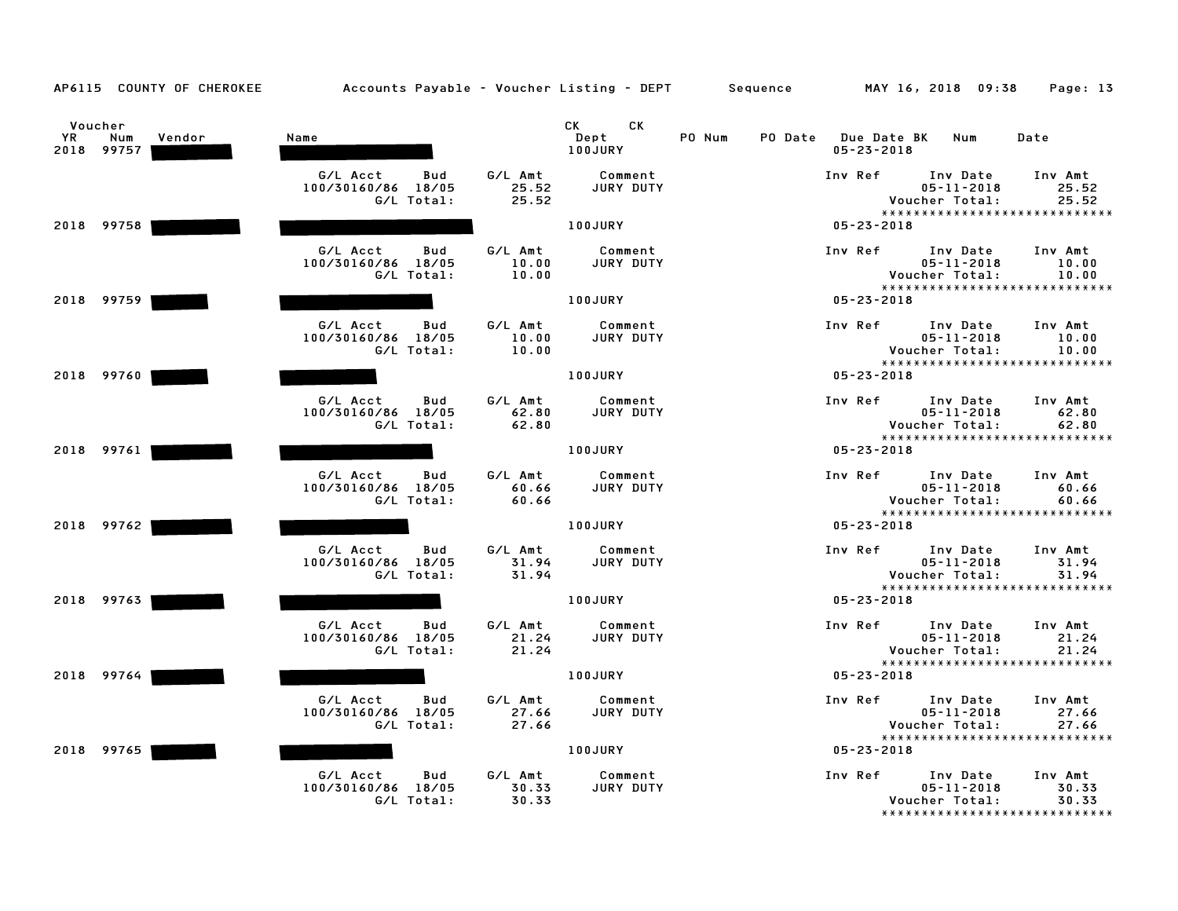AP6115 COUNTY OF CHEROKEE    Accounts Payable - Voucher Listing - DEPT    Sequence    MAY 16, 2018 09:38

| Voucher YR | Num | Vendor | Name | CK Dept | CK | PO Num | PO Date | Due Date | BK | Num | Date |
|---|---|---|---|---|---|---|---|---|---|---|---|
| 2018 | 99757 | | | 100JURY | | | | 05-23-2018 | | | |

| G/L Acct | Bud | G/L Amt | Comment | Inv Ref | Inv Date | Inv Amt |
|---|---|---|---|---|---|---|
| 100/30160/86 | 18/05 | 25.52 | JURY DUTY | | 05-11-2018 | 25.52 |
| | G/L Total: | 25.52 | | | Voucher Total: | 25.52 |

******************************

| Voucher YR | Num | Vendor | Name | CK Dept | Due Date |
|---|---|---|---|---|---|
| 2018 | 99758 | | | 100JURY | 05-23-2018 |

| G/L Acct | Bud | G/L Amt | Comment | Inv Ref | Inv Date | Inv Amt |
|---|---|---|---|---|---|---|
| 100/30160/86 | 18/05 | 10.00 | JURY DUTY | | 05-11-2018 | 10.00 |
| | G/L Total: | 10.00 | | | Voucher Total: | 10.00 |

******************************

| Voucher YR | Num | Vendor | Name | CK Dept | Due Date |
|---|---|---|---|---|---|
| 2018 | 99759 | | | 100JURY | 05-23-2018 |

| G/L Acct | Bud | G/L Amt | Comment | Inv Ref | Inv Date | Inv Amt |
|---|---|---|---|---|---|---|
| 100/30160/86 | 18/05 | 10.00 | JURY DUTY | | 05-11-2018 | 10.00 |
| | G/L Total: | 10.00 | | | Voucher Total: | 10.00 |

******************************

| Voucher YR | Num | Vendor | Name | CK Dept | Due Date |
|---|---|---|---|---|---|
| 2018 | 99760 | | | 100JURY | 05-23-2018 |

| G/L Acct | Bud | G/L Amt | Comment | Inv Ref | Inv Date | Inv Amt |
|---|---|---|---|---|---|---|
| 100/30160/86 | 18/05 | 62.80 | JURY DUTY | | 05-11-2018 | 62.80 |
| | G/L Total: | 62.80 | | | Voucher Total: | 62.80 |

******************************

| Voucher YR | Num | Vendor | Name | CK Dept | Due Date |
|---|---|---|---|---|---|
| 2018 | 99761 | | | 100JURY | 05-23-2018 |

| G/L Acct | Bud | G/L Amt | Comment | Inv Ref | Inv Date | Inv Amt |
|---|---|---|---|---|---|---|
| 100/30160/86 | 18/05 | 60.66 | JURY DUTY | | 05-11-2018 | 60.66 |
| | G/L Total: | 60.66 | | | Voucher Total: | 60.66 |

******************************

| Voucher YR | Num | Vendor | Name | CK Dept | Due Date |
|---|---|---|---|---|---|
| 2018 | 99762 | | | 100JURY | 05-23-2018 |

| G/L Acct | Bud | G/L Amt | Comment | Inv Ref | Inv Date | Inv Amt |
|---|---|---|---|---|---|---|
| 100/30160/86 | 18/05 | 31.94 | JURY DUTY | | 05-11-2018 | 31.94 |
| | G/L Total: | 31.94 | | | Voucher Total: | 31.94 |

******************************

| Voucher YR | Num | Vendor | Name | CK Dept | Due Date |
|---|---|---|---|---|---|
| 2018 | 99763 | | | 100JURY | 05-23-2018 |

| G/L Acct | Bud | G/L Amt | Comment | Inv Ref | Inv Date | Inv Amt |
|---|---|---|---|---|---|---|
| 100/30160/86 | 18/05 | 21.24 | JURY DUTY | | 05-11-2018 | 21.24 |
| | G/L Total: | 21.24 | | | Voucher Total: | 21.24 |

******************************

| Voucher YR | Num | Vendor | Name | CK Dept | Due Date |
|---|---|---|---|---|---|
| 2018 | 99764 | | | 100JURY | 05-23-2018 |

| G/L Acct | Bud | G/L Amt | Comment | Inv Ref | Inv Date | Inv Amt |
|---|---|---|---|---|---|---|
| 100/30160/86 | 18/05 | 27.66 | JURY DUTY | | 05-11-2018 | 27.66 |
| | G/L Total: | 27.66 | | | Voucher Total: | 27.66 |

******************************

| Voucher YR | Num | Vendor | Name | CK Dept | Due Date |
|---|---|---|---|---|---|
| 2018 | 99765 | | | 100JURY | 05-23-2018 |

| G/L Acct | Bud | G/L Amt | Comment | Inv Ref | Inv Date | Inv Amt |
|---|---|---|---|---|---|---|
| 100/30160/86 | 18/05 | 30.33 | JURY DUTY | | 05-11-2018 | 30.33 |
| | G/L Total: | 30.33 | | | Voucher Total: | 30.33 |

******************************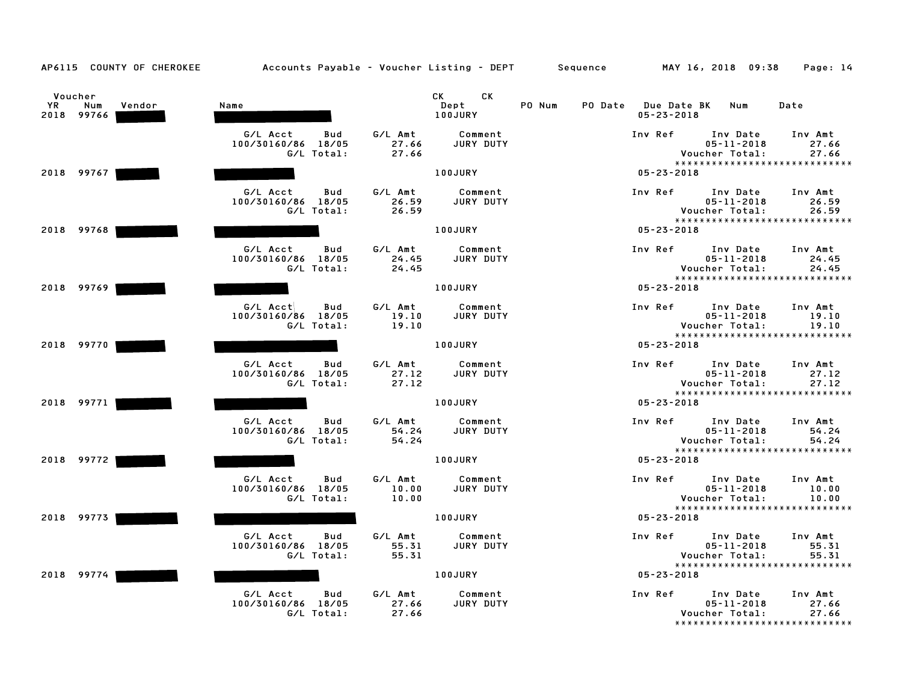AP6115 COUNTY OF CHEROKEE Accounts Payable - Voucher Listing - DEPT Sequence MAY 16, 2018 09:38

| Voucher YR | Num | Vendor | Name | CK Dept | CK | PO Num | PO Date | Due Date BK | Num | Date |
|---|---|---|---|---|---|---|---|---|---|---|
| 2018 | 99766 | ██████ | ██████ | 100JURY | | | | 05-23-2018 | | |

| G/L Acct | Bud | G/L Amt | Comment | Inv Ref | Inv Date | Inv Amt |
|---|---|---|---|---|---|---|
| 100/30160/86 | 18/05 | 27.66 | JURY DUTY | | 05-11-2018 | 27.66 |
| | G/L Total: | 27.66 | | | Voucher Total: | 27.66 |

*****************************

| Voucher YR | Num | Vendor | Name | CK Dept | Due Date |
|---|---|---|---|---|---|
| 2018 | 99767 | ██████ | ██████ | 100JURY | 05-23-2018 |

| G/L Acct | Bud | G/L Amt | Comment | Inv Ref | Inv Date | Inv Amt |
|---|---|---|---|---|---|---|
| 100/30160/86 | 18/05 | 26.59 | JURY DUTY | | 05-11-2018 | 26.59 |
| | G/L Total: | 26.59 | | | Voucher Total: | 26.59 |

*****************************

| Voucher YR | Num | Vendor | Name | CK Dept | Due Date |
|---|---|---|---|---|---|
| 2018 | 99768 | ██████ | ██████ | 100JURY | 05-23-2018 |

| G/L Acct | Bud | G/L Amt | Comment | Inv Ref | Inv Date | Inv Amt |
|---|---|---|---|---|---|---|
| 100/30160/86 | 18/05 | 24.45 | JURY DUTY | | 05-11-2018 | 24.45 |
| | G/L Total: | 24.45 | | | Voucher Total: | 24.45 |

*****************************

| Voucher YR | Num | Vendor | Name | CK Dept | Due Date |
|---|---|---|---|---|---|
| 2018 | 99769 | ██████ | ██████ | 100JURY | 05-23-2018 |

| G/L Acct | Bud | G/L Amt | Comment | Inv Ref | Inv Date | Inv Amt |
|---|---|---|---|---|---|---|
| 100/30160/86 | 18/05 | 19.10 | JURY DUTY | | 05-11-2018 | 19.10 |
| | G/L Total: | 19.10 | | | Voucher Total: | 19.10 |

*****************************

| Voucher YR | Num | Vendor | Name | CK Dept | Due Date |
|---|---|---|---|---|---|
| 2018 | 99770 | ██████ | ██████ | 100JURY | 05-23-2018 |

| G/L Acct | Bud | G/L Amt | Comment | Inv Ref | Inv Date | Inv Amt |
|---|---|---|---|---|---|---|
| 100/30160/86 | 18/05 | 27.12 | JURY DUTY | | 05-11-2018 | 27.12 |
| | G/L Total: | 27.12 | | | Voucher Total: | 27.12 |

*****************************

| Voucher YR | Num | Vendor | Name | CK Dept | Due Date |
|---|---|---|---|---|---|
| 2018 | 99771 | ██████ | ██████ | 100JURY | 05-23-2018 |

| G/L Acct | Bud | G/L Amt | Comment | Inv Ref | Inv Date | Inv Amt |
|---|---|---|---|---|---|---|
| 100/30160/86 | 18/05 | 54.24 | JURY DUTY | | 05-11-2018 | 54.24 |
| | G/L Total: | 54.24 | | | Voucher Total: | 54.24 |

*****************************

| Voucher YR | Num | Vendor | Name | CK Dept | Due Date |
|---|---|---|---|---|---|
| 2018 | 99772 | ██████ | ██████ | 100JURY | 05-23-2018 |

| G/L Acct | Bud | G/L Amt | Comment | Inv Ref | Inv Date | Inv Amt |
|---|---|---|---|---|---|---|
| 100/30160/86 | 18/05 | 10.00 | JURY DUTY | | 05-11-2018 | 10.00 |
| | G/L Total: | 10.00 | | | Voucher Total: | 10.00 |

*****************************

| Voucher YR | Num | Vendor | Name | CK Dept | Due Date |
|---|---|---|---|---|---|
| 2018 | 99773 | ██████ | ██████ | 100JURY | 05-23-2018 |

| G/L Acct | Bud | G/L Amt | Comment | Inv Ref | Inv Date | Inv Amt |
|---|---|---|---|---|---|---|
| 100/30160/86 | 18/05 | 55.31 | JURY DUTY | | 05-11-2018 | 55.31 |
| | G/L Total: | 55.31 | | | Voucher Total: | 55.31 |

*****************************

| Voucher YR | Num | Vendor | Name | CK Dept | Due Date |
|---|---|---|---|---|---|
| 2018 | 99774 | ██████ | ██████ | 100JURY | 05-23-2018 |

| G/L Acct | Bud | G/L Amt | Comment | Inv Ref | Inv Date | Inv Amt |
|---|---|---|---|---|---|---|
| 100/30160/86 | 18/05 | 27.66 | JURY DUTY | | 05-11-2018 | 27.66 |
| | G/L Total: | 27.66 | | | Voucher Total: | 27.66 |

*****************************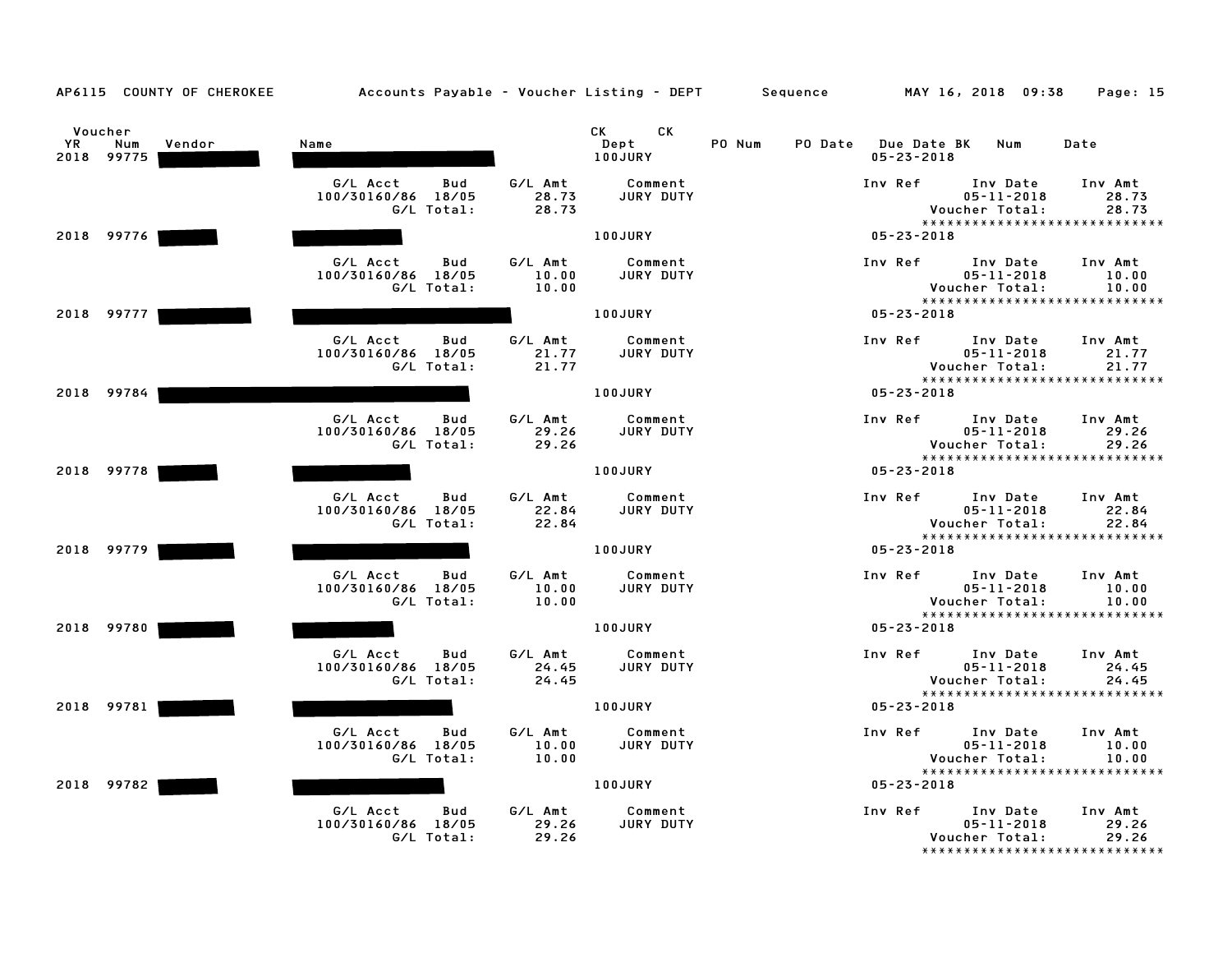AP6115 COUNTY OF CHEROKEE Accounts Payable - Voucher Listing - DEPT Sequence MAY 16, 2018 09:38 Page: 15

| Voucher YR | Num | Vendor | Name | CK Dept | CK | PO Num | PO Date | Due Date BK | Num | Date |
|---|---|---|---|---|---|---|---|---|---|---|
| 2018 | 99775 | | | 100JURY | | | | 05-23-2018 | | |

| G/L Acct | Bud | G/L Amt | Comment | Inv Ref | Inv Date | Inv Amt |
|---|---|---|---|---|---|---|
| 100/30160/86 | 18/05 | 28.73 | JURY DUTY | | 05-11-2018 | 28.73 |
| | G/L Total: | 28.73 | | | Voucher Total: | 28.73 |

****************************

2018 99776 100JURY 05-23-2018

| G/L Acct | Bud | G/L Amt | Comment | Inv Ref | Inv Date | Inv Amt |
|---|---|---|---|---|---|---|
| 100/30160/86 | 18/05 | 10.00 | JURY DUTY | | 05-11-2018 | 10.00 |
| | G/L Total: | 10.00 | | | Voucher Total: | 10.00 |

****************************

2018 99777 100JURY 05-23-2018

| G/L Acct | Bud | G/L Amt | Comment | Inv Ref | Inv Date | Inv Amt |
|---|---|---|---|---|---|---|
| 100/30160/86 | 18/05 | 21.77 | JURY DUTY | | 05-11-2018 | 21.77 |
| | G/L Total: | 21.77 | | | Voucher Total: | 21.77 |

****************************

2018 99784 100JURY 05-23-2018

| G/L Acct | Bud | G/L Amt | Comment | Inv Ref | Inv Date | Inv Amt |
|---|---|---|---|---|---|---|
| 100/30160/86 | 18/05 | 29.26 | JURY DUTY | | 05-11-2018 | 29.26 |
| | G/L Total: | 29.26 | | | Voucher Total: | 29.26 |

****************************

2018 99778 100JURY 05-23-2018

| G/L Acct | Bud | G/L Amt | Comment | Inv Ref | Inv Date | Inv Amt |
|---|---|---|---|---|---|---|
| 100/30160/86 | 18/05 | 22.84 | JURY DUTY | | 05-11-2018 | 22.84 |
| | G/L Total: | 22.84 | | | Voucher Total: | 22.84 |

****************************

2018 99779 100JURY 05-23-2018

| G/L Acct | Bud | G/L Amt | Comment | Inv Ref | Inv Date | Inv Amt |
|---|---|---|---|---|---|---|
| 100/30160/86 | 18/05 | 10.00 | JURY DUTY | | 05-11-2018 | 10.00 |
| | G/L Total: | 10.00 | | | Voucher Total: | 10.00 |

****************************

2018 99780 100JURY 05-23-2018

| G/L Acct | Bud | G/L Amt | Comment | Inv Ref | Inv Date | Inv Amt |
|---|---|---|---|---|---|---|
| 100/30160/86 | 18/05 | 24.45 | JURY DUTY | | 05-11-2018 | 24.45 |
| | G/L Total: | 24.45 | | | Voucher Total: | 24.45 |

****************************

2018 99781 100JURY 05-23-2018

| G/L Acct | Bud | G/L Amt | Comment | Inv Ref | Inv Date | Inv Amt |
|---|---|---|---|---|---|---|
| 100/30160/86 | 18/05 | 10.00 | JURY DUTY | | 05-11-2018 | 10.00 |
| | G/L Total: | 10.00 | | | Voucher Total: | 10.00 |

****************************

2018 99782 100JURY 05-23-2018

| G/L Acct | Bud | G/L Amt | Comment | Inv Ref | Inv Date | Inv Amt |
|---|---|---|---|---|---|---|
| 100/30160/86 | 18/05 | 29.26 | JURY DUTY | | 05-11-2018 | 29.26 |
| | G/L Total: | 29.26 | | | Voucher Total: | 29.26 |

****************************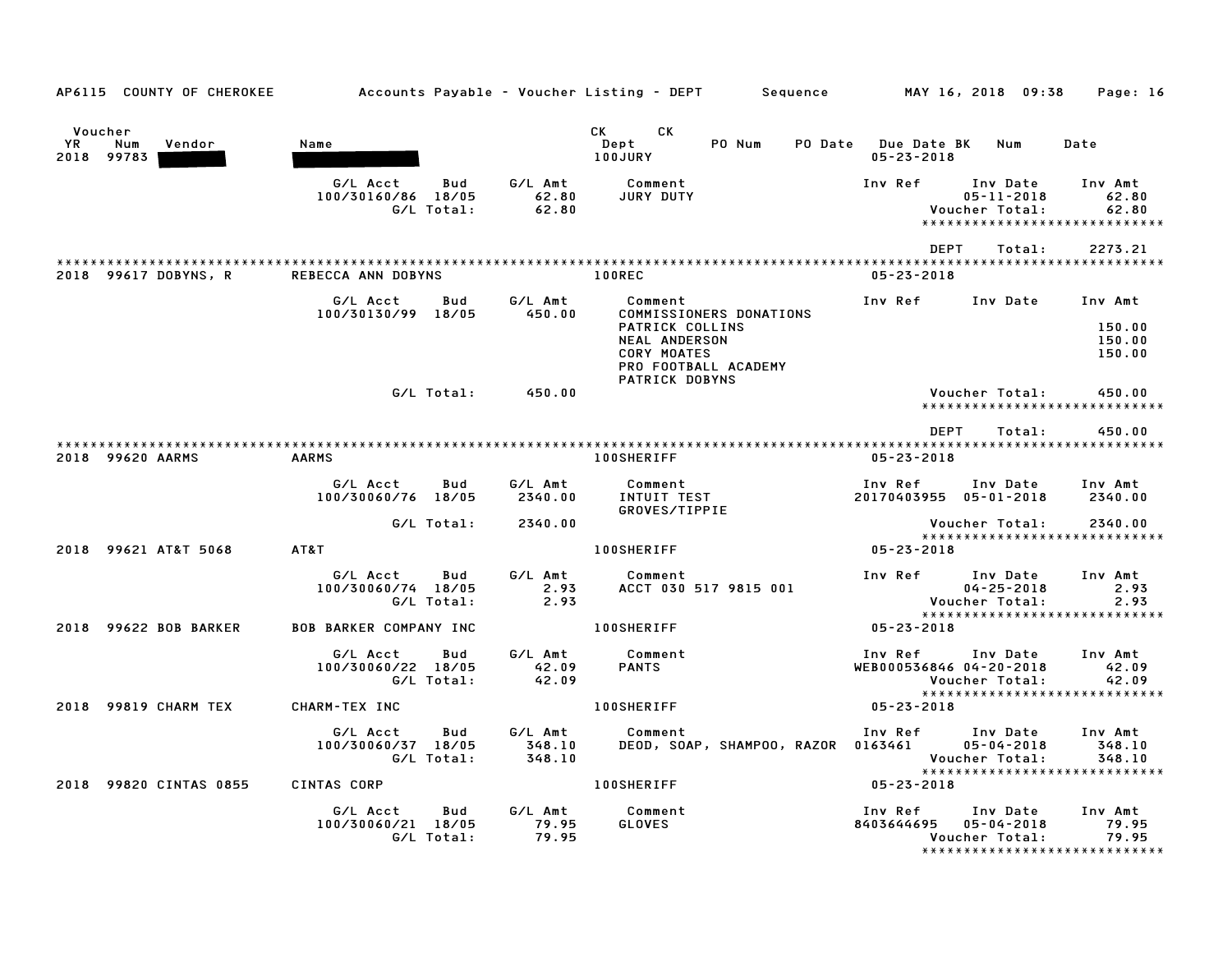AP6115 COUNTY OF CHEROKEE Accounts Payable - Voucher Listing - DEPT Sequence MAY 16, 2018 09:38

| Voucher YR | Num | Vendor | Name | CK Dept | CK | PO Num | PO Date | Due Date BK | Num | Date |
|---|---|---|---|---|---|---|---|---|---|---|
| 2018 | 99783 | | | 100JURY | | | | 05-23-2018 | | |

| G/L Acct | Bud | G/L Amt | Comment | Inv Ref | Inv Date | Inv Amt |
|---|---|---|---|---|---|---|
| 100/30160/86 | 18/05 | 62.80 | JURY DUTY | | 05-11-2018 | 62.80 |
| | G/L Total: | 62.80 | | | Voucher Total: | 62.80 |

DEPT Total: 2273.21

2018 99617 DOBYNS, R — REBECCA ANN DOBYNS — 100REC — 05-23-2018

| G/L Acct | Bud | G/L Amt | Comment | Inv Ref | Inv Date | Inv Amt |
|---|---|---|---|---|---|---|
| 100/30130/99 | 18/05 | 450.00 | COMMISSIONERS DONATIONS | | | |
| | | | PATRICK COLLINS | | | 150.00 |
| | | | NEAL ANDERSON | | | 150.00 |
| | | | CORY MOATES | | | 150.00 |
| | | | PRO FOOTBALL ACADEMY | | | |
| | | | PATRICK DOBYNS | | | |
| | G/L Total: | 450.00 | | | Voucher Total: | 450.00 |

DEPT Total: 450.00

2018 99620 AARMS — AARMS — 100SHERIFF — 05-23-2018

| G/L Acct | Bud | G/L Amt | Comment | Inv Ref | Inv Date | Inv Amt |
|---|---|---|---|---|---|---|
| 100/30060/76 | 18/05 | 2340.00 | INTUIT TEST | 20170403955 | 05-01-2018 | 2340.00 |
| | | | GROVES/TIPPIE | | | |
| | G/L Total: | 2340.00 | | | Voucher Total: | 2340.00 |

2018 99621 AT&T 5068 — AT&T — 100SHERIFF — 05-23-2018

| G/L Acct | Bud | G/L Amt | Comment | Inv Ref | Inv Date | Inv Amt |
|---|---|---|---|---|---|---|
| 100/30060/74 | 18/05 | 2.93 | ACCT 030 517 9815 001 | | 04-25-2018 | 2.93 |
| | G/L Total: | 2.93 | | | Voucher Total: | 2.93 |

2018 99622 BOB BARKER — BOB BARKER COMPANY INC — 100SHERIFF — 05-23-2018

| G/L Acct | Bud | G/L Amt | Comment | Inv Ref | Inv Date | Inv Amt |
|---|---|---|---|---|---|---|
| 100/30060/22 | 18/05 | 42.09 | PANTS | WEB000536846 | 04-20-2018 | 42.09 |
| | G/L Total: | 42.09 | | | Voucher Total: | 42.09 |

2018 99819 CHARM TEX — CHARM-TEX INC — 100SHERIFF — 05-23-2018

| G/L Acct | Bud | G/L Amt | Comment | Inv Ref | Inv Date | Inv Amt |
|---|---|---|---|---|---|---|
| 100/30060/37 | 18/05 | 348.10 | DEOD, SOAP, SHAMPOO, RAZOR | 0163461 | 05-04-2018 | 348.10 |
| | G/L Total: | 348.10 | | | Voucher Total: | 348.10 |

2018 99820 CINTAS 0855 — CINTAS CORP — 100SHERIFF — 05-23-2018

| G/L Acct | Bud | G/L Amt | Comment | Inv Ref | Inv Date | Inv Amt |
|---|---|---|---|---|---|---|
| 100/30060/21 | 18/05 | 79.95 | GLOVES | 8403644695 | 05-04-2018 | 79.95 |
| | G/L Total: | 79.95 | | | Voucher Total: | 79.95 |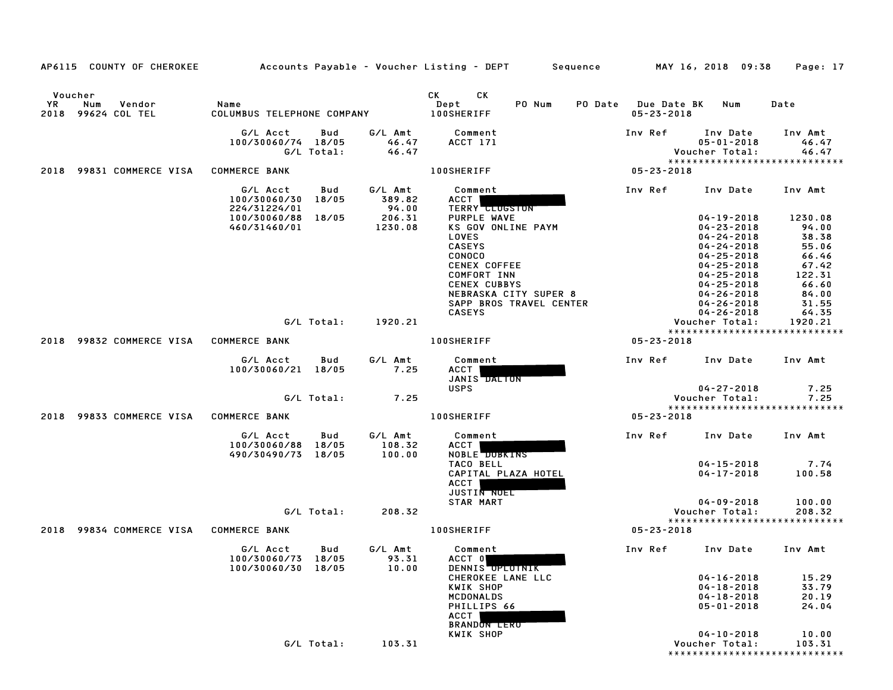AP6115 COUNTY OF CHEROKEE — Accounts Payable - Voucher Listing - DEPT — Sequence — MAY 16, 2018 09:38

| Voucher YR | Num | Vendor | Name | CK Dept | CK | PO Num | PO Date | Due Date | BK | Num | Date |
|---|---|---|---|---|---|---|---|---|---|---|---|
| 2018 | 99624 | COL TEL | COLUMBUS TELEPHONE COMPANY | 100SHERIFF | | | | 05-23-2018 | | | |

| G/L Acct | Bud | G/L Amt | Comment | Inv Ref | Inv Date | Inv Amt |
|---|---|---|---|---|---|---|
| 100/30060/74 | 18/05 | 46.47 | ACCT 171 | | 05-01-2018 | 46.47 |
| | G/L Total: | 46.47 | | | Voucher Total: | 46.47 |

******************************

| Voucher YR | Num | Vendor | Name | CK Dept | Due Date |
|---|---|---|---|---|---|
| 2018 | 99831 | COMMERCE VISA | COMMERCE BANK | 100SHERIFF | 05-23-2018 |

| G/L Acct | Bud | G/L Amt | Comment | Inv Ref | Inv Date | Inv Amt |
|---|---|---|---|---|---|---|
| 100/30060/30 | 18/05 | 389.82 | ACCT [REDACTED] | | | |
| 224/31224/01 | | 94.00 | TERRY CLUGSTON | | | |
| 100/30060/88 | 18/05 | 206.31 | PURPLE WAVE | | 04-19-2018 | 1230.08 |
| 460/31460/01 | | 1230.08 | KS GOV ONLINE PAYM | | 04-23-2018 | 94.00 |
| | | | LOVES | | 04-24-2018 | 38.38 |
| | | | CASEYS | | 04-24-2018 | 55.06 |
| | | | CONOCO | | 04-25-2018 | 66.46 |
| | | | CENEX COFFEE | | 04-25-2018 | 67.42 |
| | | | COMFORT INN | | 04-25-2018 | 122.31 |
| | | | CENEX CUBBYS | | 04-25-2018 | 66.60 |
| | | | NEBRASKA CITY SUPER 8 | | 04-26-2018 | 84.00 |
| | | | SAPP BROS TRAVEL CENTER | | 04-26-2018 | 31.55 |
| | | | CASEYS | | 04-26-2018 | 64.35 |
| | G/L Total: | 1920.21 | | | Voucher Total: | 1920.21 |

******************************

| Voucher YR | Num | Vendor | Name | CK Dept | Due Date |
|---|---|---|---|---|---|
| 2018 | 99832 | COMMERCE VISA | COMMERCE BANK | 100SHERIFF | 05-23-2018 |

| G/L Acct | Bud | G/L Amt | Comment | Inv Ref | Inv Date | Inv Amt |
|---|---|---|---|---|---|---|
| 100/30060/21 | 18/05 | 7.25 | ACCT [REDACTED] | | | |
| | | | JANIS DALTON | | | |
| | | | USPS | | 04-27-2018 | 7.25 |
| | G/L Total: | 7.25 | | | Voucher Total: | 7.25 |

******************************

| Voucher YR | Num | Vendor | Name | CK Dept | Due Date |
|---|---|---|---|---|---|
| 2018 | 99833 | COMMERCE VISA | COMMERCE BANK | 100SHERIFF | 05-23-2018 |

| G/L Acct | Bud | G/L Amt | Comment | Inv Ref | Inv Date | Inv Amt |
|---|---|---|---|---|---|---|
| 100/30060/88 | 18/05 | 108.32 | ACCT [REDACTED] | | | |
| 490/30490/73 | 18/05 | 100.00 | NOBLE DOBKINS | | | |
| | | | TACO BELL | | 04-15-2018 | 7.74 |
| | | | CAPITAL PLAZA HOTEL | | 04-17-2018 | 100.58 |
| | | | ACCT [REDACTED] | | | |
| | | | JUSTIN NOEL | | | |
| | | | STAR MART | | 04-09-2018 | 100.00 |
| | G/L Total: | 208.32 | | | Voucher Total: | 208.32 |

******************************

| Voucher YR | Num | Vendor | Name | CK Dept | Due Date |
|---|---|---|---|---|---|
| 2018 | 99834 | COMMERCE VISA | COMMERCE BANK | 100SHERIFF | 05-23-2018 |

| G/L Acct | Bud | G/L Amt | Comment | Inv Ref | Inv Date | Inv Amt |
|---|---|---|---|---|---|---|
| 100/30060/73 | 18/05 | 93.31 | ACCT 0[REDACTED] | | | |
| 100/30060/30 | 18/05 | 10.00 | DENNIS OPLOTNIK | | | |
| | | | CHEROKEE LANE LLC | | 04-16-2018 | 15.29 |
| | | | KWIK SHOP | | 04-18-2018 | 33.79 |
| | | | MCDONALDS | | 04-18-2018 | 20.19 |
| | | | PHILLIPS 66 | | 05-01-2018 | 24.04 |
| | | | ACCT [REDACTED] | | | |
| | | | BRANDON LERO | | | |
| | | | KWIK SHOP | | 04-10-2018 | 10.00 |
| | G/L Total: | 103.31 | | | Voucher Total: | 103.31 |

******************************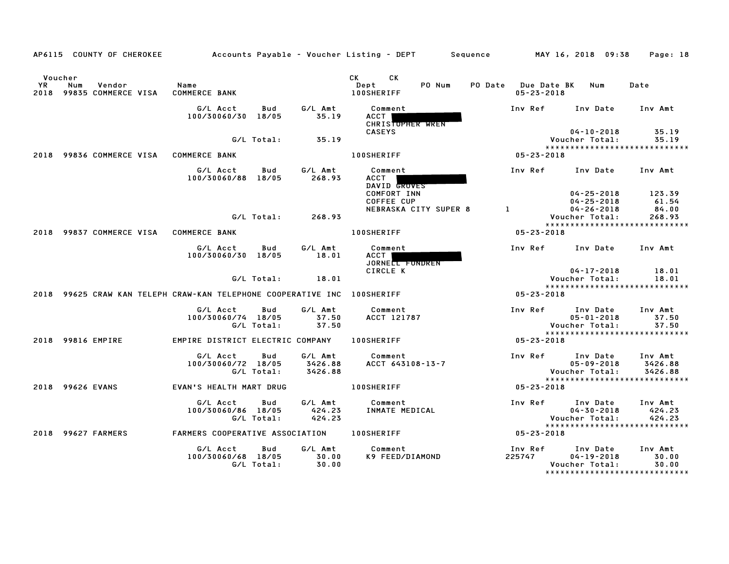AP6115 COUNTY OF CHEROKEE Accounts Payable - Voucher Listing - DEPT Sequence MAY 16, 2018 09:38

| Voucher YR | Num | Vendor | Name | CK Dept | CK | PO Num | PO Date | Due Date BK | Num | Date |
|---|---|---|---|---|---|---|---|---|---|---|
| 2018 | 99835 | COMMERCE VISA | COMMERCE BANK | 100SHERIFF | | | | 05-23-2018 | | |

| G/L Acct | Bud | G/L Amt | Comment | Inv Ref | Inv Date | Inv Amt |
|---|---|---|---|---|---|---|
| 100/30060/30 | 18/05 | 35.19 | ACCT [REDACTED] CHRISTOPHER WREN | | | |
| | | | CASEYS | | 04-10-2018 | 35.19 |
| | G/L Total: | 35.19 | | | Voucher Total: | 35.19 |

| Voucher YR | Num | Vendor | Name | CK Dept | Due Date |
|---|---|---|---|---|---|
| 2018 | 99836 | COMMERCE VISA | COMMERCE BANK | 100SHERIFF | 05-23-2018 |

| G/L Acct | Bud | G/L Amt | Comment | Inv Ref | Inv Date | Inv Amt |
|---|---|---|---|---|---|---|
| 100/30060/88 | 18/05 | 268.93 | ACCT [REDACTED] DAVID GROVES | | | |
| | | | COMFORT INN | | 04-25-2018 | 123.39 |
| | | | COFFEE CUP | | 04-25-2018 | 61.54 |
| | | | NEBRASKA CITY SUPER 8 | 1 | 04-26-2018 | 84.00 |
| | G/L Total: | 268.93 | | | Voucher Total: | 268.93 |

| Voucher YR | Num | Vendor | Name | CK Dept | Due Date |
|---|---|---|---|---|---|
| 2018 | 99837 | COMMERCE VISA | COMMERCE BANK | 100SHERIFF | 05-23-2018 |

| G/L Acct | Bud | G/L Amt | Comment | Inv Ref | Inv Date | Inv Amt |
|---|---|---|---|---|---|---|
| 100/30060/30 | 18/05 | 18.01 | ACCT [REDACTED] JORNELL FUNDREN | | | |
| | | | CIRCLE K | | 04-17-2018 | 18.01 |
| | G/L Total: | 18.01 | | | Voucher Total: | 18.01 |

| Voucher YR | Num | Vendor | Name | CK Dept | Due Date |
|---|---|---|---|---|---|
| 2018 | 99625 | CRAW KAN TELEPH | CRAW-KAN TELEPHONE COOPERATIVE INC | 100SHERIFF | 05-23-2018 |

| G/L Acct | Bud | G/L Amt | Comment | Inv Ref | Inv Date | Inv Amt |
|---|---|---|---|---|---|---|
| 100/30060/74 | 18/05 | 37.50 | ACCT 121787 | | 05-01-2018 | 37.50 |
| | G/L Total: | 37.50 | | | Voucher Total: | 37.50 |

| Voucher YR | Num | Vendor | Name | CK Dept | Due Date |
|---|---|---|---|---|---|
| 2018 | 99816 | EMPIRE | EMPIRE DISTRICT ELECTRIC COMPANY | 100SHERIFF | 05-23-2018 |

| G/L Acct | Bud | G/L Amt | Comment | Inv Ref | Inv Date | Inv Amt |
|---|---|---|---|---|---|---|
| 100/30060/72 | 18/05 | 3426.88 | ACCT 643108-13-7 | | 05-09-2018 | 3426.88 |
| | G/L Total: | 3426.88 | | | Voucher Total: | 3426.88 |

| Voucher YR | Num | Vendor | Name | CK Dept | Due Date |
|---|---|---|---|---|---|
| 2018 | 99626 | EVANS | EVAN'S HEALTH MART DRUG | 100SHERIFF | 05-23-2018 |

| G/L Acct | Bud | G/L Amt | Comment | Inv Ref | Inv Date | Inv Amt |
|---|---|---|---|---|---|---|
| 100/30060/86 | 18/05 | 424.23 | INMATE MEDICAL | | 04-30-2018 | 424.23 |
| | G/L Total: | 424.23 | | | Voucher Total: | 424.23 |

| Voucher YR | Num | Vendor | Name | CK Dept | Due Date |
|---|---|---|---|---|---|
| 2018 | 99627 | FARMERS | FARMERS COOPERATIVE ASSOCIATION | 100SHERIFF | 05-23-2018 |

| G/L Acct | Bud | G/L Amt | Comment | Inv Ref | Inv Date | Inv Amt |
|---|---|---|---|---|---|---|
| 100/30060/68 | 18/05 | 30.00 | K9 FEED/DIAMOND | 225747 | 04-19-2018 | 30.00 |
| | G/L Total: | 30.00 | | | Voucher Total: | 30.00 |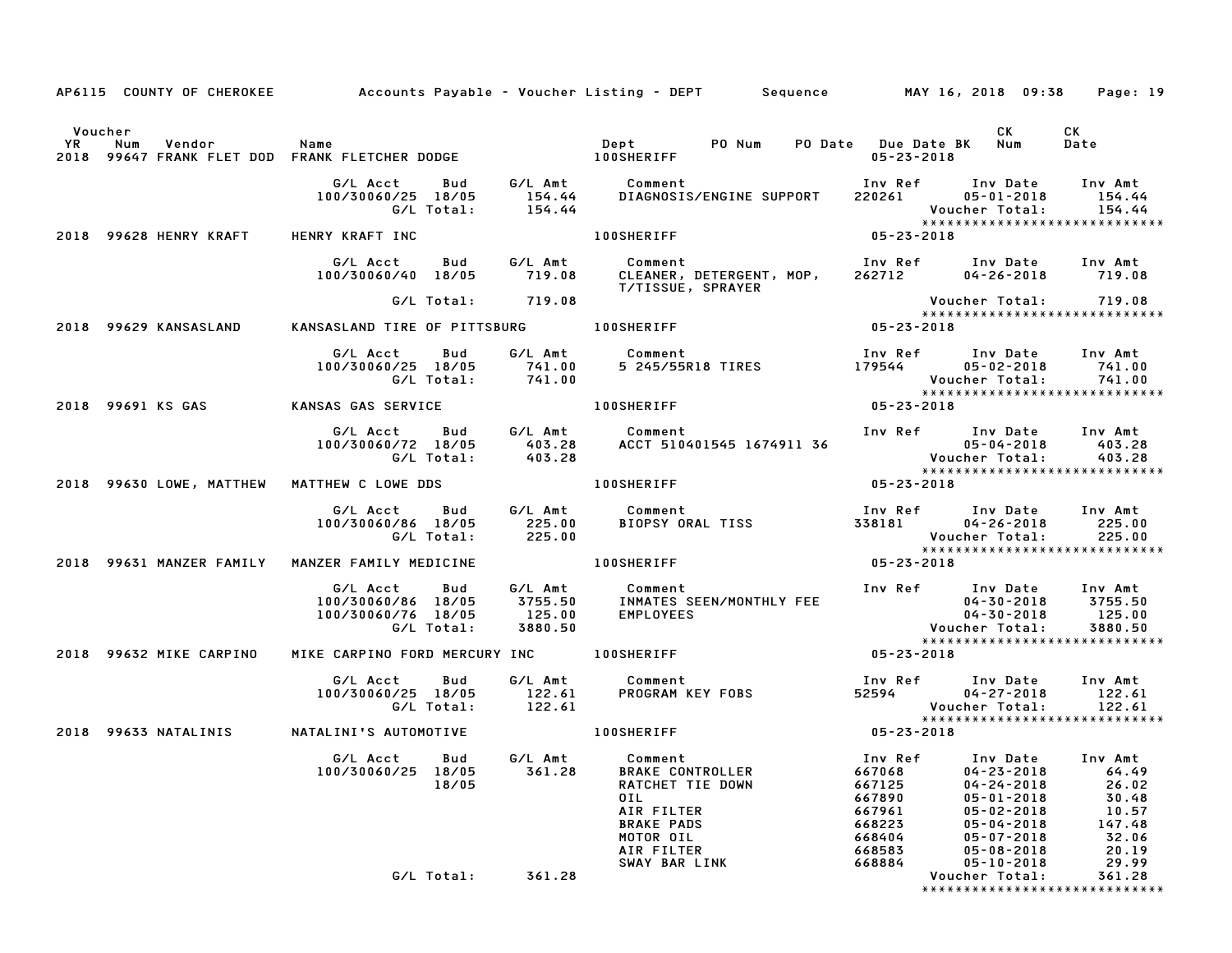AP6115 COUNTY OF CHEROKEE     Accounts Payable - Voucher Listing - DEPT     Sequence     MAY 16, 2018 09:38

| Voucher YR | Num | Vendor | Name | Dept | PO Num | PO Date | Due Date BK | CK Num | CK Date |
|---|---|---|---|---|---|---|---|---|---|
| 2018 | 99647 | FRANK FLET DOD | FRANK FLETCHER DODGE | 100SHERIFF | | | 05-23-2018 | | |

| G/L Acct | Bud | G/L Amt | Comment | Inv Ref | Inv Date | Inv Amt |
|---|---|---|---|---|---|---|
| 100/30060/25 | 18/05 | 154.44 | DIAGNOSIS/ENGINE SUPPORT | 220261 | 05-01-2018 | 154.44 |
| | G/L Total: | 154.44 | | | Voucher Total: | 154.44 |

*****************************

| YR | Num | Vendor | Name | Dept | Due Date |
|---|---|---|---|---|---|
| 2018 | 99628 | HENRY KRAFT | HENRY KRAFT INC | 100SHERIFF | 05-23-2018 |

| G/L Acct | Bud | G/L Amt | Comment | Inv Ref | Inv Date | Inv Amt |
|---|---|---|---|---|---|---|
| 100/30060/40 | 18/05 | 719.08 | CLEANER, DETERGENT, MOP, T/TISSUE, SPRAYER | 262712 | 04-26-2018 | 719.08 |
| | G/L Total: | 719.08 | | | Voucher Total: | 719.08 |

*****************************

| YR | Num | Vendor | Name | Dept | Due Date |
|---|---|---|---|---|---|
| 2018 | 99629 | KANSASLAND | KANSASLAND TIRE OF PITTSBURG | 100SHERIFF | 05-23-2018 |

| G/L Acct | Bud | G/L Amt | Comment | Inv Ref | Inv Date | Inv Amt |
|---|---|---|---|---|---|---|
| 100/30060/25 | 18/05 | 741.00 | 5 245/55R18 TIRES | 179544 | 05-02-2018 | 741.00 |
| | G/L Total: | 741.00 | | | Voucher Total: | 741.00 |

*****************************

| YR | Num | Vendor | Name | Dept | Due Date |
|---|---|---|---|---|---|
| 2018 | 99691 | KS GAS | KANSAS GAS SERVICE | 100SHERIFF | 05-23-2018 |

| G/L Acct | Bud | G/L Amt | Comment | Inv Ref | Inv Date | Inv Amt |
|---|---|---|---|---|---|---|
| 100/30060/72 | 18/05 | 403.28 | ACCT 510401545 1674911 36 | | 05-04-2018 | 403.28 |
| | G/L Total: | 403.28 | | | Voucher Total: | 403.28 |

*****************************

| YR | Num | Vendor | Name | Dept | Due Date |
|---|---|---|---|---|---|
| 2018 | 99630 | LOWE, MATTHEW | MATTHEW C LOWE DDS | 100SHERIFF | 05-23-2018 |

| G/L Acct | Bud | G/L Amt | Comment | Inv Ref | Inv Date | Inv Amt |
|---|---|---|---|---|---|---|
| 100/30060/86 | 18/05 | 225.00 | BIOPSY ORAL TISS | 338181 | 04-26-2018 | 225.00 |
| | G/L Total: | 225.00 | | | Voucher Total: | 225.00 |

*****************************

| YR | Num | Vendor | Name | Dept | Due Date |
|---|---|---|---|---|---|
| 2018 | 99631 | MANZER FAMILY | MANZER FAMILY MEDICINE | 100SHERIFF | 05-23-2018 |

| G/L Acct | Bud | G/L Amt | Comment | Inv Ref | Inv Date | Inv Amt |
|---|---|---|---|---|---|---|
| 100/30060/86 | 18/05 | 3755.50 | INMATES SEEN/MONTHLY FEE | | 04-30-2018 | 3755.50 |
| 100/30060/76 | 18/05 | 125.00 | EMPLOYEES | | 04-30-2018 | 125.00 |
| | G/L Total: | 3880.50 | | | Voucher Total: | 3880.50 |

*****************************

| YR | Num | Vendor | Name | Dept | Due Date |
|---|---|---|---|---|---|
| 2018 | 99632 | MIKE CARPINO | MIKE CARPINO FORD MERCURY INC | 100SHERIFF | 05-23-2018 |

| G/L Acct | Bud | G/L Amt | Comment | Inv Ref | Inv Date | Inv Amt |
|---|---|---|---|---|---|---|
| 100/30060/25 | 18/05 | 122.61 | PROGRAM KEY FOBS | 52594 | 04-27-2018 | 122.61 |
| | G/L Total: | 122.61 | | | Voucher Total: | 122.61 |

*****************************

| YR | Num | Vendor | Name | Dept | Due Date |
|---|---|---|---|---|---|
| 2018 | 99633 | NATALINIS | NATALINI'S AUTOMOTIVE | 100SHERIFF | 05-23-2018 |

| G/L Acct | Bud | G/L Amt | Comment | Inv Ref | Inv Date | Inv Amt |
|---|---|---|---|---|---|---|
| 100/30060/25 | 18/05 | 361.28 | BRAKE CONTROLLER | 667068 | 04-23-2018 | 64.49 |
| | 18/05 | | RATCHET TIE DOWN | 667125 | 04-24-2018 | 26.02 |
| | | | OIL | 667890 | 05-01-2018 | 30.48 |
| | | | AIR FILTER | 667961 | 05-02-2018 | 10.57 |
| | | | BRAKE PADS | 668223 | 05-04-2018 | 147.48 |
| | | | MOTOR OIL | 668404 | 05-07-2018 | 32.06 |
| | | | AIR FILTER | 668583 | 05-08-2018 | 20.19 |
| | | | SWAY BAR LINK | 668884 | 05-10-2018 | 29.99 |
| | G/L Total: | 361.28 | | | Voucher Total: | 361.28 |

*****************************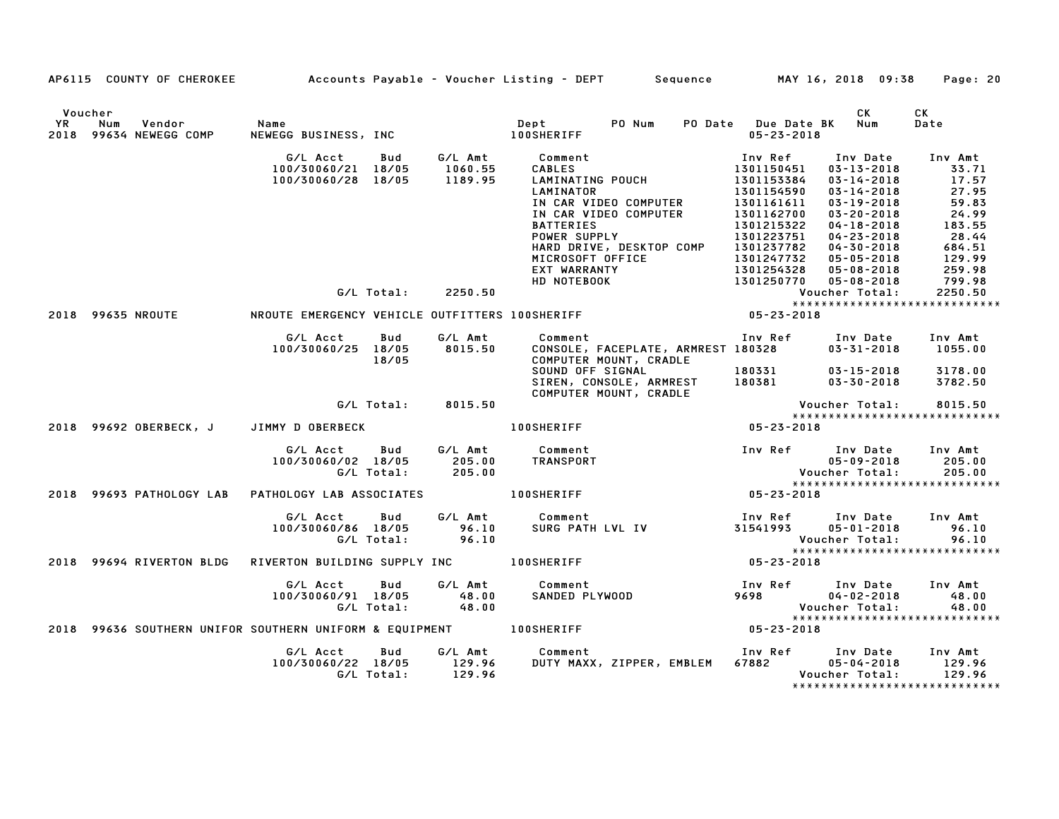AP6115 COUNTY OF CHEROKEE — Accounts Payable - Voucher Listing - DEPT — Sequence — MAY 16, 2018 09:38

| Voucher YR | Num | Vendor | Name | Dept | PO Num | PO Date | Due Date BK | CK Num | CK Date |
|---|---|---|---|---|---|---|---|---|---|
| 2018 | 99634 | NEWEGG COMP | NEWEGG BUSINESS, INC | 100SHERIFF | | | 05-23-2018 | | |

| G/L Acct | Bud | G/L Amt | Comment | Inv Ref | Inv Date | Inv Amt |
|---|---|---|---|---|---|---|
| 100/30060/21 | 18/05 | 1060.55 | CABLES | 1301150451 | 03-13-2018 | 33.71 |
| 100/30060/28 | 18/05 | 1189.95 | LAMINATING POUCH | 1301153384 | 03-14-2018 | 17.57 |
| | | | LAMINATOR | 1301154590 | 03-14-2018 | 27.95 |
| | | | IN CAR VIDEO COMPUTER | 1301161611 | 03-19-2018 | 59.83 |
| | | | IN CAR VIDEO COMPUTER | 1301162700 | 03-20-2018 | 24.99 |
| | | | BATTERIES | 1301215322 | 04-18-2018 | 183.55 |
| | | | POWER SUPPLY | 1301223751 | 04-23-2018 | 28.44 |
| | | | HARD DRIVE, DESKTOP COMP | 1301237782 | 04-30-2018 | 684.51 |
| | | | MICROSOFT OFFICE | 1301247732 | 05-05-2018 | 129.99 |
| | | | EXT WARRANTY | 1301254328 | 05-08-2018 | 259.98 |
| | | | HD NOTEBOOK | 1301250770 | 05-08-2018 | 799.98 |
| | G/L Total: | 2250.50 | | | Voucher Total: | 2250.50 |

*****************************

| Voucher YR | Num | Vendor | Name | Dept | Due Date BK |
|---|---|---|---|---|---|
| 2018 | 99635 | NROUTE | NROUTE EMERGENCY VEHICLE OUTFITTERS | 100SHERIFF | 05-23-2018 |

| G/L Acct | Bud | G/L Amt | Comment | Inv Ref | Inv Date | Inv Amt |
|---|---|---|---|---|---|---|
| 100/30060/25 | 18/05 | 8015.50 | CONSOLE, FACEPLATE, ARMREST | 180328 | 03-31-2018 | 1055.00 |
| | 18/05 | | COMPUTER MOUNT, CRADLE | | | |
| | | | SOUND OFF SIGNAL | 180331 | 03-15-2018 | 3178.00 |
| | | | SIREN, CONSOLE, ARMREST | 180381 | 03-30-2018 | 3782.50 |
| | | | COMPUTER MOUNT, CRADLE | | | |
| | G/L Total: | 8015.50 | | | Voucher Total: | 8015.50 |

*****************************

| Voucher YR | Num | Vendor | Name | Dept | Due Date BK |
|---|---|---|---|---|---|
| 2018 | 99692 | OBERBECK, J | JIMMY D OBERBECK | 100SHERIFF | 05-23-2018 |

| G/L Acct | Bud | G/L Amt | Comment | Inv Ref | Inv Date | Inv Amt |
|---|---|---|---|---|---|---|
| 100/30060/02 | 18/05 | 205.00 | TRANSPORT | | 05-09-2018 | 205.00 |
| | G/L Total: | 205.00 | | | Voucher Total: | 205.00 |

*****************************

| Voucher YR | Num | Vendor | Name | Dept | Due Date BK |
|---|---|---|---|---|---|
| 2018 | 99693 | PATHOLOGY LAB | PATHOLOGY LAB ASSOCIATES | 100SHERIFF | 05-23-2018 |

| G/L Acct | Bud | G/L Amt | Comment | Inv Ref | Inv Date | Inv Amt |
|---|---|---|---|---|---|---|
| 100/30060/86 | 18/05 | 96.10 | SURG PATH LVL IV | 31541993 | 05-01-2018 | 96.10 |
| | G/L Total: | 96.10 | | | Voucher Total: | 96.10 |

*****************************

| Voucher YR | Num | Vendor | Name | Dept | Due Date BK |
|---|---|---|---|---|---|
| 2018 | 99694 | RIVERTON BLDG | RIVERTON BUILDING SUPPLY INC | 100SHERIFF | 05-23-2018 |

| G/L Acct | Bud | G/L Amt | Comment | Inv Ref | Inv Date | Inv Amt |
|---|---|---|---|---|---|---|
| 100/30060/91 | 18/05 | 48.00 | SANDED PLYWOOD | 9698 | 04-02-2018 | 48.00 |
| | G/L Total: | 48.00 | | | Voucher Total: | 48.00 |

*****************************

| Voucher YR | Num | Vendor | Name | Dept | Due Date BK |
|---|---|---|---|---|---|
| 2018 | 99636 | SOUTHERN UNIFOR | SOUTHERN UNIFORM & EQUIPMENT | 100SHERIFF | 05-23-2018 |

| G/L Acct | Bud | G/L Amt | Comment | Inv Ref | Inv Date | Inv Amt |
|---|---|---|---|---|---|---|
| 100/30060/22 | 18/05 | 129.96 | DUTY MAXX, ZIPPER, EMBLEM | 67882 | 05-04-2018 | 129.96 |
| | G/L Total: | 129.96 | | | Voucher Total: | 129.96 |

*****************************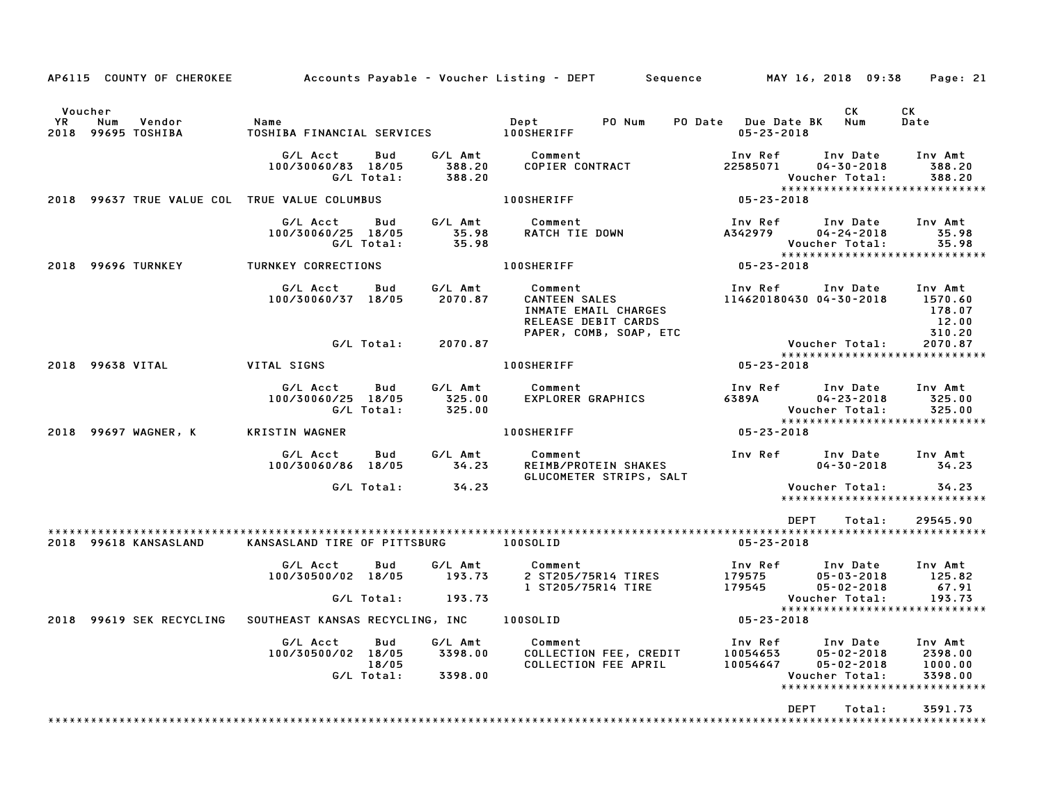AP6115 COUNTY OF CHEROKEE Accounts Payable - Voucher Listing - DEPT Sequence MAY 16, 2018 09:38

| Voucher YR | Num | Vendor | Name | Dept | PO Num | PO Date | Due Date BK | CK Num | CK Date |
|---|---|---|---|---|---|---|---|---|---|
| 2018 | 99695 | TOSHIBA | TOSHIBA FINANCIAL SERVICES | 100SHERIFF | | | 05-23-2018 | | |

| G/L Acct | Bud | G/L Amt | Comment | Inv Ref | Inv Date | Inv Amt |
|---|---|---|---|---|---|---|
| 100/30060/83 | 18/05 | 388.20 | COPIER CONTRACT | 22585071 | 04-30-2018 | 388.20 |
| | G/L Total: | 388.20 | | | Voucher Total: | 388.20 |

| Voucher YR | Num | Vendor | Name | Dept | Due Date |
|---|---|---|---|---|---|
| 2018 | 99637 | TRUE VALUE COL | TRUE VALUE COLUMBUS | 100SHERIFF | 05-23-2018 |

| G/L Acct | Bud | G/L Amt | Comment | Inv Ref | Inv Date | Inv Amt |
|---|---|---|---|---|---|---|
| 100/30060/25 | 18/05 | 35.98 | RATCH TIE DOWN | A342979 | 04-24-2018 | 35.98 |
| | G/L Total: | 35.98 | | | Voucher Total: | 35.98 |

| Voucher YR | Num | Vendor | Name | Dept | Due Date |
|---|---|---|---|---|---|
| 2018 | 99696 | TURNKEY | TURNKEY CORRECTIONS | 100SHERIFF | 05-23-2018 |

| G/L Acct | Bud | G/L Amt | Comment | Inv Ref | Inv Date | Inv Amt |
|---|---|---|---|---|---|---|
| 100/30060/37 | 18/05 | 2070.87 | CANTEEN SALES | 114620180430 | 04-30-2018 | 1570.60 |
| | | | INMATE EMAIL CHARGES | | | 178.07 |
| | | | RELEASE DEBIT CARDS | | | 12.00 |
| | | | PAPER, COMB, SOAP, ETC | | | 310.20 |
| | G/L Total: | 2070.87 | | | Voucher Total: | 2070.87 |

| Voucher YR | Num | Vendor | Name | Dept | Due Date |
|---|---|---|---|---|---|
| 2018 | 99638 | VITAL | VITAL SIGNS | 100SHERIFF | 05-23-2018 |

| G/L Acct | Bud | G/L Amt | Comment | Inv Ref | Inv Date | Inv Amt |
|---|---|---|---|---|---|---|
| 100/30060/25 | 18/05 | 325.00 | EXPLORER GRAPHICS | 6389A | 04-23-2018 | 325.00 |
| | G/L Total: | 325.00 | | | Voucher Total: | 325.00 |

| Voucher YR | Num | Vendor | Name | Dept | Due Date |
|---|---|---|---|---|---|
| 2018 | 99697 | WAGNER, K | KRISTIN WAGNER | 100SHERIFF | 05-23-2018 |

| G/L Acct | Bud | G/L Amt | Comment | Inv Ref | Inv Date | Inv Amt |
|---|---|---|---|---|---|---|
| 100/30060/86 | 18/05 | 34.23 | REIMB/PROTEIN SHAKES | | 04-30-2018 | 34.23 |
| | | | GLUCOMETER STRIPS, SALT | | | |
| | G/L Total: | 34.23 | | | Voucher Total: | 34.23 |

DEPT Total: 29545.90

| Voucher YR | Num | Vendor | Name | Dept | Due Date |
|---|---|---|---|---|---|
| 2018 | 99618 | KANSASLAND | KANSASLAND TIRE OF PITTSBURG | 100SOLID | 05-23-2018 |

| G/L Acct | Bud | G/L Amt | Comment | Inv Ref | Inv Date | Inv Amt |
|---|---|---|---|---|---|---|
| 100/30500/02 | 18/05 | 193.73 | 2 ST205/75R14 TIRES | 179575 | 05-03-2018 | 125.82 |
| | | | 1 ST205/75R14 TIRE | 179545 | 05-02-2018 | 67.91 |
| | G/L Total: | 193.73 | | | Voucher Total: | 193.73 |

| Voucher YR | Num | Vendor | Name | Dept | Due Date |
|---|---|---|---|---|---|
| 2018 | 99619 | SEK RECYCLING | SOUTHEAST KANSAS RECYCLING, INC | 100SOLID | 05-23-2018 |

| G/L Acct | Bud | G/L Amt | Comment | Inv Ref | Inv Date | Inv Amt |
|---|---|---|---|---|---|---|
| 100/30500/02 | 18/05 | 3398.00 | COLLECTION FEE, CREDIT | 10054653 | 05-02-2018 | 2398.00 |
| | 18/05 | | COLLECTION FEE APRIL | 10054647 | 05-02-2018 | 1000.00 |
| | G/L Total: | 3398.00 | | | Voucher Total: | 3398.00 |

DEPT Total: 3591.73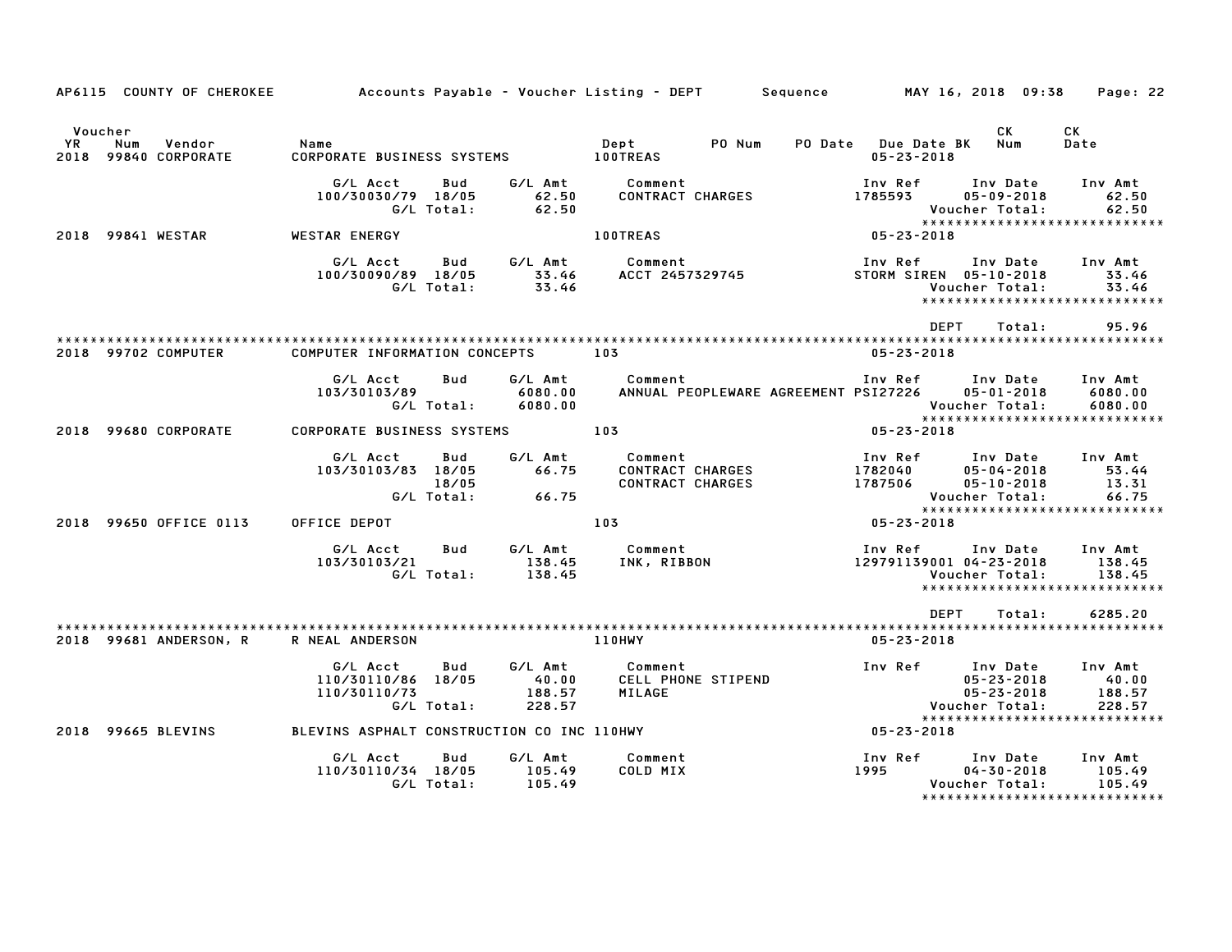AP6115 COUNTY OF CHEROKEE — Accounts Payable - Voucher Listing - DEPT — Sequence — MAY 16, 2018 09:38

| Voucher YR | Num | Vendor | Name | Dept | PO Num | PO Date | Due Date BK | CK Num | CK Date |
|---|---|---|---|---|---|---|---|---|---|
| 2018 | 99840 | CORPORATE | CORPORATE BUSINESS SYSTEMS | 100TREAS | | | 05-23-2018 | | |

| G/L Acct | Bud | G/L Amt | Comment | Inv Ref | Inv Date | Inv Amt |
|---|---|---|---|---|---|---|
| 100/30030/79 | 18/05 | 62.50 | CONTRACT CHARGES | 1785593 | 05-09-2018 | 62.50 |
| | G/L Total: | 62.50 | | | Voucher Total: | 62.50 |

| Voucher YR | Num | Vendor | Name | Dept | Due Date |
|---|---|---|---|---|---|
| 2018 | 99841 | WESTAR | WESTAR ENERGY | 100TREAS | 05-23-2018 |

| G/L Acct | Bud | G/L Amt | Comment | Inv Ref | Inv Date | Inv Amt |
|---|---|---|---|---|---|---|
| 100/30090/89 | 18/05 | 33.46 | ACCT 2457329745 | STORM SIREN | 05-10-2018 | 33.46 |
| | G/L Total: | 33.46 | | | Voucher Total: | 33.46 |

DEPT Total: 95.96

| Voucher YR | Num | Vendor | Name | Dept | Due Date |
|---|---|---|---|---|---|
| 2018 | 99702 | COMPUTER | COMPUTER INFORMATION CONCEPTS | 103 | 05-23-2018 |

| G/L Acct | Bud | G/L Amt | Comment | Inv Ref | Inv Date | Inv Amt |
|---|---|---|---|---|---|---|
| 103/30103/89 | | 6080.00 | ANNUAL PEOPLEWARE AGREEMENT | PSI27226 | 05-01-2018 | 6080.00 |
| | G/L Total: | 6080.00 | | | Voucher Total: | 6080.00 |

| Voucher YR | Num | Vendor | Name | Dept | Due Date |
|---|---|---|---|---|---|
| 2018 | 99680 | CORPORATE | CORPORATE BUSINESS SYSTEMS | 103 | 05-23-2018 |

| G/L Acct | Bud | G/L Amt | Comment | Inv Ref | Inv Date | Inv Amt |
|---|---|---|---|---|---|---|
| 103/30103/83 | 18/05 | 66.75 | CONTRACT CHARGES | 1782040 | 05-04-2018 | 53.44 |
| | 18/05 | | CONTRACT CHARGES | 1787506 | 05-10-2018 | 13.31 |
| | G/L Total: | 66.75 | | | Voucher Total: | 66.75 |

| Voucher YR | Num | Vendor | Name | Dept | Due Date |
|---|---|---|---|---|---|
| 2018 | 99650 | OFFICE 0113 | OFFICE DEPOT | 103 | 05-23-2018 |

| G/L Acct | Bud | G/L Amt | Comment | Inv Ref | Inv Date | Inv Amt |
|---|---|---|---|---|---|---|
| 103/30103/21 | | 138.45 | INK, RIBBON | 129791139001 | 04-23-2018 | 138.45 |
| | G/L Total: | 138.45 | | | Voucher Total: | 138.45 |

DEPT Total: 6285.20

| Voucher YR | Num | Vendor | Name | Dept | Due Date |
|---|---|---|---|---|---|
| 2018 | 99681 | ANDERSON, R | R NEAL ANDERSON | 110HWY | 05-23-2018 |

| G/L Acct | Bud | G/L Amt | Comment | Inv Ref | Inv Date | Inv Amt |
|---|---|---|---|---|---|---|
| 110/30110/86 | 18/05 | 40.00 | CELL PHONE STIPEND | | 05-23-2018 | 40.00 |
| 110/30110/73 | | 188.57 | MILAGE | | 05-23-2018 | 188.57 |
| | G/L Total: | 228.57 | | | Voucher Total: | 228.57 |

| Voucher YR | Num | Vendor | Name | Dept | Due Date |
|---|---|---|---|---|---|
| 2018 | 99665 | BLEVINS | BLEVINS ASPHALT CONSTRUCTION CO INC | 110HWY | 05-23-2018 |

| G/L Acct | Bud | G/L Amt | Comment | Inv Ref | Inv Date | Inv Amt |
|---|---|---|---|---|---|---|
| 110/30110/34 | 18/05 | 105.49 | COLD MIX | 1995 | 04-30-2018 | 105.49 |
| | G/L Total: | 105.49 | | | Voucher Total: | 105.49 |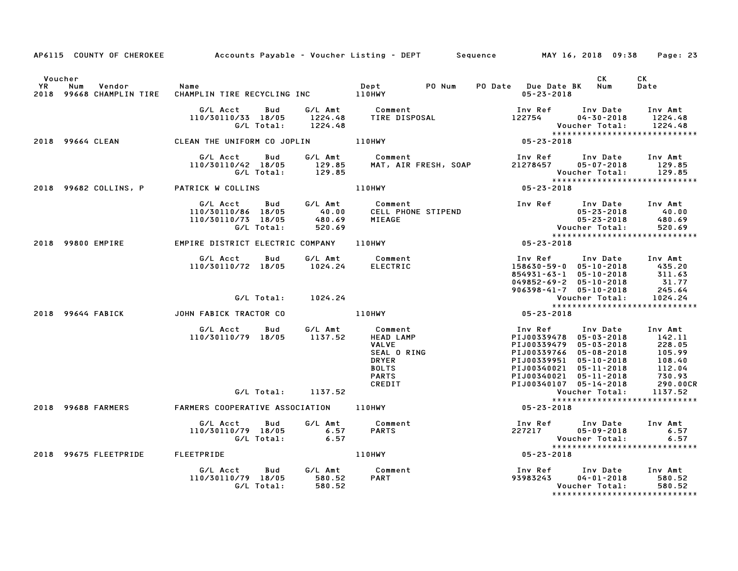AP6115 COUNTY OF CHEROKEE — Accounts Payable - Voucher Listing - DEPT — Sequence — MAY 16, 2018 09:38

| Voucher YR | Num | Vendor | Name | Dept | PO Num | PO Date | Due Date BK | CK Num | CK Date |
|---|---|---|---|---|---|---|---|---|---|
| 2018 | 99668 | CHAMPLIN TIRE | CHAMPLIN TIRE RECYCLING INC | 110HWY | | | 05-23-2018 | | |

| G/L Acct | Bud | G/L Amt | Comment | Inv Ref | Inv Date | Inv Amt |
|---|---|---|---|---|---|---|
| 110/30110/33 | 18/05 | 1224.48 | TIRE DISPOSAL | 122754 | 04-30-2018 | 1224.48 |
| | G/L Total: | 1224.48 | | | Voucher Total: | 1224.48 |

****************************

| YR | Num | Vendor | Name | Dept | Due Date |
|---|---|---|---|---|---|
| 2018 | 99664 | CLEAN | CLEAN THE UNIFORM CO JOPLIN | 110HWY | 05-23-2018 |

| G/L Acct | Bud | G/L Amt | Comment | Inv Ref | Inv Date | Inv Amt |
|---|---|---|---|---|---|---|
| 110/30110/42 | 18/05 | 129.85 | MAT, AIR FRESH, SOAP | 21278457 | 05-07-2018 | 129.85 |
| | G/L Total: | 129.85 | | | Voucher Total: | 129.85 |

****************************

| YR | Num | Vendor | Name | Dept | Due Date |
|---|---|---|---|---|---|
| 2018 | 99682 | COLLINS, P | PATRICK W COLLINS | 110HWY | 05-23-2018 |

| G/L Acct | Bud | G/L Amt | Comment | Inv Ref | Inv Date | Inv Amt |
|---|---|---|---|---|---|---|
| 110/30110/86 | 18/05 | 40.00 | CELL PHONE STIPEND | | 05-23-2018 | 40.00 |
| 110/30110/73 | 18/05 | 480.69 | MIEAGE | | 05-23-2018 | 480.69 |
| | G/L Total: | 520.69 | | | Voucher Total: | 520.69 |

****************************

| YR | Num | Vendor | Name | Dept | Due Date |
|---|---|---|---|---|---|
| 2018 | 99800 | EMPIRE | EMPIRE DISTRICT ELECTRIC COMPANY | 110HWY | 05-23-2018 |

| G/L Acct | Bud | G/L Amt | Comment | Inv Ref | Inv Date | Inv Amt |
|---|---|---|---|---|---|---|
| 110/30110/72 | 18/05 | 1024.24 | ELECTRIC | 158630-59-0 | 05-10-2018 | 435.20 |
| | | | | 854931-63-1 | 05-10-2018 | 311.63 |
| | | | | 049852-69-2 | 05-10-2018 | 31.77 |
| | | | | 906398-41-7 | 05-10-2018 | 245.64 |
| | G/L Total: | 1024.24 | | | Voucher Total: | 1024.24 |

****************************

| YR | Num | Vendor | Name | Dept | Due Date |
|---|---|---|---|---|---|
| 2018 | 99644 | FABICK | JOHN FABICK TRACTOR CO | 110HWY | 05-23-2018 |

| G/L Acct | Bud | G/L Amt | Comment | Inv Ref | Inv Date | Inv Amt |
|---|---|---|---|---|---|---|
| 110/30110/79 | 18/05 | 1137.52 | HEAD LAMP | PIJ00339478 | 05-03-2018 | 142.11 |
| | | | VALVE | PIJ00339479 | 05-03-2018 | 228.05 |
| | | | SEAL O RING | PIJ00339766 | 05-08-2018 | 105.99 |
| | | | DRYER | PIJ00339951 | 05-10-2018 | 108.40 |
| | | | BOLTS | PIJ00340021 | 05-11-2018 | 112.04 |
| | | | PARTS | PIJ00340021 | 05-11-2018 | 730.93 |
| | | | CREDIT | PIJ00340107 | 05-14-2018 | 290.00CR |
| | G/L Total: | 1137.52 | | | Voucher Total: | 1137.52 |

****************************

| YR | Num | Vendor | Name | Dept | Due Date |
|---|---|---|---|---|---|
| 2018 | 99688 | FARMERS | FARMERS COOPERATIVE ASSOCIATION | 110HWY | 05-23-2018 |

| G/L Acct | Bud | G/L Amt | Comment | Inv Ref | Inv Date | Inv Amt |
|---|---|---|---|---|---|---|
| 110/30110/79 | 18/05 | 6.57 | PARTS | 227217 | 05-09-2018 | 6.57 |
| | G/L Total: | 6.57 | | | Voucher Total: | 6.57 |

****************************

| YR | Num | Vendor | Name | Dept | Due Date |
|---|---|---|---|---|---|
| 2018 | 99675 | FLEETPRIDE | FLEETPRIDE | 110HWY | 05-23-2018 |

| G/L Acct | Bud | G/L Amt | Comment | Inv Ref | Inv Date | Inv Amt |
|---|---|---|---|---|---|---|
| 110/30110/79 | 18/05 | 580.52 | PART | 93983243 | 04-01-2018 | 580.52 |
| | G/L Total: | 580.52 | | | Voucher Total: | 580.52 |

****************************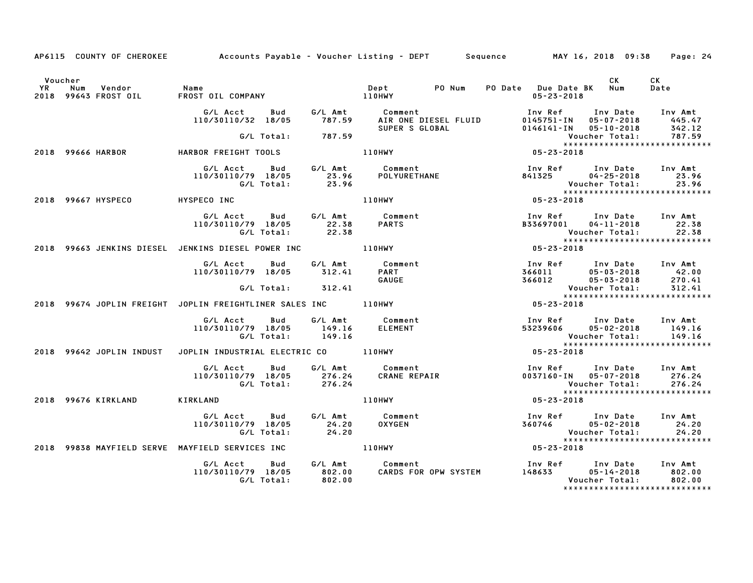AP6115 COUNTY OF CHEROKEE Accounts Payable - Voucher Listing - DEPT Sequence MAY 16, 2018 09:38

| Voucher YR | Num | Vendor | Name | Dept | PO Num | PO Date | Due Date BK | CK Num | CK Date |
|---|---|---|---|---|---|---|---|---|---|
| 2018 | 99643 | FROST OIL | FROST OIL COMPANY | 110HWY | | | 05-23-2018 | | |

| G/L Acct | Bud | G/L Amt | Comment | Inv Ref | Inv Date | Inv Amt |
|---|---|---|---|---|---|---|
| 110/30110/32 | 18/05 | 787.59 | AIR ONE DIESEL FLUID | 0145751-IN | 05-07-2018 | 445.47 |
| | | | SUPER S GLOBAL | 0146141-IN | 05-10-2018 | 342.12 |
| | G/L Total: | 787.59 | | | Voucher Total: | 787.59 |

****************************

| Voucher YR | Num | Vendor | Name | Dept | Due Date |
|---|---|---|---|---|---|
| 2018 | 99666 | HARBOR | HARBOR FREIGHT TOOLS | 110HWY | 05-23-2018 |

| G/L Acct | Bud | G/L Amt | Comment | Inv Ref | Inv Date | Inv Amt |
|---|---|---|---|---|---|---|
| 110/30110/79 | 18/05 | 23.96 | POLYURETHANE | 841325 | 04-25-2018 | 23.96 |
| | G/L Total: | 23.96 | | | Voucher Total: | 23.96 |

****************************

| Voucher YR | Num | Vendor | Name | Dept | Due Date |
|---|---|---|---|---|---|
| 2018 | 99667 | HYSPECO | HYSPECO INC | 110HWY | 05-23-2018 |

| G/L Acct | Bud | G/L Amt | Comment | Inv Ref | Inv Date | Inv Amt |
|---|---|---|---|---|---|---|
| 110/30110/79 | 18/05 | 22.38 | PARTS | B33697001 | 04-11-2018 | 22.38 |
| | G/L Total: | 22.38 | | | Voucher Total: | 22.38 |

****************************

| Voucher YR | Num | Vendor | Name | Dept | Due Date |
|---|---|---|---|---|---|
| 2018 | 99663 | JENKINS DIESEL | JENKINS DIESEL POWER INC | 110HWY | 05-23-2018 |

| G/L Acct | Bud | G/L Amt | Comment | Inv Ref | Inv Date | Inv Amt |
|---|---|---|---|---|---|---|
| 110/30110/79 | 18/05 | 312.41 | PART | 366011 | 05-03-2018 | 42.00 |
| | | | GAUGE | 366012 | 05-03-2018 | 270.41 |
| | G/L Total: | 312.41 | | | Voucher Total: | 312.41 |

****************************

| Voucher YR | Num | Vendor | Name | Dept | Due Date |
|---|---|---|---|---|---|
| 2018 | 99674 | JOPLIN FREIGHT | JOPLIN FREIGHTLINER SALES INC | 110HWY | 05-23-2018 |

| G/L Acct | Bud | G/L Amt | Comment | Inv Ref | Inv Date | Inv Amt |
|---|---|---|---|---|---|---|
| 110/30110/79 | 18/05 | 149.16 | ELEMENT | 53239606 | 05-02-2018 | 149.16 |
| | G/L Total: | 149.16 | | | Voucher Total: | 149.16 |

****************************

| Voucher YR | Num | Vendor | Name | Dept | Due Date |
|---|---|---|---|---|---|
| 2018 | 99642 | JOPLIN INDUST | JOPLIN INDUSTRIAL ELECTRIC CO | 110HWY | 05-23-2018 |

| G/L Acct | Bud | G/L Amt | Comment | Inv Ref | Inv Date | Inv Amt |
|---|---|---|---|---|---|---|
| 110/30110/79 | 18/05 | 276.24 | CRANE REPAIR | 0037160-IN | 05-07-2018 | 276.24 |
| | G/L Total: | 276.24 | | | Voucher Total: | 276.24 |

****************************

| Voucher YR | Num | Vendor | Name | Dept | Due Date |
|---|---|---|---|---|---|
| 2018 | 99676 | KIRKLAND | KIRKLAND | 110HWY | 05-23-2018 |

| G/L Acct | Bud | G/L Amt | Comment | Inv Ref | Inv Date | Inv Amt |
|---|---|---|---|---|---|---|
| 110/30110/79 | 18/05 | 24.20 | OXYGEN | 360746 | 05-02-2018 | 24.20 |
| | G/L Total: | 24.20 | | | Voucher Total: | 24.20 |

****************************

| Voucher YR | Num | Vendor | Name | Dept | Due Date |
|---|---|---|---|---|---|
| 2018 | 99838 | MAYFIELD SERVE | MAYFIELD SERVICES INC | 110HWY | 05-23-2018 |

| G/L Acct | Bud | G/L Amt | Comment | Inv Ref | Inv Date | Inv Amt |
|---|---|---|---|---|---|---|
| 110/30110/79 | 18/05 | 802.00 | CARDS FOR OPW SYSTEM | 148633 | 05-14-2018 | 802.00 |
| | G/L Total: | 802.00 | | | Voucher Total: | 802.00 |

****************************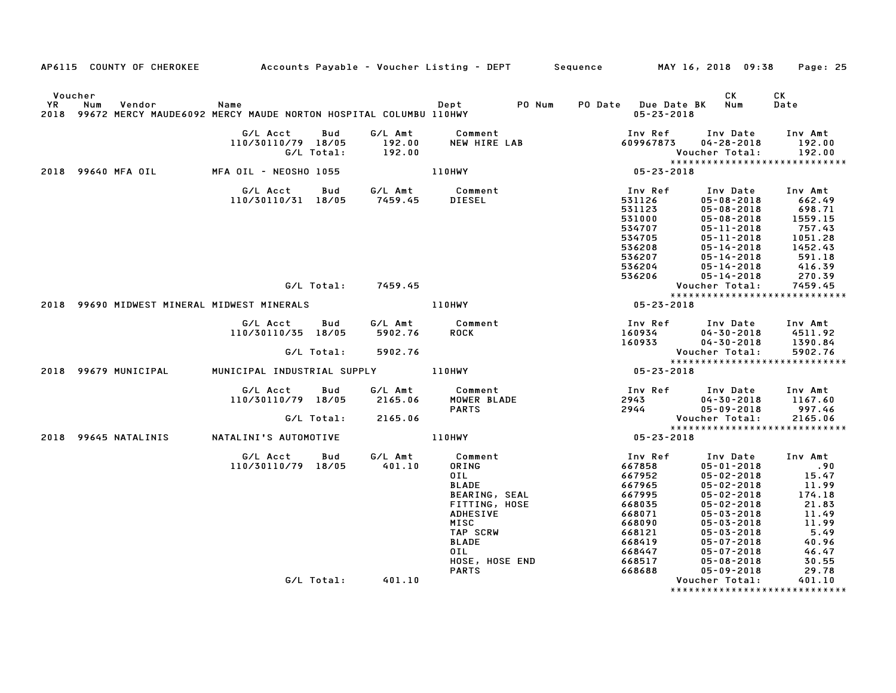AP6115 COUNTY OF CHEROKEE    Accounts Payable - Voucher Listing - DEPT    Sequence    MAY 16, 2018 09:38

| Voucher YR | Num | Vendor | Name | Dept | PO Num | PO Date | Due Date BK | CK Num | CK Date |
|---|---|---|---|---|---|---|---|---|---|
| 2018 | 99672 | MERCY MAUDE6092 | MERCY MAUDE NORTON HOSPITAL COLUMBU | 110HWY | | | 05-23-2018 | | |

| G/L Acct | Bud | G/L Amt | Comment | Inv Ref | Inv Date | Inv Amt |
|---|---|---|---|---|---|---|
| 110/30110/79 | 18/05 | 192.00 | NEW HIRE LAB | 609967873 | 04-28-2018 | 192.00 |
| | G/L Total: | 192.00 | | | Voucher Total: | 192.00 |

*****************************

| Voucher YR | Num | Vendor | Name | Dept | Due Date |
|---|---|---|---|---|---|
| 2018 | 99640 | MFA OIL | MFA OIL - NEOSHO 1055 | 110HWY | 05-23-2018 |

| G/L Acct | Bud | G/L Amt | Comment | Inv Ref | Inv Date | Inv Amt |
|---|---|---|---|---|---|---|
| 110/30110/31 | 18/05 | 7459.45 | DIESEL | 531126 | 05-08-2018 | 662.49 |
| | | | | 531123 | 05-08-2018 | 698.71 |
| | | | | 531000 | 05-08-2018 | 1559.15 |
| | | | | 534707 | 05-11-2018 | 757.43 |
| | | | | 534705 | 05-11-2018 | 1051.28 |
| | | | | 536208 | 05-14-2018 | 1452.43 |
| | | | | 536207 | 05-14-2018 | 591.18 |
| | | | | 536204 | 05-14-2018 | 416.39 |
| | | | | 536206 | 05-14-2018 | 270.39 |
| | G/L Total: | 7459.45 | | | Voucher Total: | 7459.45 |

*****************************

| Voucher YR | Num | Vendor | Name | Dept | Due Date |
|---|---|---|---|---|---|
| 2018 | 99690 | MIDWEST MINERAL | MIDWEST MINERALS | 110HWY | 05-23-2018 |

| G/L Acct | Bud | G/L Amt | Comment | Inv Ref | Inv Date | Inv Amt |
|---|---|---|---|---|---|---|
| 110/30110/35 | 18/05 | 5902.76 | ROCK | 160934 | 04-30-2018 | 4511.92 |
| | | | | 160933 | 04-30-2018 | 1390.84 |
| | G/L Total: | 5902.76 | | | Voucher Total: | 5902.76 |

*****************************

| Voucher YR | Num | Vendor | Name | Dept | Due Date |
|---|---|---|---|---|---|
| 2018 | 99679 | MUNICIPAL | MUNICIPAL INDUSTRIAL SUPPLY | 110HWY | 05-23-2018 |

| G/L Acct | Bud | G/L Amt | Comment | Inv Ref | Inv Date | Inv Amt |
|---|---|---|---|---|---|---|
| 110/30110/79 | 18/05 | 2165.06 | MOWER BLADE | 2943 | 04-30-2018 | 1167.60 |
| | | | PARTS | 2944 | 05-09-2018 | 997.46 |
| | G/L Total: | 2165.06 | | | Voucher Total: | 2165.06 |

*****************************

| Voucher YR | Num | Vendor | Name | Dept | Due Date |
|---|---|---|---|---|---|
| 2018 | 99645 | NATALINIS | NATALINI'S AUTOMOTIVE | 110HWY | 05-23-2018 |

| G/L Acct | Bud | G/L Amt | Comment | Inv Ref | Inv Date | Inv Amt |
|---|---|---|---|---|---|---|
| 110/30110/79 | 18/05 | 401.10 | ORING | 667858 | 05-01-2018 | .90 |
| | | | OIL | 667952 | 05-02-2018 | 15.47 |
| | | | BLADE | 667965 | 05-02-2018 | 11.99 |
| | | | BEARING, SEAL | 667995 | 05-02-2018 | 174.18 |
| | | | FITTING, HOSE | 668035 | 05-02-2018 | 21.83 |
| | | | ADHESIVE | 668071 | 05-03-2018 | 11.49 |
| | | | MISC | 668090 | 05-03-2018 | 11.99 |
| | | | TAP SCRW | 668121 | 05-03-2018 | 5.49 |
| | | | BLADE | 668419 | 05-07-2018 | 40.96 |
| | | | OIL | 668447 | 05-07-2018 | 46.47 |
| | | | HOSE, HOSE END | 668517 | 05-08-2018 | 30.55 |
| | | | PARTS | 668688 | 05-09-2018 | 29.78 |
| | G/L Total: | 401.10 | | | Voucher Total: | 401.10 |

*****************************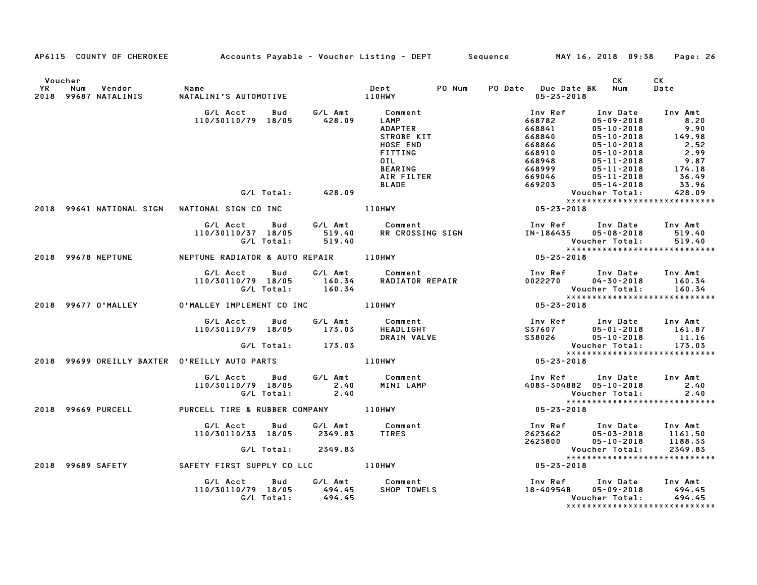AP6115 COUNTY OF CHEROKEE    Accounts Payable - Voucher Listing - DEPT    Sequence    MAY 16, 2018 09:38

| Voucher YR | Num | Vendor | Name | Dept | PO Num | PO Date | Due Date BK | CK Num | CK Date |
|---|---|---|---|---|---|---|---|---|---|
| 2018 | 99687 | NATALINIS | NATALINI'S AUTOMOTIVE | 110HWY | | | 05-23-2018 | | |

| G/L Acct | Bud | G/L Amt | Comment | Inv Ref | Inv Date | Inv Amt |
|---|---|---|---|---|---|---|
| 110/30110/79 | 18/05 | 428.09 | LAMP | 668782 | 05-09-2018 | 8.20 |
| | | | ADAPTER | 668841 | 05-10-2018 | 9.90 |
| | | | STROBE KIT | 668840 | 05-10-2018 | 149.98 |
| | | | HOSE END | 668866 | 05-10-2018 | 2.52 |
| | | | FITTING | 668910 | 05-10-2018 | 2.99 |
| | | | OIL | 668948 | 05-11-2018 | 9.87 |
| | | | BEARING | 668999 | 05-11-2018 | 174.18 |
| | | | AIR FILTER | 669046 | 05-11-2018 | 36.49 |
| | | | BLADE | 669203 | 05-14-2018 | 33.96 |
| | G/L Total: | 428.09 | | | Voucher Total: | 428.09 |

| Voucher YR | Num | Vendor | Name | Dept | PO Num | PO Date | Due Date BK | CK Num | CK Date |
|---|---|---|---|---|---|---|---|---|---|
| 2018 | 99641 | NATIONAL SIGN | NATIONAL SIGN CO INC | 110HWY | | | 05-23-2018 | | |

| G/L Acct | Bud | G/L Amt | Comment | Inv Ref | Inv Date | Inv Amt |
|---|---|---|---|---|---|---|
| 110/30110/37 | 18/05 | 519.40 | RR CROSSING SIGN | IN-186435 | 05-08-2018 | 519.40 |
| | G/L Total: | 519.40 | | | Voucher Total: | 519.40 |

| Voucher YR | Num | Vendor | Name | Dept | PO Num | PO Date | Due Date BK | CK Num | CK Date |
|---|---|---|---|---|---|---|---|---|---|
| 2018 | 99678 | NEPTUNE | NEPTUNE RADIATOR & AUTO REPAIR | 110HWY | | | 05-23-2018 | | |

| G/L Acct | Bud | G/L Amt | Comment | Inv Ref | Inv Date | Inv Amt |
|---|---|---|---|---|---|---|
| 110/30110/79 | 18/05 | 160.34 | RADIATOR REPAIR | 0022270 | 04-30-2018 | 160.34 |
| | G/L Total: | 160.34 | | | Voucher Total: | 160.34 |

| Voucher YR | Num | Vendor | Name | Dept | PO Num | PO Date | Due Date BK | CK Num | CK Date |
|---|---|---|---|---|---|---|---|---|---|
| 2018 | 99677 | O'MALLEY | O'MALLEY IMPLEMENT CO INC | 110HWY | | | 05-23-2018 | | |

| G/L Acct | Bud | G/L Amt | Comment | Inv Ref | Inv Date | Inv Amt |
|---|---|---|---|---|---|---|
| 110/30110/79 | 18/05 | 173.03 | HEADLIGHT | S37607 | 05-01-2018 | 161.87 |
| | | | DRAIN VALVE | S38026 | 05-10-2018 | 11.16 |
| | G/L Total: | 173.03 | | | Voucher Total: | 173.03 |

| Voucher YR | Num | Vendor | Name | Dept | PO Num | PO Date | Due Date BK | CK Num | CK Date |
|---|---|---|---|---|---|---|---|---|---|
| 2018 | 99699 | OREILLY BAXTER | O'REILLY AUTO PARTS | 110HWY | | | 05-23-2018 | | |

| G/L Acct | Bud | G/L Amt | Comment | Inv Ref | Inv Date | Inv Amt |
|---|---|---|---|---|---|---|
| 110/30110/79 | 18/05 | 2.40 | MINI LAMP | 4083-304882 | 05-10-2018 | 2.40 |
| | G/L Total: | 2.40 | | | Voucher Total: | 2.40 |

| Voucher YR | Num | Vendor | Name | Dept | PO Num | PO Date | Due Date BK | CK Num | CK Date |
|---|---|---|---|---|---|---|---|---|---|
| 2018 | 99669 | PURCELL | PURCELL TIRE & RUBBER COMPANY | 110HWY | | | 05-23-2018 | | |

| G/L Acct | Bud | G/L Amt | Comment | Inv Ref | Inv Date | Inv Amt |
|---|---|---|---|---|---|---|
| 110/30110/33 | 18/05 | 2349.83 | TIRES | 2623662 | 05-03-2018 | 1161.50 |
| | | | | 2623800 | 05-10-2018 | 1188.33 |
| | G/L Total: | 2349.83 | | | Voucher Total: | 2349.83 |

| Voucher YR | Num | Vendor | Name | Dept | PO Num | PO Date | Due Date BK | CK Num | CK Date |
|---|---|---|---|---|---|---|---|---|---|
| 2018 | 99689 | SAFETY | SAFETY FIRST SUPPLY CO LLC | 110HWY | | | 05-23-2018 | | |

| G/L Acct | Bud | G/L Amt | Comment | Inv Ref | Inv Date | Inv Amt |
|---|---|---|---|---|---|---|
| 110/30110/79 | 18/05 | 494.45 | SHOP TOWELS | 18-40954B | 05-09-2018 | 494.45 |
| | G/L Total: | 494.45 | | | Voucher Total: | 494.45 |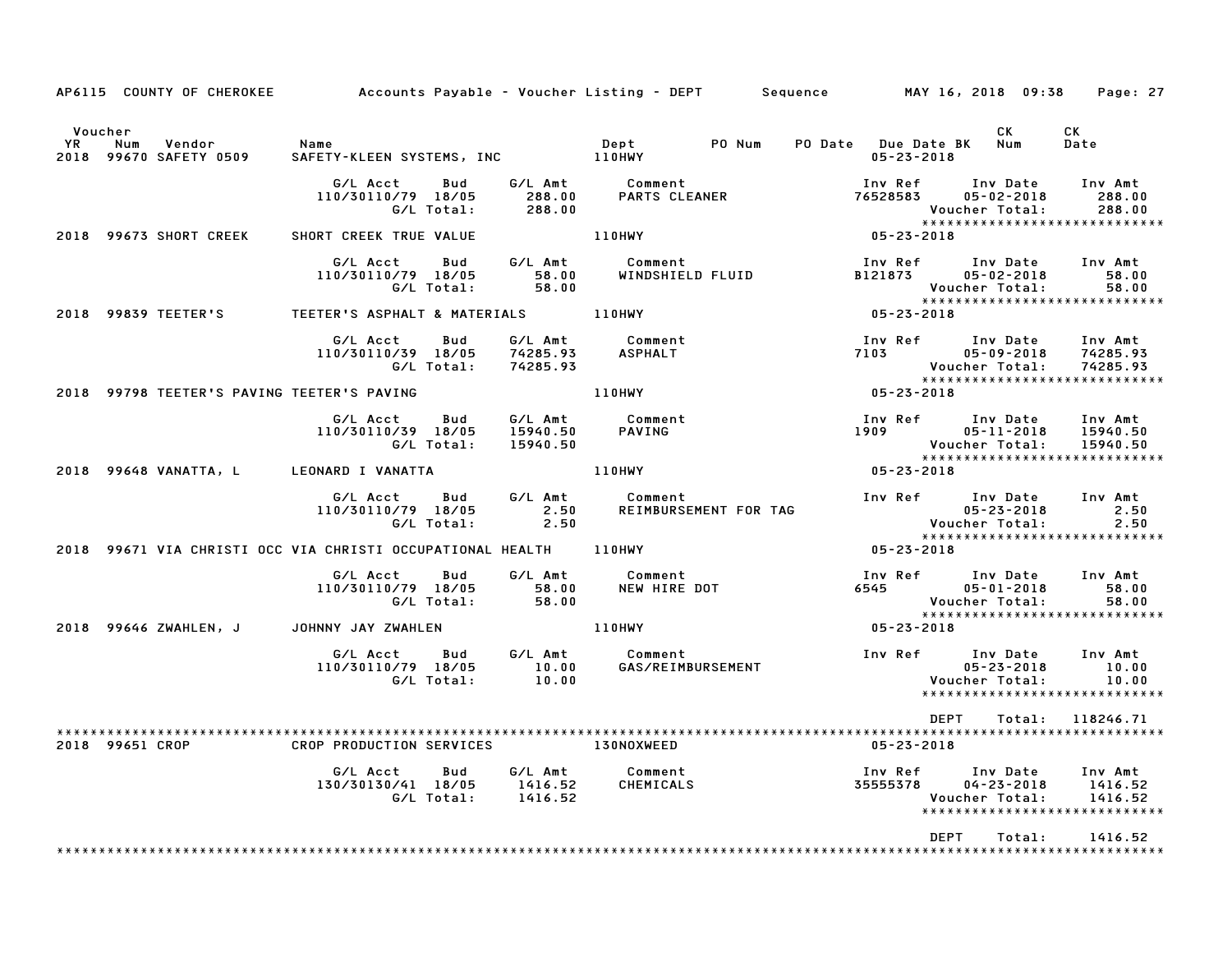AP6115 COUNTY OF CHEROKEE Accounts Payable - Voucher Listing - DEPT Sequence MAY 16, 2018 09:38

| Voucher YR | Num | Vendor | Name | Dept | PO Num | PO Date | Due Date BK | CK Num | CK Date |
|---|---|---|---|---|---|---|---|---|---|
| 2018 | 99670 | SAFETY 0509 | SAFETY-KLEEN SYSTEMS, INC | 110HWY | | | 05-23-2018 | | |

| G/L Acct | Bud | G/L Amt | Comment | Inv Ref | Inv Date | Inv Amt |
|---|---|---|---|---|---|---|
| 110/30110/79 | 18/05 | 288.00 | PARTS CLEANER | 76528583 | 05-02-2018 | 288.00 |
| | G/L Total: | 288.00 | | | Voucher Total: | 288.00 |

2018 99673 SHORT CREEK SHORT CREEK TRUE VALUE 110HWY 05-23-2018

| G/L Acct | Bud | G/L Amt | Comment | Inv Ref | Inv Date | Inv Amt |
|---|---|---|---|---|---|---|
| 110/30110/79 | 18/05 | 58.00 | WINDSHIELD FLUID | B121873 | 05-02-2018 | 58.00 |
| | G/L Total: | 58.00 | | | Voucher Total: | 58.00 |

2018 99839 TEETER'S TEETER'S ASPHALT & MATERIALS 110HWY 05-23-2018

| G/L Acct | Bud | G/L Amt | Comment | Inv Ref | Inv Date | Inv Amt |
|---|---|---|---|---|---|---|
| 110/30110/39 | 18/05 | 74285.93 | ASPHALT | 7103 | 05-09-2018 | 74285.93 |
| | G/L Total: | 74285.93 | | | Voucher Total: | 74285.93 |

2018 99798 TEETER'S PAVING TEETER'S PAVING 110HWY 05-23-2018

| G/L Acct | Bud | G/L Amt | Comment | Inv Ref | Inv Date | Inv Amt |
|---|---|---|---|---|---|---|
| 110/30110/39 | 18/05 | 15940.50 | PAVING | 1909 | 05-11-2018 | 15940.50 |
| | G/L Total: | 15940.50 | | | Voucher Total: | 15940.50 |

2018 99648 VANATTA, L LEONARD I VANATTA 110HWY 05-23-2018

| G/L Acct | Bud | G/L Amt | Comment | Inv Ref | Inv Date | Inv Amt |
|---|---|---|---|---|---|---|
| 110/30110/79 | 18/05 | 2.50 | REIMBURSEMENT FOR TAG | | 05-23-2018 | 2.50 |
| | G/L Total: | 2.50 | | | Voucher Total: | 2.50 |

2018 99671 VIA CHRISTI OCC VIA CHRISTI OCCUPATIONAL HEALTH 110HWY 05-23-2018

| G/L Acct | Bud | G/L Amt | Comment | Inv Ref | Inv Date | Inv Amt |
|---|---|---|---|---|---|---|
| 110/30110/79 | 18/05 | 58.00 | NEW HIRE DOT | 6545 | 05-01-2018 | 58.00 |
| | G/L Total: | 58.00 | | | Voucher Total: | 58.00 |

2018 99646 ZWAHLEN, J JOHNNY JAY ZWAHLEN 110HWY 05-23-2018

| G/L Acct | Bud | G/L Amt | Comment | Inv Ref | Inv Date | Inv Amt |
|---|---|---|---|---|---|---|
| 110/30110/79 | 18/05 | 10.00 | GAS/REIMBURSEMENT | | 05-23-2018 | 10.00 |
| | G/L Total: | 10.00 | | | Voucher Total: | 10.00 |

DEPT Total: 118246.71

2018 99651 CROP CROP PRODUCTION SERVICES 130NOXWEED 05-23-2018

| G/L Acct | Bud | G/L Amt | Comment | Inv Ref | Inv Date | Inv Amt |
|---|---|---|---|---|---|---|
| 130/30130/41 | 18/05 | 1416.52 | CHEMICALS | 35555378 | 04-23-2018 | 1416.52 |
| | G/L Total: | 1416.52 | | | Voucher Total: | 1416.52 |

DEPT Total: 1416.52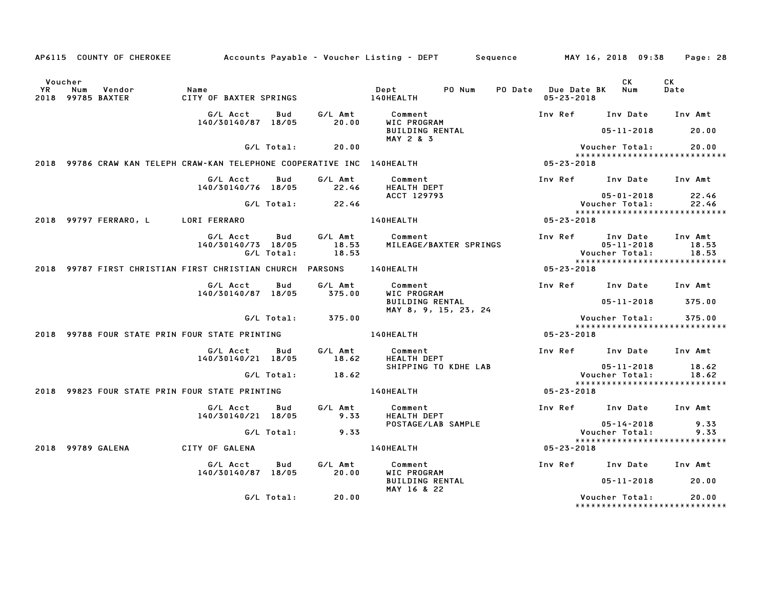AP6115 COUNTY OF CHEROKEE Accounts Payable - Voucher Listing - DEPT Sequence MAY 16, 2018 09:38

| Voucher YR | Num | Vendor | Name | Dept | PO Num | PO Date | Due Date BK | CK Num | CK Date |
|---|---|---|---|---|---|---|---|---|---|
| 2018 | 99785 | BAXTER | CITY OF BAXTER SPRINGS | 140HEALTH | | | 05-23-2018 | | |

| G/L Acct | Bud | G/L Amt | Comment | Inv Ref | Inv Date | Inv Amt |
|---|---|---|---|---|---|---|
| 140/30140/87 | 18/05 | 20.00 | WIC PROGRAM BUILDING RENTAL MAY 2 & 3 | | 05-11-2018 | 20.00 |
| G/L Total: | | 20.00 | | | Voucher Total: | 20.00 |

*****************************

| Voucher YR | Num | Vendor | Name | Dept | PO Num | PO Date | Due Date BK | CK Num | CK Date |
|---|---|---|---|---|---|---|---|---|---|
| 2018 | 99786 | CRAW KAN TELEPH | CRAW-KAN TELEPHONE COOPERATIVE INC | 140HEALTH | | | 05-23-2018 | | |

| G/L Acct | Bud | G/L Amt | Comment | Inv Ref | Inv Date | Inv Amt |
|---|---|---|---|---|---|---|
| 140/30140/76 | 18/05 | 22.46 | HEALTH DEPT ACCT 129793 | | 05-01-2018 | 22.46 |
| G/L Total: | | 22.46 | | | Voucher Total: | 22.46 |

*****************************

| Voucher YR | Num | Vendor | Name | Dept | PO Num | PO Date | Due Date BK | CK Num | CK Date |
|---|---|---|---|---|---|---|---|---|---|
| 2018 | 99797 | FERRARO, L | LORI FERRARO | 140HEALTH | | | 05-23-2018 | | |

| G/L Acct | Bud | G/L Amt | Comment | Inv Ref | Inv Date | Inv Amt |
|---|---|---|---|---|---|---|
| 140/30140/73 | 18/05 | 18.53 | MILEAGE/BAXTER SPRINGS | | 05-11-2018 | 18.53 |
| G/L Total: | | 18.53 | | | Voucher Total: | 18.53 |

*****************************

| Voucher YR | Num | Vendor | Name | Dept | PO Num | PO Date | Due Date BK | CK Num | CK Date |
|---|---|---|---|---|---|---|---|---|---|
| 2018 | 99787 | FIRST CHRISTIAN | FIRST CHRISTIAN CHURCH PARSONS | 140HEALTH | | | 05-23-2018 | | |

| G/L Acct | Bud | G/L Amt | Comment | Inv Ref | Inv Date | Inv Amt |
|---|---|---|---|---|---|---|
| 140/30140/87 | 18/05 | 375.00 | WIC PROGRAM BUILDING RENTAL MAY 8, 9, 15, 23, 24 | | 05-11-2018 | 375.00 |
| G/L Total: | | 375.00 | | | Voucher Total: | 375.00 |

*****************************

| Voucher YR | Num | Vendor | Name | Dept | PO Num | PO Date | Due Date BK | CK Num | CK Date |
|---|---|---|---|---|---|---|---|---|---|
| 2018 | 99788 | FOUR STATE PRIN | FOUR STATE PRINTING | 140HEALTH | | | 05-23-2018 | | |

| G/L Acct | Bud | G/L Amt | Comment | Inv Ref | Inv Date | Inv Amt |
|---|---|---|---|---|---|---|
| 140/30140/21 | 18/05 | 18.62 | HEALTH DEPT SHIPPING TO KDHE LAB | | 05-11-2018 | 18.62 |
| G/L Total: | | 18.62 | | | Voucher Total: | 18.62 |

*****************************

| Voucher YR | Num | Vendor | Name | Dept | PO Num | PO Date | Due Date BK | CK Num | CK Date |
|---|---|---|---|---|---|---|---|---|---|
| 2018 | 99823 | FOUR STATE PRIN | FOUR STATE PRINTING | 140HEALTH | | | 05-23-2018 | | |

| G/L Acct | Bud | G/L Amt | Comment | Inv Ref | Inv Date | Inv Amt |
|---|---|---|---|---|---|---|
| 140/30140/21 | 18/05 | 9.33 | HEALTH DEPT POSTAGE/LAB SAMPLE | | 05-14-2018 | 9.33 |
| G/L Total: | | 9.33 | | | Voucher Total: | 9.33 |

*****************************

| Voucher YR | Num | Vendor | Name | Dept | PO Num | PO Date | Due Date BK | CK Num | CK Date |
|---|---|---|---|---|---|---|---|---|---|
| 2018 | 99789 | GALENA | CITY OF GALENA | 140HEALTH | | | 05-23-2018 | | |

| G/L Acct | Bud | G/L Amt | Comment | Inv Ref | Inv Date | Inv Amt |
|---|---|---|---|---|---|---|
| 140/30140/87 | 18/05 | 20.00 | WIC PROGRAM BUILDING RENTAL MAY 16 & 22 | | 05-11-2018 | 20.00 |
| G/L Total: | | 20.00 | | | Voucher Total: | 20.00 |

*****************************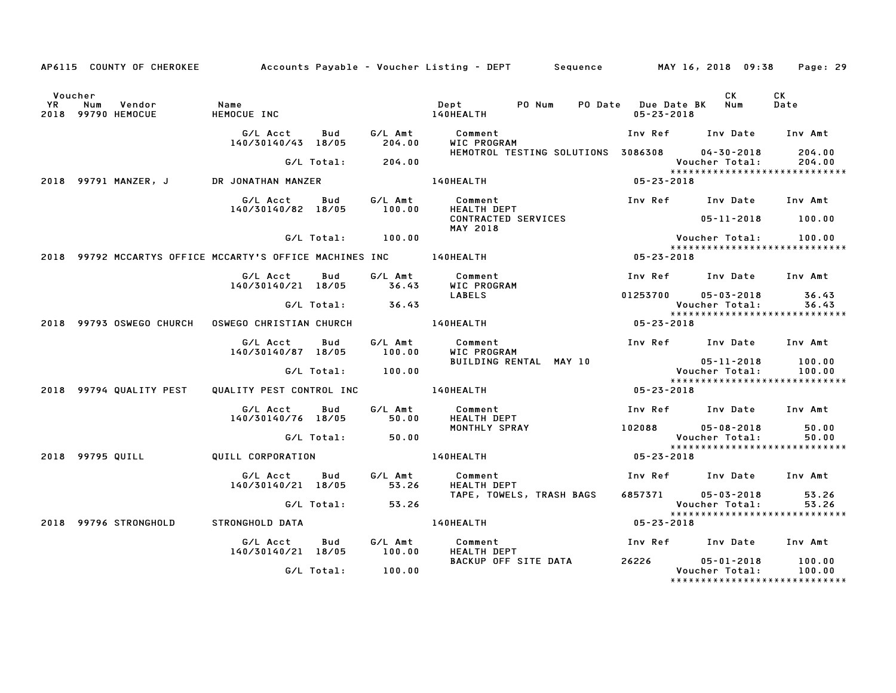AP6115 COUNTY OF CHEROKEE Accounts Payable - Voucher Listing - DEPT Sequence MAY 16, 2018 09:38

| Voucher YR | Num | Vendor | Name | Dept | PO Num | PO Date | Due Date BK | CK Num | CK Date |
|---|---|---|---|---|---|---|---|---|---|
| 2018 | 99790 | HEMOCUE | HEMOCUE INC | 140HEALTH | | | 05-23-2018 | | |

| G/L Acct | Bud | G/L Amt | Comment | Inv Ref | Inv Date | Inv Amt |
|---|---|---|---|---|---|---|
| 140/30140/43 | 18/05 | 204.00 | WIC PROGRAM | | | |
| | | | HEMOTROL TESTING SOLUTIONS | 3086308 | 04-30-2018 | 204.00 |
| | G/L Total: | 204.00 | | | Voucher Total: | 204.00 |

*****************************

| Voucher YR | Num | Vendor | Name | Dept | Due Date BK |
|---|---|---|---|---|---|
| 2018 | 99791 | MANZER, J | DR JONATHAN MANZER | 140HEALTH | 05-23-2018 |

| G/L Acct | Bud | G/L Amt | Comment | Inv Ref | Inv Date | Inv Amt |
|---|---|---|---|---|---|---|
| 140/30140/82 | 18/05 | 100.00 | HEALTH DEPT | | | |
| | | | CONTRACTED SERVICES | | 05-11-2018 | 100.00 |
| | | | MAY 2018 | | | |
| | G/L Total: | 100.00 | | | Voucher Total: | 100.00 |

*****************************

| Voucher YR | Num | Vendor | Name | Dept | Due Date BK |
|---|---|---|---|---|---|
| 2018 | 99792 | MCCARTYS OFFICE | MCCARTY'S OFFICE MACHINES INC | 140HEALTH | 05-23-2018 |

| G/L Acct | Bud | G/L Amt | Comment | Inv Ref | Inv Date | Inv Amt |
|---|---|---|---|---|---|---|
| 140/30140/21 | 18/05 | 36.43 | WIC PROGRAM | | | |
| | | | LABELS | 01253700 | 05-03-2018 | 36.43 |
| | G/L Total: | 36.43 | | | Voucher Total: | 36.43 |

*****************************

| Voucher YR | Num | Vendor | Name | Dept | Due Date BK |
|---|---|---|---|---|---|
| 2018 | 99793 | OSWEGO CHURCH | OSWEGO CHRISTIAN CHURCH | 140HEALTH | 05-23-2018 |

| G/L Acct | Bud | G/L Amt | Comment | Inv Ref | Inv Date | Inv Amt |
|---|---|---|---|---|---|---|
| 140/30140/87 | 18/05 | 100.00 | WIC PROGRAM | | | |
| | | | BUILDING RENTAL MAY 10 | | 05-11-2018 | 100.00 |
| | G/L Total: | 100.00 | | | Voucher Total: | 100.00 |

*****************************

| Voucher YR | Num | Vendor | Name | Dept | Due Date BK |
|---|---|---|---|---|---|
| 2018 | 99794 | QUALITY PEST | QUALITY PEST CONTROL INC | 140HEALTH | 05-23-2018 |

| G/L Acct | Bud | G/L Amt | Comment | Inv Ref | Inv Date | Inv Amt |
|---|---|---|---|---|---|---|
| 140/30140/76 | 18/05 | 50.00 | HEALTH DEPT | | | |
| | | | MONTHLY SPRAY | 102088 | 05-08-2018 | 50.00 |
| | G/L Total: | 50.00 | | | Voucher Total: | 50.00 |

*****************************

| Voucher YR | Num | Vendor | Name | Dept | Due Date BK |
|---|---|---|---|---|---|
| 2018 | 99795 | QUILL | QUILL CORPORATION | 140HEALTH | 05-23-2018 |

| G/L Acct | Bud | G/L Amt | Comment | Inv Ref | Inv Date | Inv Amt |
|---|---|---|---|---|---|---|
| 140/30140/21 | 18/05 | 53.26 | HEALTH DEPT | | | |
| | | | TAPE, TOWELS, TRASH BAGS | 6857371 | 05-03-2018 | 53.26 |
| | G/L Total: | 53.26 | | | Voucher Total: | 53.26 |

*****************************

| Voucher YR | Num | Vendor | Name | Dept | Due Date BK |
|---|---|---|---|---|---|
| 2018 | 99796 | STRONGHOLD | STRONGHOLD DATA | 140HEALTH | 05-23-2018 |

| G/L Acct | Bud | G/L Amt | Comment | Inv Ref | Inv Date | Inv Amt |
|---|---|---|---|---|---|---|
| 140/30140/21 | 18/05 | 100.00 | HEALTH DEPT | | | |
| | | | BACKUP OFF SITE DATA | 26226 | 05-01-2018 | 100.00 |
| | G/L Total: | 100.00 | | | Voucher Total: | 100.00 |

*****************************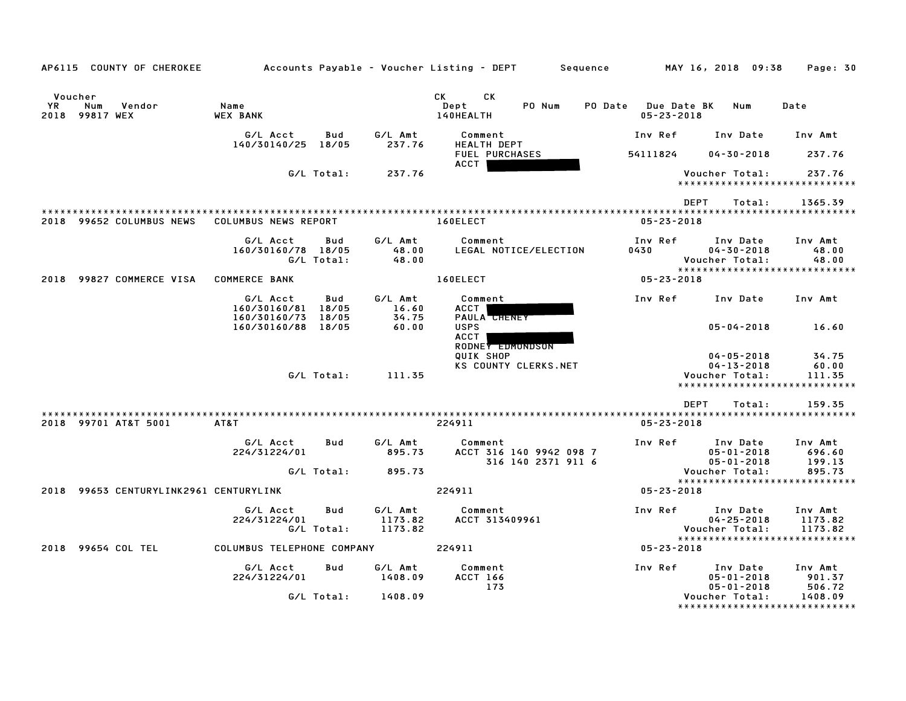AP6115 COUNTY OF CHEROKEE Accounts Payable - Voucher Listing - DEPT Sequence MAY 16, 2018 09:38

| Voucher YR | Num | Vendor | Name | CK Dept | CK | PO Num | PO Date | Due Date BK | Num | Date |
|---|---|---|---|---|---|---|---|---|---|---|
| 2018 | 99817 | WEX | WEX BANK | 140HEALTH | | | | 05-23-2018 | | |

| G/L Acct | Bud | G/L Amt | Comment | Inv Ref | Inv Date | Inv Amt |
|---|---|---|---|---|---|---|
| 140/30140/25 | 18/05 | 237.76 | HEALTH DEPT | | | |
| | | | FUEL PURCHASES | 54111824 | 04-30-2018 | 237.76 |
| | | | ACCT | | | |
| | G/L Total: | 237.76 | | | Voucher Total: | 237.76 |

DEPT Total: 1365.39

2018 99652 COLUMBUS NEWS — COLUMBUS NEWS REPORT — 160ELECT — 05-23-2018

| G/L Acct | Bud | G/L Amt | Comment | Inv Ref | Inv Date | Inv Amt |
|---|---|---|---|---|---|---|
| 160/30160/78 | 18/05 | 48.00 | LEGAL NOTICE/ELECTION | 0430 | 04-30-2018 | 48.00 |
| | G/L Total: | 48.00 | | | Voucher Total: | 48.00 |

2018 99827 COMMERCE VISA — COMMERCE BANK — 160ELECT — 05-23-2018

| G/L Acct | Bud | G/L Amt | Comment | Inv Ref | Inv Date | Inv Amt |
|---|---|---|---|---|---|---|
| 160/30160/81 | 18/05 | 16.60 | ACCT | | | |
| 160/30160/73 | 18/05 | 34.75 | PAULA CHENEY | | | |
| 160/30160/88 | 18/05 | 60.00 | USPS | | 05-04-2018 | 16.60 |
| | | | ACCT | | | |
| | | | RODNEY EDMONDSON | | | |
| | | | QUIK SHOP | | 04-05-2018 | 34.75 |
| | | | KS COUNTY CLERKS.NET | | 04-13-2018 | 60.00 |
| | G/L Total: | 111.35 | | | Voucher Total: | 111.35 |

DEPT Total: 159.35

2018 99701 AT&T 5001 — AT&T — 224911 — 05-23-2018

| G/L Acct | Bud | G/L Amt | Comment | Inv Ref | Inv Date | Inv Amt |
|---|---|---|---|---|---|---|
| 224/31224/01 | | 895.73 | ACCT 316 140 9942 098 7 | | 05-01-2018 | 696.60 |
| | | | 316 140 2371 911 6 | | 05-01-2018 | 199.13 |
| | G/L Total: | 895.73 | | | Voucher Total: | 895.73 |

2018 99653 CENTURYLINK2961 CENTURYLINK — 224911 — 05-23-2018

| G/L Acct | Bud | G/L Amt | Comment | Inv Ref | Inv Date | Inv Amt |
|---|---|---|---|---|---|---|
| 224/31224/01 | | 1173.82 | ACCT 313409961 | | 04-25-2018 | 1173.82 |
| | G/L Total: | 1173.82 | | | Voucher Total: | 1173.82 |

2018 99654 COL TEL — COLUMBUS TELEPHONE COMPANY — 224911 — 05-23-2018

| G/L Acct | Bud | G/L Amt | Comment | Inv Ref | Inv Date | Inv Amt |
|---|---|---|---|---|---|---|
| 224/31224/01 | | 1408.09 | ACCT 166 | | 05-01-2018 | 901.37 |
| | | | 173 | | 05-01-2018 | 506.72 |
| | G/L Total: | 1408.09 | | | Voucher Total: | 1408.09 |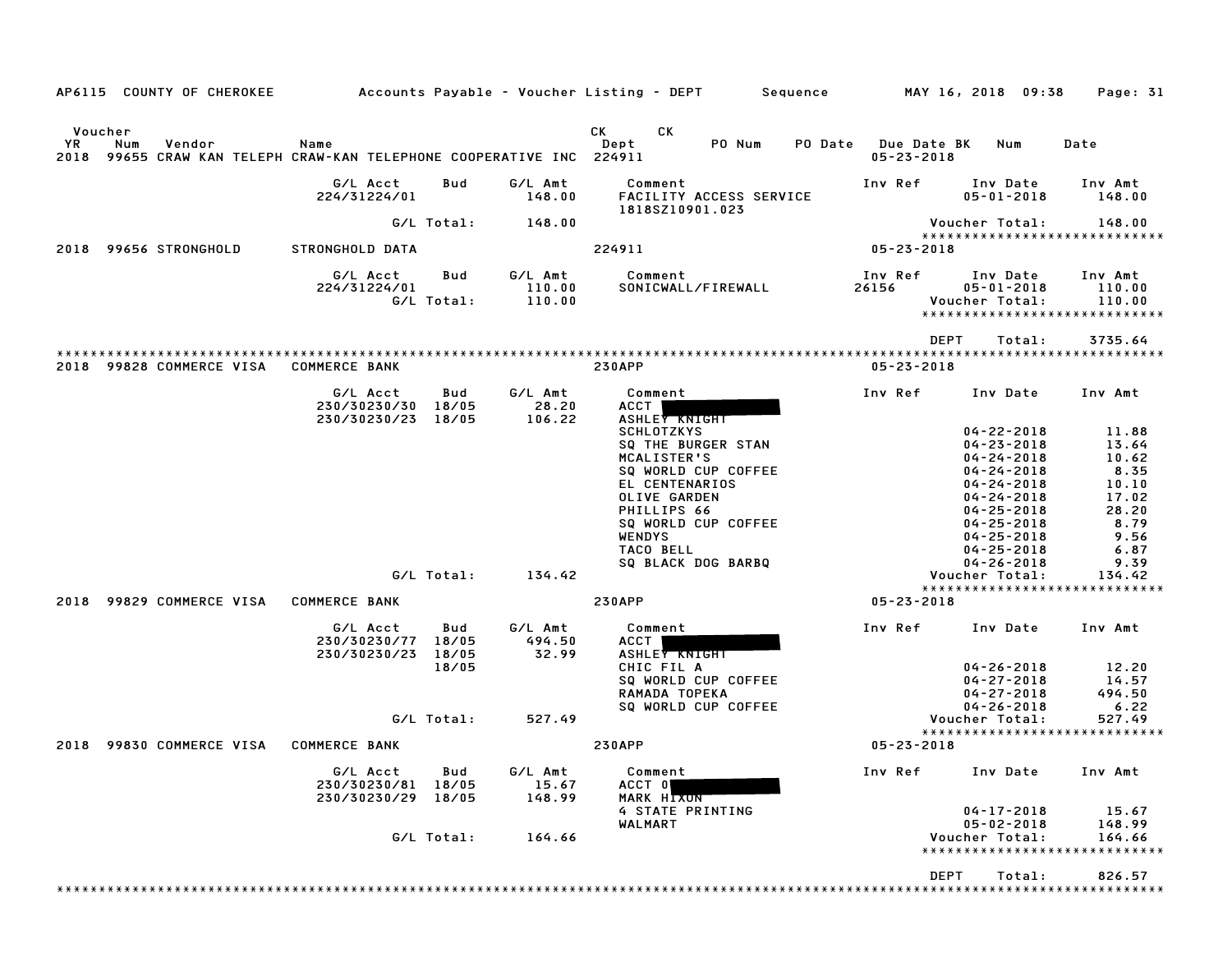AP6115 COUNTY OF CHEROKEE — Accounts Payable - Voucher Listing - DEPT — Sequence — MAY 16, 2018 09:38

| Voucher YR | Num | Vendor | Name | CK Dept | CK | PO Num | PO Date | Due Date | BK | Num | Date |
|---|---|---|---|---|---|---|---|---|---|---|---|
| 2018 | 99655 | CRAW KAN TELEPH | CRAW-KAN TELEPHONE COOPERATIVE INC | 224911 | | | | 05-23-2018 | | | |

| G/L Acct | Bud | G/L Amt | Comment | Inv Ref | Inv Date | Inv Amt |
|---|---|---|---|---|---|---|
| 224/31224/01 | | 148.00 | FACILITY ACCESS SERVICE 1818SZ10901.023 | | 05-01-2018 | 148.00 |
| | G/L Total: | 148.00 | | | Voucher Total: | 148.00 |

2018 99656 STRONGHOLD — STRONGHOLD DATA — 224911 — 05-23-2018

| G/L Acct | Bud | G/L Amt | Comment | Inv Ref | Inv Date | Inv Amt |
|---|---|---|---|---|---|---|
| 224/31224/01 | | 110.00 | SONICWALL/FIREWALL | 26156 | 05-01-2018 | 110.00 |
| | G/L Total: | 110.00 | | | Voucher Total: | 110.00 |

DEPT Total: 3735.64

2018 99828 COMMERCE VISA — COMMERCE BANK — 230APP — 05-23-2018

| G/L Acct | Bud | G/L Amt | Comment | Inv Ref | Inv Date | Inv Amt |
|---|---|---|---|---|---|---|
| 230/30230/30 | 18/05 | 28.20 | ACCT [REDACTED] | | | |
| 230/30230/23 | 18/05 | 106.22 | ASHLEY KNIGHT | | | |
| | | | SCHLOTZKYS | | 04-22-2018 | 11.88 |
| | | | SQ THE BURGER STAN | | 04-23-2018 | 13.64 |
| | | | MCALISTER'S | | 04-24-2018 | 10.62 |
| | | | SQ WORLD CUP COFFEE | | 04-24-2018 | 8.35 |
| | | | EL CENTENARIOS | | 04-24-2018 | 10.10 |
| | | | OLIVE GARDEN | | 04-24-2018 | 17.02 |
| | | | PHILLIPS 66 | | 04-25-2018 | 28.20 |
| | | | SQ WORLD CUP COFFEE | | 04-25-2018 | 8.79 |
| | | | WENDYS | | 04-25-2018 | 9.56 |
| | | | TACO BELL | | 04-25-2018 | 6.87 |
| | | | SQ BLACK DOG BARBQ | | 04-26-2018 | 9.39 |
| | G/L Total: | 134.42 | | | Voucher Total: | 134.42 |

2018 99829 COMMERCE VISA — COMMERCE BANK — 230APP — 05-23-2018

| G/L Acct | Bud | G/L Amt | Comment | Inv Ref | Inv Date | Inv Amt |
|---|---|---|---|---|---|---|
| 230/30230/77 | 18/05 | 494.50 | ACCT [REDACTED] | | | |
| 230/30230/23 | 18/05 | 32.99 | ASHLEY KNIGHT | | | |
| | 18/05 | | CHIC FIL A | | 04-26-2018 | 12.20 |
| | | | SQ WORLD CUP COFFEE | | 04-27-2018 | 14.57 |
| | | | RAMADA TOPEKA | | 04-27-2018 | 494.50 |
| | | | SQ WORLD CUP COFFEE | | 04-26-2018 | 6.22 |
| | G/L Total: | 527.49 | | | Voucher Total: | 527.49 |

2018 99830 COMMERCE VISA — COMMERCE BANK — 230APP — 05-23-2018

| G/L Acct | Bud | G/L Amt | Comment | Inv Ref | Inv Date | Inv Amt |
|---|---|---|---|---|---|---|
| 230/30230/81 | 18/05 | 15.67 | ACCT 0[REDACTED] | | | |
| 230/30230/29 | 18/05 | 148.99 | MARK HIXON | | | |
| | | | 4 STATE PRINTING | | 04-17-2018 | 15.67 |
| | | | WALMART | | 05-02-2018 | 148.99 |
| | G/L Total: | 164.66 | | | Voucher Total: | 164.66 |

DEPT Total: 826.57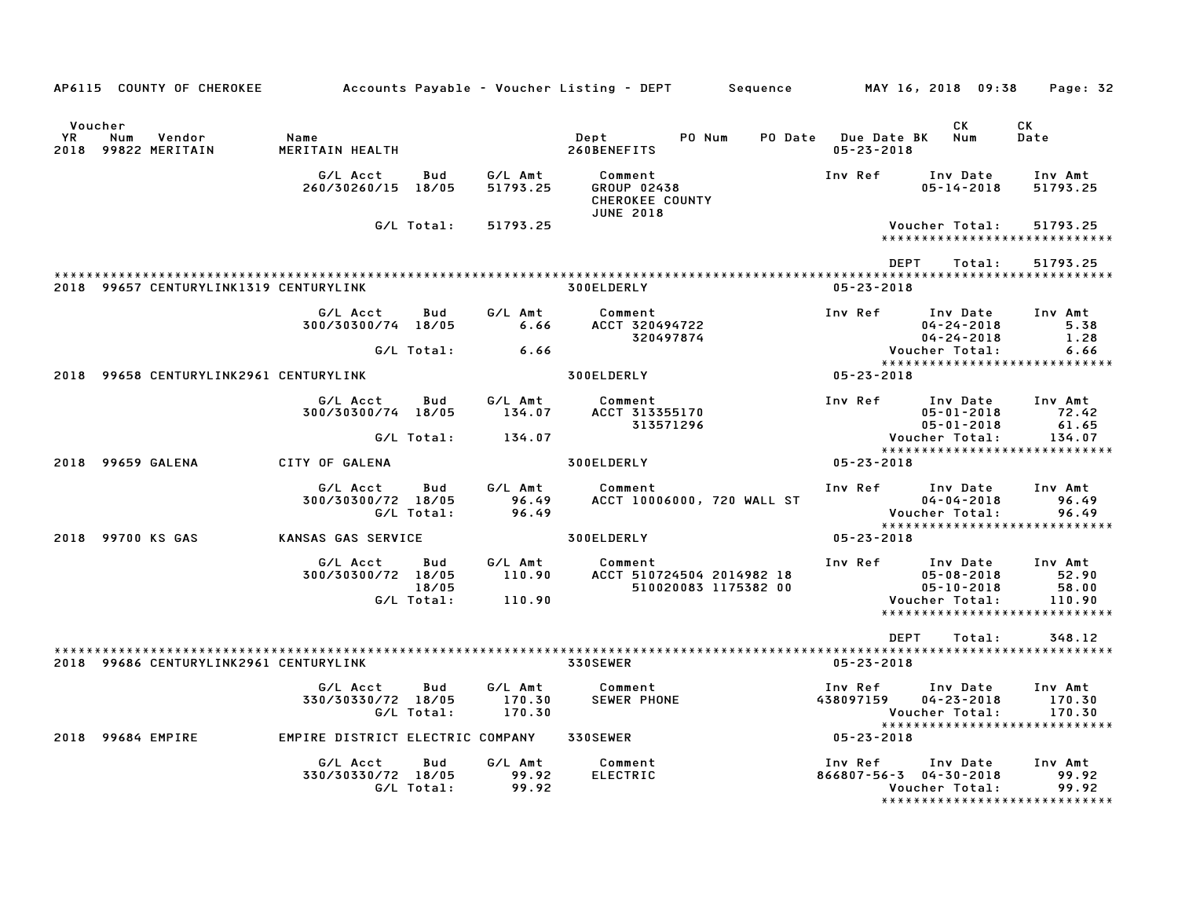AP6115 COUNTY OF CHEROKEE — Accounts Payable - Voucher Listing - DEPT — Sequence — MAY 16, 2018 09:38

| Voucher YR | Num | Vendor | Name | Dept | PO Num | PO Date | Due Date BK | CK Num | CK Date |
|---|---|---|---|---|---|---|---|---|---|
| 2018 | 99822 | MERITAIN | MERITAIN HEALTH | 260BENEFITS | | | 05-23-2018 | | |

| G/L Acct | Bud | G/L Amt | Comment | Inv Ref | Inv Date | Inv Amt |
|---|---|---|---|---|---|---|
| 260/30260/15 | 18/05 | 51793.25 | GROUP 02438 CHEROKEE COUNTY JUNE 2018 | | 05-14-2018 | 51793.25 |
| | G/L Total: | 51793.25 | | | Voucher Total: | 51793.25 |

DEPT Total: 51793.25

| Voucher YR | Num | Vendor | Name | Dept | Due Date |
|---|---|---|---|---|---|
| 2018 | 99657 | CENTURYLINK1319 | CENTURYLINK | 300ELDERLY | 05-23-2018 |

| G/L Acct | Bud | G/L Amt | Comment | Inv Ref | Inv Date | Inv Amt |
|---|---|---|---|---|---|---|
| 300/30300/74 | 18/05 | 6.66 | ACCT 320494722 | | 04-24-2018 | 5.38 |
| | | | 320497874 | | 04-24-2018 | 1.28 |
| | G/L Total: | 6.66 | | | Voucher Total: | 6.66 |

| Voucher YR | Num | Vendor | Name | Dept | Due Date |
|---|---|---|---|---|---|
| 2018 | 99658 | CENTURYLINK2961 | CENTURYLINK | 300ELDERLY | 05-23-2018 |

| G/L Acct | Bud | G/L Amt | Comment | Inv Ref | Inv Date | Inv Amt |
|---|---|---|---|---|---|---|
| 300/30300/74 | 18/05 | 134.07 | ACCT 313355170 | | 05-01-2018 | 72.42 |
| | | | 313571296 | | 05-01-2018 | 61.65 |
| | G/L Total: | 134.07 | | | Voucher Total: | 134.07 |

| Voucher YR | Num | Vendor | Name | Dept | Due Date |
|---|---|---|---|---|---|
| 2018 | 99659 | GALENA | CITY OF GALENA | 300ELDERLY | 05-23-2018 |

| G/L Acct | Bud | G/L Amt | Comment | Inv Ref | Inv Date | Inv Amt |
|---|---|---|---|---|---|---|
| 300/30300/72 | 18/05 | 96.49 | ACCT 10006000, 720 WALL ST | | 04-04-2018 | 96.49 |
| | G/L Total: | 96.49 | | | Voucher Total: | 96.49 |

| Voucher YR | Num | Vendor | Name | Dept | Due Date |
|---|---|---|---|---|---|
| 2018 | 99700 | KS GAS | KANSAS GAS SERVICE | 300ELDERLY | 05-23-2018 |

| G/L Acct | Bud | G/L Amt | Comment | Inv Ref | Inv Date | Inv Amt |
|---|---|---|---|---|---|---|
| 300/30300/72 | 18/05 | 110.90 | ACCT 510724504 2014982 18 | | 05-08-2018 | 52.90 |
| | 18/05 | | 510020083 1175382 00 | | 05-10-2018 | 58.00 |
| | G/L Total: | 110.90 | | | Voucher Total: | 110.90 |

DEPT Total: 348.12

| Voucher YR | Num | Vendor | Name | Dept | Due Date |
|---|---|---|---|---|---|
| 2018 | 99686 | CENTURYLINK2961 | CENTURYLINK | 330SEWER | 05-23-2018 |

| G/L Acct | Bud | G/L Amt | Comment | Inv Ref | Inv Date | Inv Amt |
|---|---|---|---|---|---|---|
| 330/30330/72 | 18/05 | 170.30 | SEWER PHONE | 438097159 | 04-23-2018 | 170.30 |
| | G/L Total: | 170.30 | | | Voucher Total: | 170.30 |

| Voucher YR | Num | Vendor | Name | Dept | Due Date |
|---|---|---|---|---|---|
| 2018 | 99684 | EMPIRE | EMPIRE DISTRICT ELECTRIC COMPANY | 330SEWER | 05-23-2018 |

| G/L Acct | Bud | G/L Amt | Comment | Inv Ref | Inv Date | Inv Amt |
|---|---|---|---|---|---|---|
| 330/30330/72 | 18/05 | 99.92 | ELECTRIC | 866807-56-3 | 04-30-2018 | 99.92 |
| | G/L Total: | 99.92 | | | Voucher Total: | 99.92 |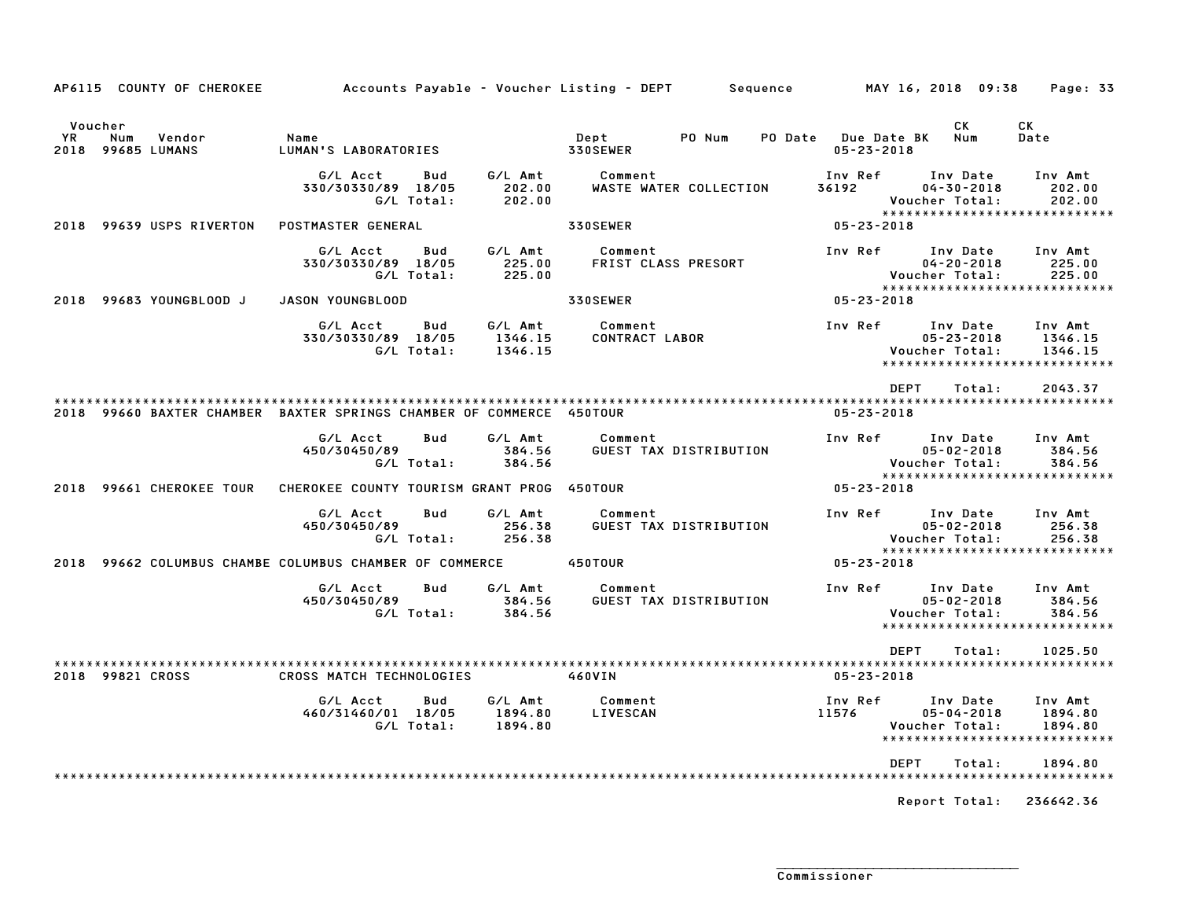AP6115 COUNTY OF CHEROKEE — Accounts Payable - Voucher Listing - DEPT — Sequence — MAY 16, 2018 09:38

| Voucher YR | Num | Vendor | Name | Dept | PO Num | PO Date | Due Date BK | CK Num | CK Date |
|---|---|---|---|---|---|---|---|---|---|
| 2018 | 99685 | LUMANS | LUMAN'S LABORATORIES | 330SEWER | | | 05-23-2018 | | |

| G/L Acct | Bud | G/L Amt | Comment | Inv Ref | Inv Date | Inv Amt |
|---|---|---|---|---|---|---|
| 330/30330/89 | 18/05 | 202.00 | WASTE WATER COLLECTION | 36192 | 04-30-2018 | 202.00 |
| | G/L Total: | 202.00 | | | Voucher Total: | 202.00 |

2018 99639 USPS RIVERTON — POSTMASTER GENERAL — 330SEWER — 05-23-2018

| G/L Acct | Bud | G/L Amt | Comment | Inv Ref | Inv Date | Inv Amt |
|---|---|---|---|---|---|---|
| 330/30330/89 | 18/05 | 225.00 | FRIST CLASS PRESORT | | 04-20-2018 | 225.00 |
| | G/L Total: | 225.00 | | | Voucher Total: | 225.00 |

2018 99683 YOUNGBLOOD J — JASON YOUNGBLOOD — 330SEWER — 05-23-2018

| G/L Acct | Bud | G/L Amt | Comment | Inv Ref | Inv Date | Inv Amt |
|---|---|---|---|---|---|---|
| 330/30330/89 | 18/05 | 1346.15 | CONTRACT LABOR | | 05-23-2018 | 1346.15 |
| | G/L Total: | 1346.15 | | | Voucher Total: | 1346.15 |

DEPT Total: 2043.37

2018 99660 BAXTER CHAMBER — BAXTER SPRINGS CHAMBER OF COMMERCE — 450TOUR — 05-23-2018

| G/L Acct | Bud | G/L Amt | Comment | Inv Ref | Inv Date | Inv Amt |
|---|---|---|---|---|---|---|
| 450/30450/89 | | 384.56 | GUEST TAX DISTRIBUTION | | 05-02-2018 | 384.56 |
| | G/L Total: | 384.56 | | | Voucher Total: | 384.56 |

2018 99661 CHEROKEE TOUR — CHEROKEE COUNTY TOURISM GRANT PROG — 450TOUR — 05-23-2018

| G/L Acct | Bud | G/L Amt | Comment | Inv Ref | Inv Date | Inv Amt |
|---|---|---|---|---|---|---|
| 450/30450/89 | | 256.38 | GUEST TAX DISTRIBUTION | | 05-02-2018 | 256.38 |
| | G/L Total: | 256.38 | | | Voucher Total: | 256.38 |

2018 99662 COLUMBUS CHAMBE — COLUMBUS CHAMBER OF COMMERCE — 450TOUR — 05-23-2018

| G/L Acct | Bud | G/L Amt | Comment | Inv Ref | Inv Date | Inv Amt |
|---|---|---|---|---|---|---|
| 450/30450/89 | | 384.56 | GUEST TAX DISTRIBUTION | | 05-02-2018 | 384.56 |
| | G/L Total: | 384.56 | | | Voucher Total: | 384.56 |

DEPT Total: 1025.50

2018 99821 CROSS — CROSS MATCH TECHNOLOGIES — 460VIN — 05-23-2018

| G/L Acct | Bud | G/L Amt | Comment | Inv Ref | Inv Date | Inv Amt |
|---|---|---|---|---|---|---|
| 460/31460/01 | 18/05 | 1894.80 | LIVESCAN | 11576 | 05-04-2018 | 1894.80 |
| | G/L Total: | 1894.80 | | | Voucher Total: | 1894.80 |

DEPT Total: 1894.80

Report Total: 236642.36

______________________________
Commissioner